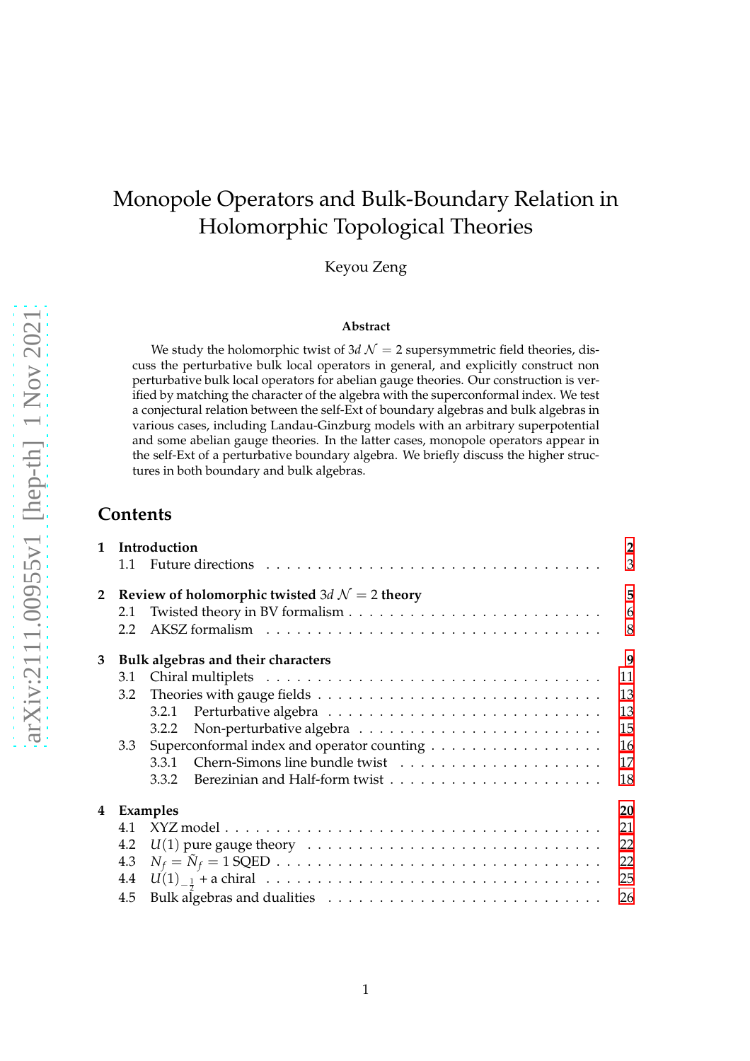# Monopole Operators and Bulk-Boundary Relation in Holomorphic Topological Theories

Keyou Zeng

**Abstract**

We study the holomorphic twist of $3d$ $\mathcal{N}=2$ supersymmetric field theories, discuss the perturbative bulk local operators in general, and explicitly construct non perturbative bulk local operators for abelian gauge theories. Our construction is verified by matching the character of the algebra with the superconformal index. We test a conjectural relation between the self-Ext of boundary algebras and bulk algebras in various cases, including Landau-Ginzburg models with an arbitrary superpotential and some abelian gauge theories. In the latter cases, monopole operators appear in the self-Ext of a perturbative boundary algebra. We briefly discuss the higher structures in both boundary and bulk algebras.

## Contents

- **1 Introduction** — 2
  - 1.1 Future directions — 3
- **2 Review of holomorphic twisted $3d$ $\mathcal{N}=2$ theory** — 5
  - 2.1 Twisted theory in BV formalism — 6
  - 2.2 AKSZ formalism — 8
- **3 Bulk algebras and their characters** — 9
  - 3.1 Chiral multiplets — 11
  - 3.2 Theories with gauge fields — 13
    - 3.2.1 Perturbative algebra — 13
    - 3.2.2 Non-perturbative algebra — 15
  - 3.3 Superconformal index and operator counting — 16
    - 3.3.1 Chern-Simons line bundle twist — 17
    - 3.3.2 Berezinian and Half-form twist — 18
- **4 Examples** — 20
  - 4.1 XYZ model — 21
  - 4.2 $U(1)$ pure gauge theory — 22
  - 4.3 $N_f = \tilde{N}_f = 1$ SQED — 22
  - 4.4 $U(1)_{-\frac{1}{2}}$ + a chiral — 25
  - 4.5 Bulk algebras and dualities — 26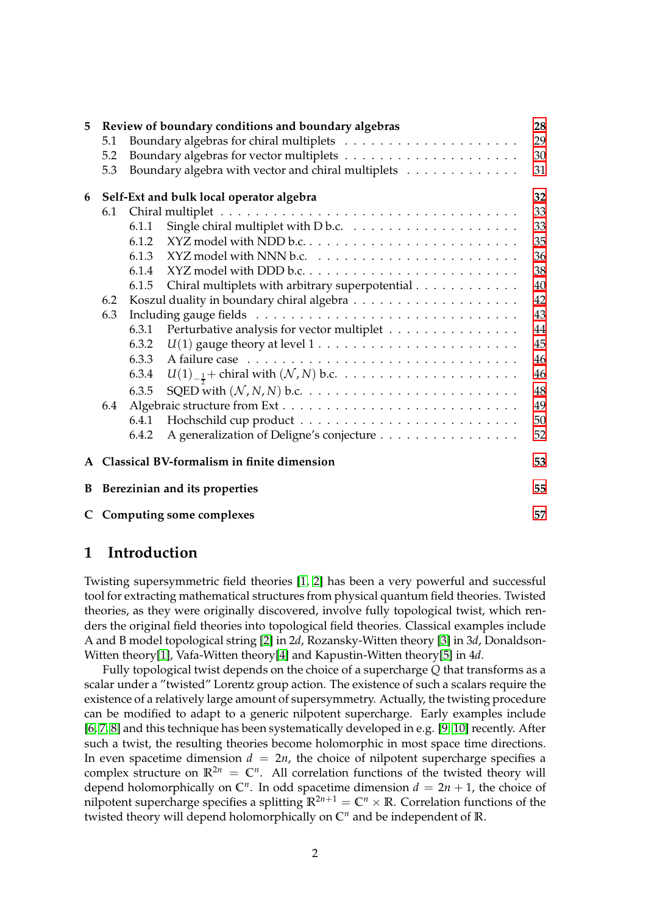5 Review of boundary conditions and boundary algebras — 28
- 5.1 Boundary algebras for chiral multiplets — 29
- 5.2 Boundary algebras for vector multiplets — 30
- 5.3 Boundary algebra with vector and chiral multiplets — 31

6 Self-Ext and bulk local operator algebra — 32
- 6.1 Chiral multiplet — 33
  - 6.1.1 Single chiral multiplet with D b.c. — 33
  - 6.1.2 XYZ model with NDD b.c. — 35
  - 6.1.3 XYZ model with NNN b.c. — 36
  - 6.1.4 XYZ model with DDD b.c. — 38
  - 6.1.5 Chiral multiplets with arbitrary superpotential — 40
- 6.2 Koszul duality in boundary chiral algebra — 42
- 6.3 Including gauge fields — 43
  - 6.3.1 Perturbative analysis for vector multiplet — 44
  - 6.3.2 $U(1)$ gauge theory at level 1 — 45
  - 6.3.3 A failure case — 46
  - 6.3.4 $U(1)_{-\frac{1}{2}}$+ chiral with $(\mathcal{N}, N)$ b.c. — 46
  - 6.3.5 SQED with $(\mathcal{N}, N, N)$ b.c. — 48
- 6.4 Algebraic structure from Ext — 49
  - 6.4.1 Hochschild cup product — 50
  - 6.4.2 A generalization of Deligne's conjecture — 52

A Classical BV-formalism in finite dimension — 53

B Berezinian and its properties — 55

C Computing some complexes — 57

# 1 Introduction

Twisting supersymmetric field theories [1, 2] has been a very powerful and successful tool for extracting mathematical structures from physical quantum field theories. Twisted theories, as they were originally discovered, involve fully topological twist, which renders the original field theories into topological field theories. Classical examples include A and B model topological string [2] in $2d$, Rozansky-Witten theory [3] in $3d$, Donaldson-Witten theory[1], Vafa-Witten theory[4] and Kapustin-Witten theory[5] in $4d$.

Fully topological twist depends on the choice of a supercharge $Q$ that transforms as a scalar under a "twisted" Lorentz group action. The existence of such a scalars require the existence of a relatively large amount of supersymmetry. Actually, the twisting procedure can be modified to adapt to a generic nilpotent supercharge. Early examples include [6, 7, 8] and this technique has been systematically developed in e.g. [9, 10] recently. After such a twist, the resulting theories become holomorphic in most space time directions. In even spacetime dimension $d = 2n$, the choice of nilpotent supercharge specifies a complex structure on $\mathbb{R}^{2n} = \mathbb{C}^n$. All correlation functions of the twisted theory will depend holomorphically on $\mathbb{C}^n$. In odd spacetime dimension $d = 2n + 1$, the choice of nilpotent supercharge specifies a splitting $\mathbb{R}^{2n+1} = \mathbb{C}^n \times \mathbb{R}$. Correlation functions of the twisted theory will depend holomorphically on $\mathbb{C}^n$ and be independent of $\mathbb{R}$.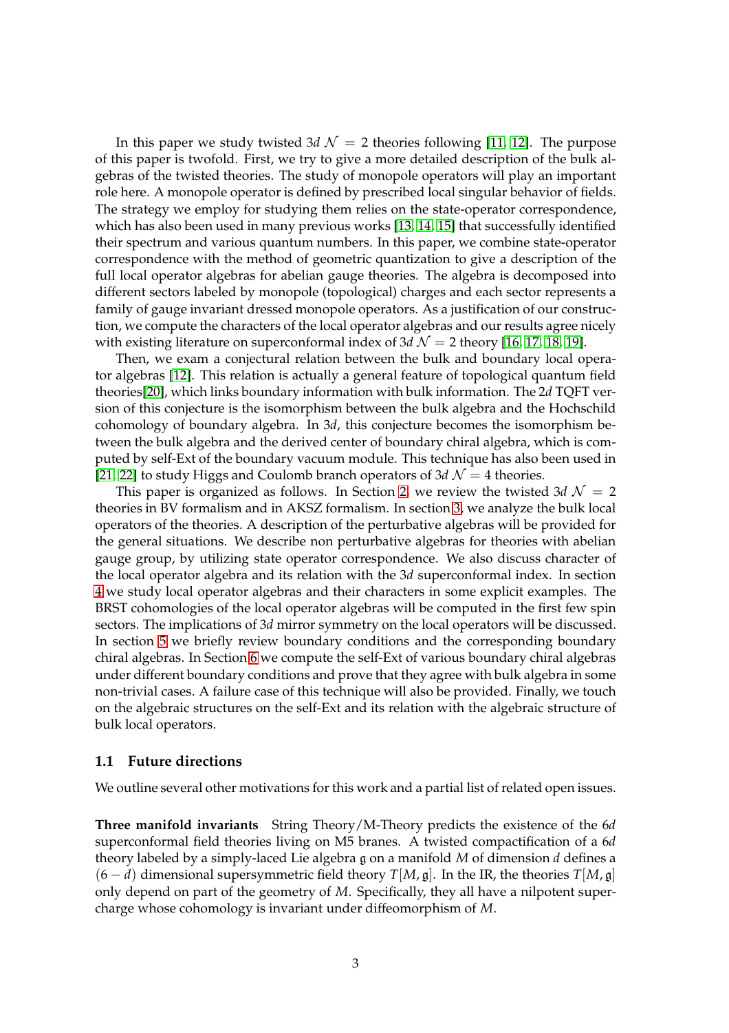In this paper we study twisted $3d$ $\mathcal{N} = 2$ theories following [11, 12]. The purpose of this paper is twofold. First, we try to give a more detailed description of the bulk algebras of the twisted theories. The study of monopole operators will play an important role here. A monopole operator is defined by prescribed local singular behavior of fields. The strategy we employ for studying them relies on the state-operator correspondence, which has also been used in many previous works [13, 14, 15] that successfully identified their spectrum and various quantum numbers. In this paper, we combine state-operator correspondence with the method of geometric quantization to give a description of the full local operator algebras for abelian gauge theories. The algebra is decomposed into different sectors labeled by monopole (topological) charges and each sector represents a family of gauge invariant dressed monopole operators. As a justification of our construction, we compute the characters of the local operator algebras and our results agree nicely with existing literature on superconformal index of $3d$ $\mathcal{N} = 2$ theory [16, 17, 18, 19].

Then, we exam a conjectural relation between the bulk and boundary local operator algebras [12]. This relation is actually a general feature of topological quantum field theories[20], which links boundary information with bulk information. The $2d$ TQFT version of this conjecture is the isomorphism between the bulk algebra and the Hochschild cohomology of boundary algebra. In $3d$, this conjecture becomes the isomorphism between the bulk algebra and the derived center of boundary chiral algebra, which is computed by self-Ext of the boundary vacuum module. This technique has also been used in [21, 22] to study Higgs and Coulomb branch operators of $3d$ $\mathcal{N} = 4$ theories.

This paper is organized as follows. In Section 2, we review the twisted $3d$ $\mathcal{N} = 2$ theories in BV formalism and in AKSZ formalism. In section 3, we analyze the bulk local operators of the theories. A description of the perturbative algebras will be provided for the general situations. We describe non perturbative algebras for theories with abelian gauge group, by utilizing state operator correspondence. We also discuss character of the local operator algebra and its relation with the $3d$ superconformal index. In section 4 we study local operator algebras and their characters in some explicit examples. The BRST cohomologies of the local operator algebras will be computed in the first few spin sectors. The implications of $3d$ mirror symmetry on the local operators will be discussed. In section 5 we briefly review boundary conditions and the corresponding boundary chiral algebras. In Section 6 we compute the self-Ext of various boundary chiral algebras under different boundary conditions and prove that they agree with bulk algebra in some non-trivial cases. A failure case of this technique will also be provided. Finally, we touch on the algebraic structures on the self-Ext and its relation with the algebraic structure of bulk local operators.

### 1.1 Future directions

We outline several other motivations for this work and a partial list of related open issues.

**Three manifold invariants** String Theory/M-Theory predicts the existence of the $6d$ superconformal field theories living on M5 branes. A twisted compactification of a $6d$ theory labeled by a simply-laced Lie algebra $\mathfrak{g}$ on a manifold $M$ of dimension $d$ defines a $(6-d)$ dimensional supersymmetric field theory $T[M, \mathfrak{g}]$. In the IR, the theories $T[M, \mathfrak{g}]$ only depend on part of the geometry of $M$. Specifically, they all have a nilpotent supercharge whose cohomology is invariant under diffeomorphism of $M$.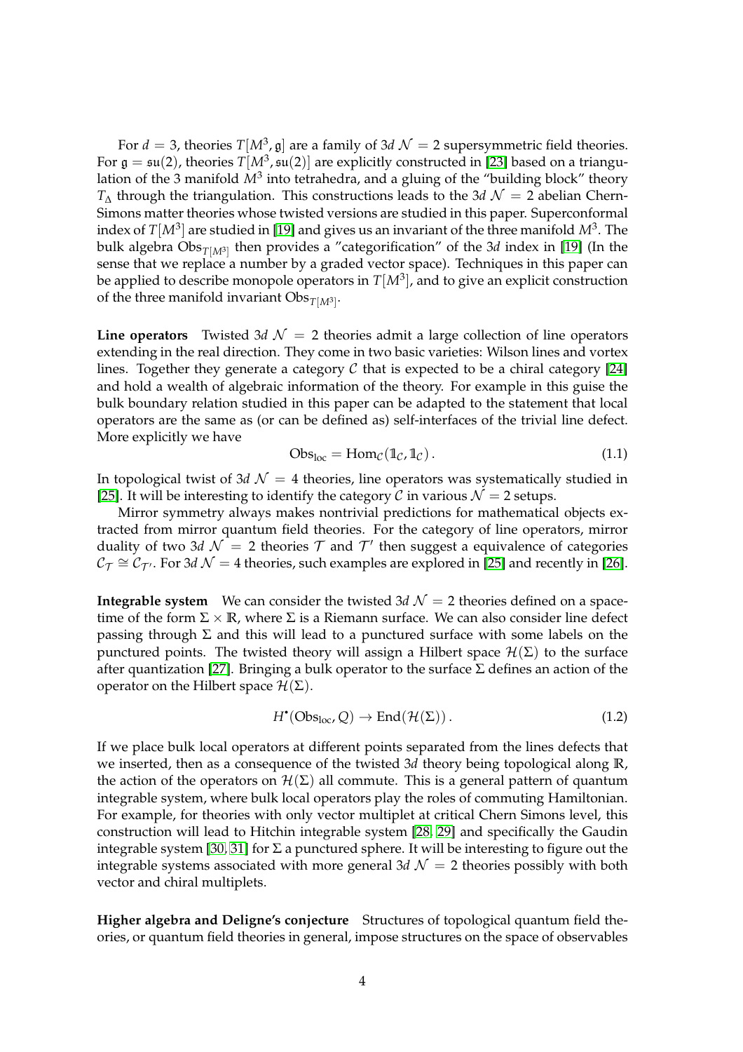For $d = 3$, theories $T[M^3, \mathfrak{g}]$ are a family of 3*d* $\mathcal{N} = 2$ supersymmetric field theories. For $\mathfrak{g} = \mathfrak{su}(2)$, theories $T[M^3, \mathfrak{su}(2)]$ are explicitly constructed in [23] based on a triangulation of the 3 manifold $M^3$ into tetrahedra, and a gluing of the "building block" theory $T_\Delta$ through the triangulation. This constructions leads to the 3*d* $\mathcal{N} = 2$ abelian Chern-Simons matter theories whose twisted versions are studied in this paper. Superconformal index of $T[M^3]$ are studied in [19] and gives us an invariant of the three manifold $M^3$. The bulk algebra $\mathrm{Obs}_{T[M^3]}$ then provides a "categorification" of the 3*d* index in [19] (In the sense that we replace a number by a graded vector space). Techniques in this paper can be applied to describe monopole operators in $T[M^3]$, and to give an explicit construction of the three manifold invariant $\mathrm{Obs}_{T[M^3]}$.

**Line operators** Twisted 3*d* $\mathcal{N} = 2$ theories admit a large collection of line operators extending in the real direction. They come in two basic varieties: Wilson lines and vortex lines. Together they generate a category $\mathcal{C}$ that is expected to be a chiral category [24] and hold a wealth of algebraic information of the theory. For example in this guise the bulk boundary relation studied in this paper can be adapted to the statement that local operators are the same as (or can be defined as) self-interfaces of the trivial line defect. More explicitly we have

$$\mathrm{Obs}_{\mathrm{loc}} = \mathrm{Hom}_{\mathcal{C}}(\mathbb{1}_{\mathcal{C}}, \mathbb{1}_{\mathcal{C}}) \,. \tag{1.1}$$

In topological twist of 3*d* $\mathcal{N} = 4$ theories, line operators was systematically studied in [25]. It will be interesting to identify the category $\mathcal{C}$ in various $\mathcal{N} = 2$ setups.

Mirror symmetry always makes nontrivial predictions for mathematical objects extracted from mirror quantum field theories. For the category of line operators, mirror duality of two 3*d* $\mathcal{N} = 2$ theories $\mathcal{T}$ and $\mathcal{T}'$ then suggest a equivalence of categories $\mathcal{C}_{\mathcal{T}} \cong \mathcal{C}_{\mathcal{T}'}$. For 3*d* $\mathcal{N} = 4$ theories, such examples are explored in [25] and recently in [26].

**Integrable system** We can consider the twisted 3*d* $\mathcal{N} = 2$ theories defined on a spacetime of the form $\Sigma \times \mathbb{R}$, where $\Sigma$ is a Riemann surface. We can also consider line defect passing through $\Sigma$ and this will lead to a punctured surface with some labels on the punctured points. The twisted theory will assign a Hilbert space $\mathcal{H}(\Sigma)$ to the surface after quantization [27]. Bringing a bulk operator to the surface $\Sigma$ defines an action of the operator on the Hilbert space $\mathcal{H}(\Sigma)$.

$$H^\bullet(\mathrm{Obs}_{\mathrm{loc}}, Q) \to \mathrm{End}(\mathcal{H}(\Sigma)) \,. \tag{1.2}$$

If we place bulk local operators at different points separated from the lines defects that we inserted, then as a consequence of the twisted 3*d* theory being topological along $\mathbb{R}$, the action of the operators on $\mathcal{H}(\Sigma)$ all commute. This is a general pattern of quantum integrable system, where bulk local operators play the roles of commuting Hamiltonian. For example, for theories with only vector multiplet at critical Chern Simons level, this construction will lead to Hitchin integrable system [28, 29] and specifically the Gaudin integrable system [30, 31] for $\Sigma$ a punctured sphere. It will be interesting to figure out the integrable systems associated with more general 3*d* $\mathcal{N} = 2$ theories possibly with both vector and chiral multiplets.

**Higher algebra and Deligne's conjecture** Structures of topological quantum field theories, or quantum field theories in general, impose structures on the space of observables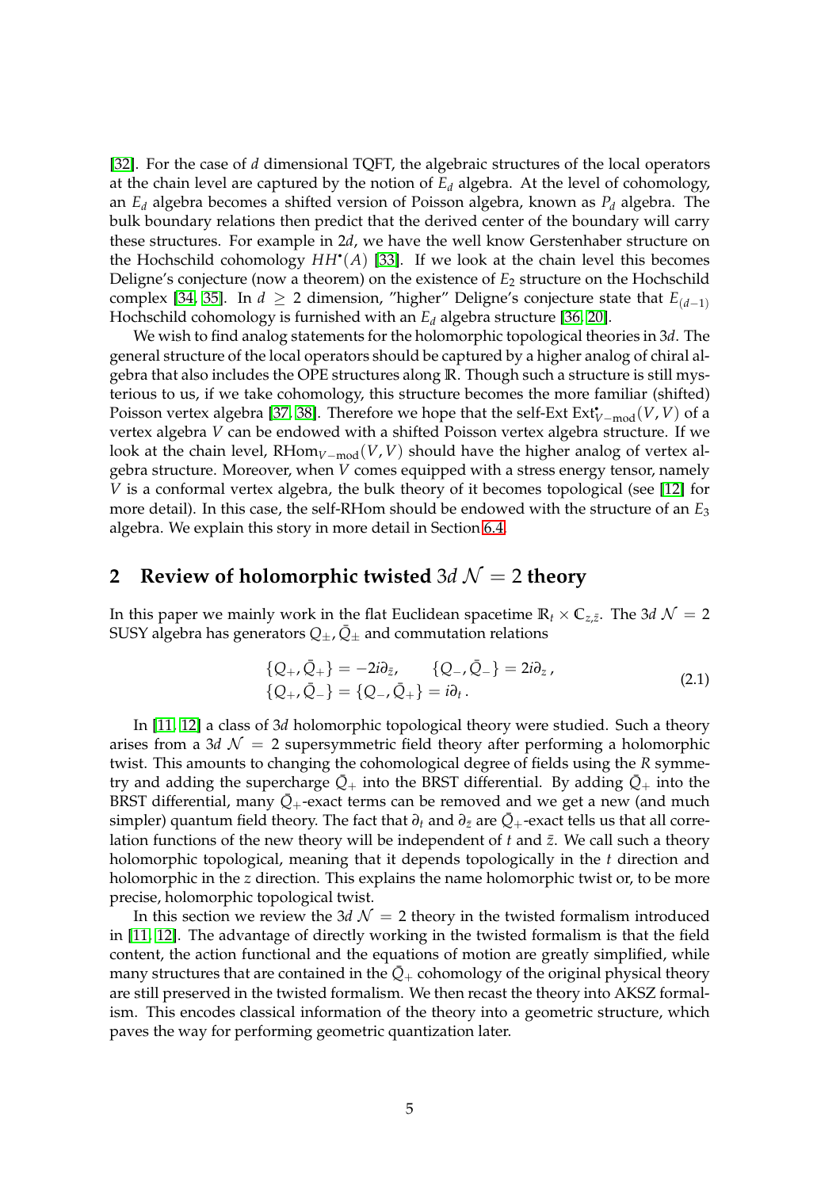[32]. For the case of $d$ dimensional TQFT, the algebraic structures of the local operators at the chain level are captured by the notion of $E_d$ algebra. At the level of cohomology, an $E_d$ algebra becomes a shifted version of Poisson algebra, known as $P_d$ algebra. The bulk boundary relations then predict that the derived center of the boundary will carry these structures. For example in $2d$, we have the well know Gerstenhaber structure on the Hochschild cohomology $HH^\bullet(A)$ [33]. If we look at the chain level this becomes Deligne's conjecture (now a theorem) on the existence of $E_2$ structure on the Hochschild complex [34, 35]. In $d \geq 2$ dimension, "higher" Deligne's conjecture state that $E_{(d-1)}$ Hochschild cohomology is furnished with an $E_d$ algebra structure [36, 20].

We wish to find analog statements for the holomorphic topological theories in $3d$. The general structure of the local operators should be captured by a higher analog of chiral algebra that also includes the OPE structures along $\mathbb{R}$. Though such a structure is still mysterious to us, if we take cohomology, this structure becomes the more familiar (shifted) Poisson vertex algebra [37, 38]. Therefore we hope that the self-Ext $\mathrm{Ext}^\bullet_{V-\mathrm{mod}}(V, V)$ of a vertex algebra $V$ can be endowed with a shifted Poisson vertex algebra structure. If we look at the chain level, $\mathrm{RHom}_{V-\mathrm{mod}}(V, V)$ should have the higher analog of vertex algebra structure. Moreover, when $V$ comes equipped with a stress energy tensor, namely $V$ is a conformal vertex algebra, the bulk theory of it becomes topological (see [12] for more detail). In this case, the self-RHom should be endowed with the structure of an $E_3$ algebra. We explain this story in more detail in Section 6.4.

## 2 Review of holomorphic twisted $3d$ $\mathcal{N} = 2$ theory

In this paper we mainly work in the flat Euclidean spacetime $\mathbb{R}_t \times \mathbb{C}_{z,\bar{z}}$. The $3d$ $\mathcal{N} = 2$ SUSY algebra has generators $Q_\pm, \bar{Q}_\pm$ and commutation relations

$$
\begin{aligned}
&\{Q_+, \bar{Q}_+\} = -2i\partial_{\bar{z}}, \qquad \{Q_-, \bar{Q}_-\} = 2i\partial_z\,, \\
&\{Q_+, \bar{Q}_-\} = \{Q_-, \bar{Q}_+\} = i\partial_t\,.
\end{aligned}
\tag{2.1}
$$

In [11, 12] a class of $3d$ holomorphic topological theory were studied. Such a theory arises from a $3d$ $\mathcal{N} = 2$ supersymmetric field theory after performing a holomorphic twist. This amounts to changing the cohomological degree of fields using the $R$ symmetry and adding the supercharge $\bar{Q}_+$ into the BRST differential. By adding $\bar{Q}_+$ into the BRST differential, many $\bar{Q}_+$-exact terms can be removed and we get a new (and much simpler) quantum field theory. The fact that $\partial_t$ and $\partial_{\bar{z}}$ are $\bar{Q}_+$-exact tells us that all correlation functions of the new theory will be independent of $t$ and $\bar{z}$. We call such a theory holomorphic topological, meaning that it depends topologically in the $t$ direction and holomorphic in the $z$ direction. This explains the name holomorphic twist or, to be more precise, holomorphic topological twist.

In this section we review the $3d$ $\mathcal{N} = 2$ theory in the twisted formalism introduced in [11, 12]. The advantage of directly working in the twisted formalism is that the field content, the action functional and the equations of motion are greatly simplified, while many structures that are contained in the $\bar{Q}_+$ cohomology of the original physical theory are still preserved in the twisted formalism. We then recast the theory into AKSZ formalism. This encodes classical information of the theory into a geometric structure, which paves the way for performing geometric quantization later.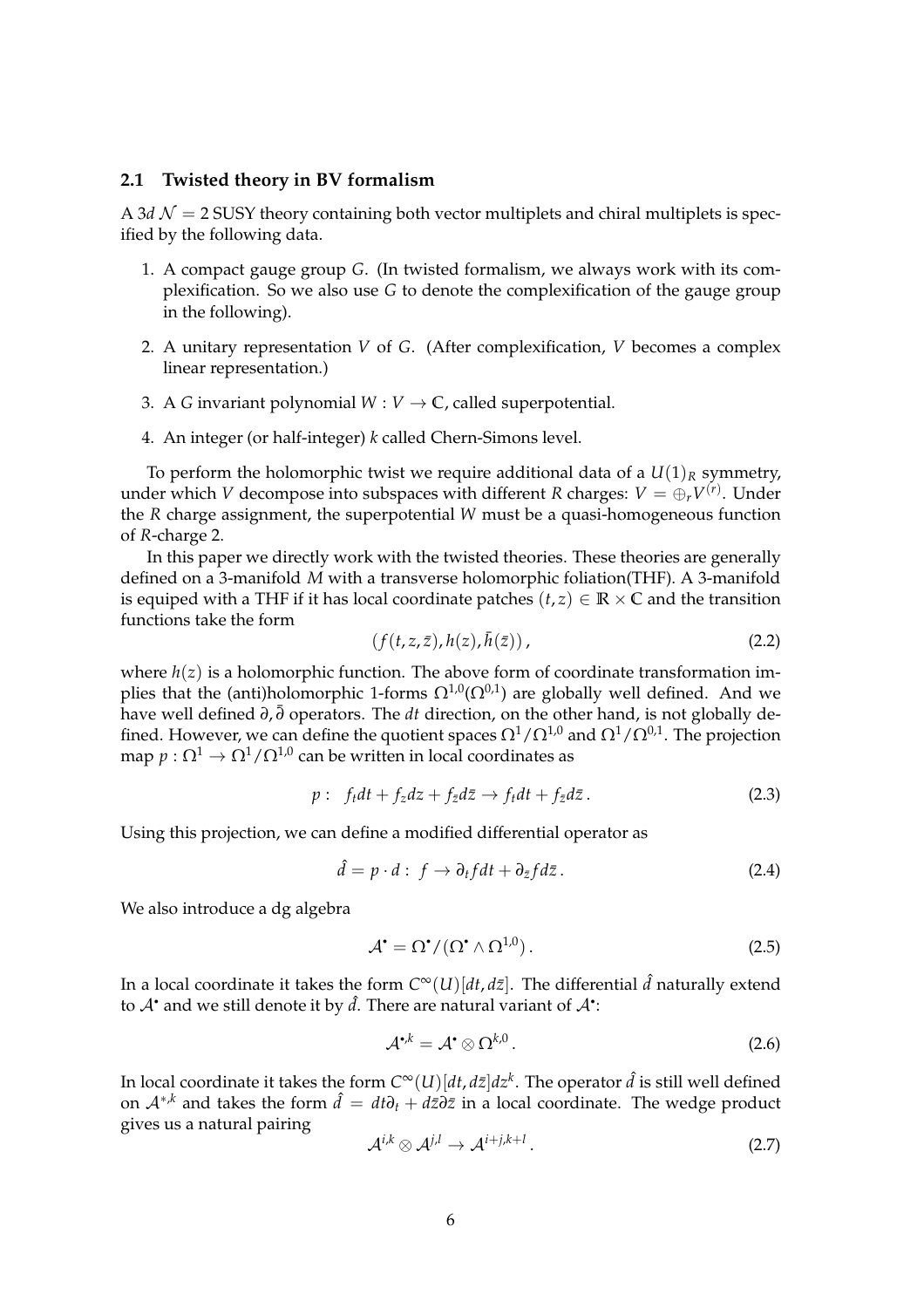### 2.1 Twisted theory in BV formalism

A $3d$ $\mathcal{N}=2$ SUSY theory containing both vector multiplets and chiral multiplets is specified by the following data.

1. A compact gauge group $G$. (In twisted formalism, we always work with its complexification. So we also use $G$ to denote the complexification of the gauge group in the following).
2. A unitary representation $V$ of $G$. (After complexification, $V$ becomes a complex linear representation.)
3. A $G$ invariant polynomial $W : V \to \mathbb{C}$, called superpotential.
4. An integer (or half-integer) $k$ called Chern-Simons level.

To perform the holomorphic twist we require additional data of a $U(1)_R$ symmetry, under which $V$ decompose into subspaces with different $R$ charges: $V = \oplus_r V^{(r)}$. Under the $R$ charge assignment, the superpotential $W$ must be a quasi-homogeneous function of $R$-charge 2.

In this paper we directly work with the twisted theories. These theories are generally defined on a 3-manifold $M$ with a transverse holomorphic foliation(THF). A 3-manifold is equiped with a THF if it has local coordinate patches $(t,z) \in \mathbb{R}\times\mathbb{C}$ and the transition functions take the form

$$(f(t,z,\bar{z}), h(z), \bar{h}(\bar{z}))\,, \tag{2.2}$$

where $h(z)$ is a holomorphic function. The above form of coordinate transformation implies that the (anti)holomorphic 1-forms $\Omega^{1,0}(\Omega^{0,1})$ are globally well defined. And we have well defined $\partial, \bar{\partial}$ operators. The $dt$ direction, on the other hand, is not globally defined. However, we can define the quotient spaces $\Omega^1/\Omega^{1,0}$ and $\Omega^1/\Omega^{0,1}$. The projection map $p : \Omega^1 \to \Omega^1/\Omega^{1,0}$ can be written in local coordinates as

$$p: \;\; f_t dt + f_z dz + f_{\bar{z}} d\bar{z} \to f_t dt + f_{\bar{z}} d\bar{z}\,. \tag{2.3}$$

Using this projection, we can define a modified differential operator as

$$\hat{d} = p\cdot d : \; f \to \partial_t f dt + \partial_{\bar{z}} f d\bar{z}\,. \tag{2.4}$$

We also introduce a dg algebra

$$\mathcal{A}^\bullet = \Omega^\bullet/(\Omega^\bullet \wedge \Omega^{1,0})\,. \tag{2.5}$$

In a local coordinate it takes the form $C^\infty(U)[dt, d\bar{z}]$. The differential $\hat{d}$ naturally extend to $\mathcal{A}^\bullet$ and we still denote it by $\hat{d}$. There are natural variant of $\mathcal{A}^\bullet$:

$$\mathcal{A}^{\bullet,k} = \mathcal{A}^\bullet \otimes \Omega^{k,0}\,. \tag{2.6}$$

In local coordinate it takes the form $C^\infty(U)[dt, d\bar{z}]dz^k$. The operator $\hat{d}$ is still well defined on $\mathcal{A}^{*,k}$ and takes the form $\hat{d} = dt\partial_t + d\bar{z}\partial\bar{z}$ in a local coordinate. The wedge product gives us a natural pairing

$$\mathcal{A}^{i,k}\otimes\mathcal{A}^{j,l} \to \mathcal{A}^{i+j,k+l}\,. \tag{2.7}$$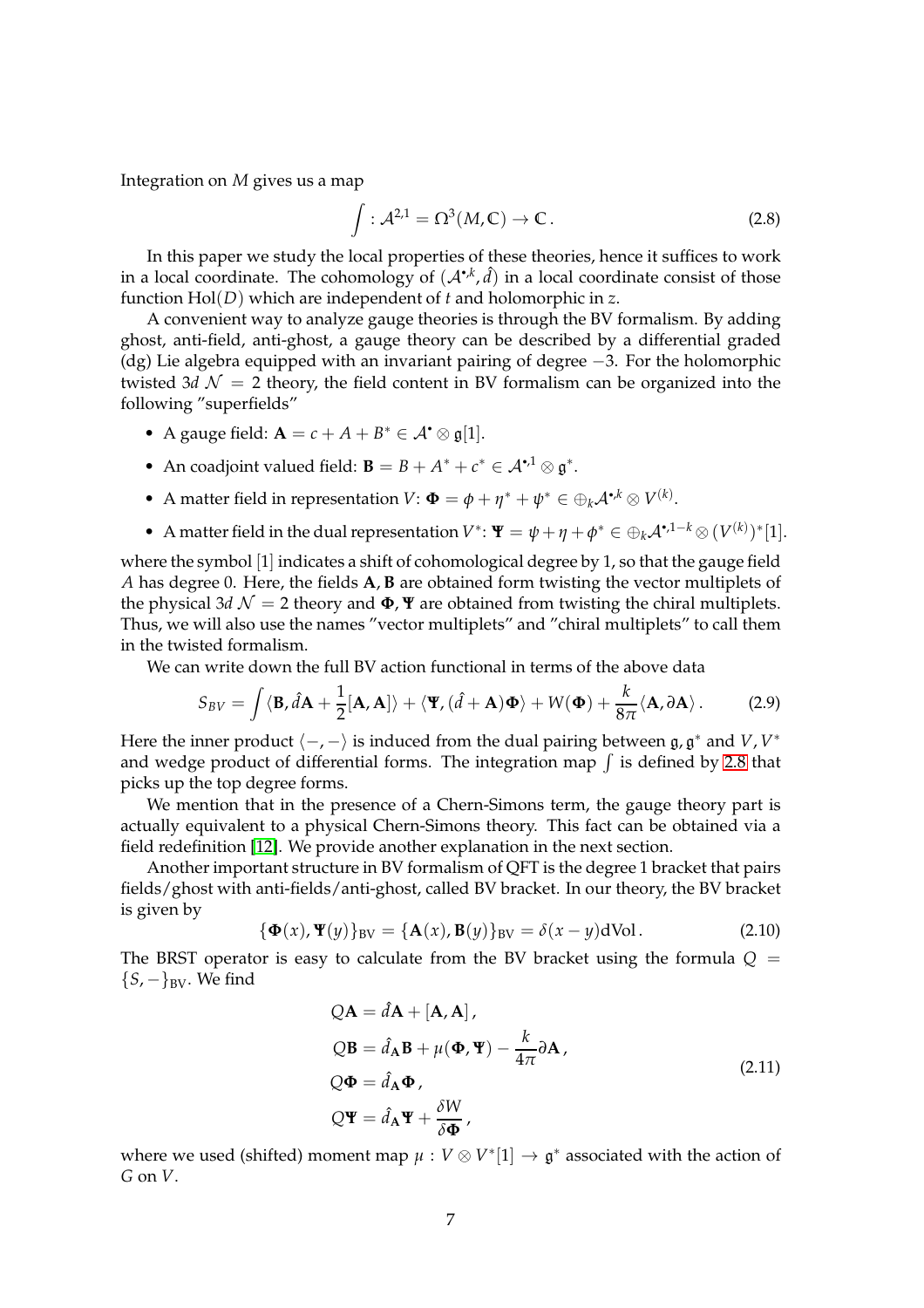Integration on $M$ gives us a map

$$\int : \mathcal{A}^{2,1} = \Omega^3(M, \mathbb{C}) \to \mathbb{C}\,. \tag{2.8}$$

In this paper we study the local properties of these theories, hence it suffices to work in a local coordinate. The cohomology of $(\mathcal{A}^{\bullet,k}, \hat{d})$ in a local coordinate consist of those function $\mathrm{Hol}(D)$ which are independent of $t$ and holomorphic in $z$.

A convenient way to analyze gauge theories is through the BV formalism. By adding ghost, anti-field, anti-ghost, a gauge theory can be described by a differential graded (dg) Lie algebra equipped with an invariant pairing of degree $-3$. For the holomorphic twisted $3d$ $\mathcal{N} = 2$ theory, the field content in BV formalism can be organized into the following "superfields"

- A gauge field: $\mathbf{A} = c + A + B^* \in \mathcal{A}^\bullet \otimes \mathfrak{g}[1]$.
- An coadjoint valued field: $\mathbf{B} = B + A^* + c^* \in \mathcal{A}^{\bullet,1} \otimes \mathfrak{g}^*$.
- A matter field in representation $V$: $\mathbf{\Phi} = \phi + \eta^* + \psi^* \in \oplus_k \mathcal{A}^{\bullet,k} \otimes V^{(k)}$.
- A matter field in the dual representation $V^*$: $\mathbf{\Psi} = \psi + \eta + \phi^* \in \oplus_k \mathcal{A}^{\bullet,1-k} \otimes (V^{(k)})^*[1]$.

where the symbol $[1]$ indicates a shift of cohomological degree by 1, so that the gauge field $A$ has degree 0. Here, the fields $\mathbf{A}, \mathbf{B}$ are obtained form twisting the vector multiplets of the physical $3d$ $\mathcal{N} = 2$ theory and $\mathbf{\Phi}, \mathbf{\Psi}$ are obtained from twisting the chiral multiplets. Thus, we will also use the names "vector multiplets" and "chiral multiplets" to call them in the twisted formalism.

We can write down the full BV action functional in terms of the above data

$$S_{BV} = \int \langle \mathbf{B}, \hat{d}\mathbf{A} + \frac{1}{2}[\mathbf{A}, \mathbf{A}] \rangle + \langle \mathbf{\Psi}, (\hat{d} + \mathbf{A})\mathbf{\Phi} \rangle + W(\mathbf{\Phi}) + \frac{k}{8\pi} \langle \mathbf{A}, \partial \mathbf{A} \rangle\,. \tag{2.9}$$

Here the inner product $\langle -, - \rangle$ is induced from the dual pairing between $\mathfrak{g}, \mathfrak{g}^*$ and $V, V^*$ and wedge product of differential forms. The integration map $\int$ is defined by 2.8 that picks up the top degree forms.

We mention that in the presence of a Chern-Simons term, the gauge theory part is actually equivalent to a physical Chern-Simons theory. This fact can be obtained via a field redefinition [12]. We provide another explanation in the next section.

Another important structure in BV formalism of QFT is the degree 1 bracket that pairs fields/ghost with anti-fields/anti-ghost, called BV bracket. In our theory, the BV bracket is given by

$$\{\mathbf{\Phi}(x), \mathbf{\Psi}(y)\}_{\mathrm{BV}} = \{\mathbf{A}(x), \mathbf{B}(y)\}_{\mathrm{BV}} = \delta(x - y)\mathrm{dVol}\,. \tag{2.10}$$

The BRST operator is easy to calculate from the BV bracket using the formula $Q = \{S, -\}_{\mathrm{BV}}$. We find

$$\begin{aligned}
Q\mathbf{A} &= \hat{d}\mathbf{A} + [\mathbf{A}, \mathbf{A}]\,, \\
Q\mathbf{B} &= \hat{d}_{\mathbf{A}}\mathbf{B} + \mu(\mathbf{\Phi}, \mathbf{\Psi}) - \frac{k}{4\pi}\partial\mathbf{A}\,, \\
Q\mathbf{\Phi} &= \hat{d}_{\mathbf{A}}\mathbf{\Phi}\,, \\
Q\mathbf{\Psi} &= \hat{d}_{\mathbf{A}}\mathbf{\Psi} + \frac{\delta W}{\delta \mathbf{\Phi}}\,,
\end{aligned} \tag{2.11}$$

where we used (shifted) moment map $\mu : V \otimes V^*[1] \to \mathfrak{g}^*$ associated with the action of $G$ on $V$.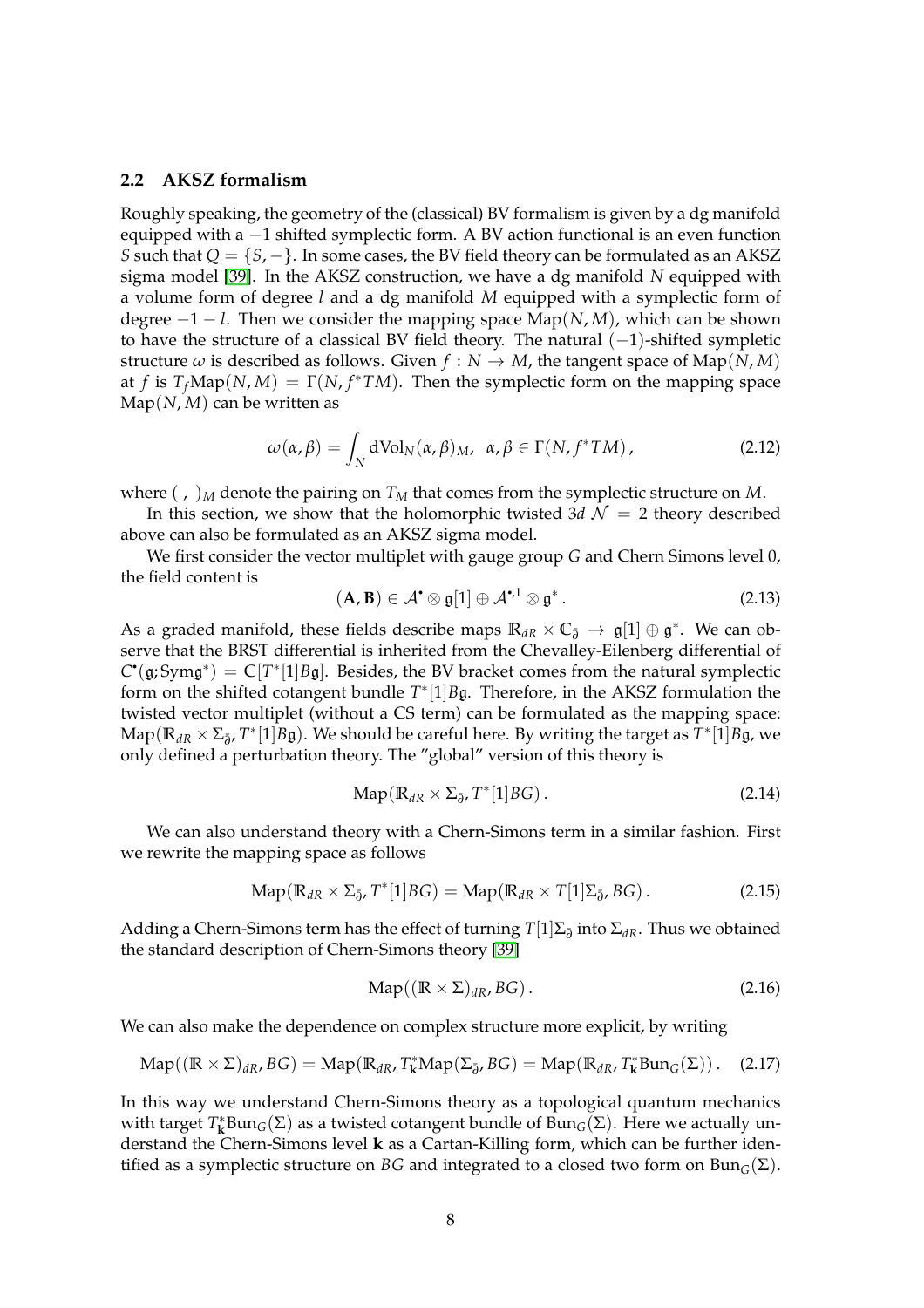### 2.2 AKSZ formalism

Roughly speaking, the geometry of the (classical) BV formalism is given by a dg manifold equipped with a $-1$ shifted symplectic form. A BV action functional is an even function $S$ such that $Q = \{S, -\}$. In some cases, the BV field theory can be formulated as an AKSZ sigma model [39]. In the AKSZ construction, we have a dg manifold $N$ equipped with a volume form of degree $l$ and a dg manifold $M$ equipped with a symplectic form of degree $-1-l$. Then we consider the mapping space $\mathrm{Map}(N, M)$, which can be shown to have the structure of a classical BV field theory. The natural $(-1)$-shifted sympletic structure $\omega$ is described as follows. Given $f : N \to M$, the tangent space of $\mathrm{Map}(N, M)$ at $f$ is $T_f\mathrm{Map}(N, M) = \Gamma(N, f^*TM)$. Then the symplectic form on the mapping space $\mathrm{Map}(N, M)$ can be written as

$$\omega(\alpha, \beta) = \int_N \mathrm{dVol}_N(\alpha, \beta)_M, \ \ \alpha, \beta \in \Gamma(N, f^*TM)\,, \tag{2.12}$$

where $(\ ,\ )_M$ denote the pairing on $T_M$ that comes from the symplectic structure on $M$.

In this section, we show that the holomorphic twisted $3d$ $\mathcal{N} = 2$ theory described above can also be formulated as an AKSZ sigma model.

We first consider the vector multiplet with gauge group $G$ and Chern Simons level 0, the field content is

$$(\mathbf{A}, \mathbf{B}) \in \mathcal{A}^\bullet \otimes \mathfrak{g}[1] \oplus \mathcal{A}^{\bullet,1} \otimes \mathfrak{g}^*\,. \tag{2.13}$$

As a graded manifold, these fields describe maps $\mathbb{R}_{dR} \times \mathbb{C}_{\bar\partial} \to \mathfrak{g}[1] \oplus \mathfrak{g}^*$. We can observe that the BRST differential is inherited from the Chevalley-Eilenberg differential of $C^\bullet(\mathfrak{g}; \mathrm{Sym}\mathfrak{g}^*) = \mathbb{C}[T^*[1]B\mathfrak{g}]$. Besides, the BV bracket comes from the natural symplectic form on the shifted cotangent bundle $T^*[1]B\mathfrak{g}$. Therefore, in the AKSZ formulation the twisted vector multiplet (without a CS term) can be formulated as the mapping space: $\mathrm{Map}(\mathbb{R}_{dR} \times \Sigma_{\bar\partial}, T^*[1]B\mathfrak{g})$. We should be careful here. By writing the target as $T^*[1]B\mathfrak{g}$, we only defined a perturbation theory. The "global" version of this theory is

$$\mathrm{Map}(\mathbb{R}_{dR} \times \Sigma_{\bar\partial}, T^*[1]BG)\,. \tag{2.14}$$

We can also understand theory with a Chern-Simons term in a similar fashion. First we rewrite the mapping space as follows

$$\mathrm{Map}(\mathbb{R}_{dR} \times \Sigma_{\bar\partial}, T^*[1]BG) = \mathrm{Map}(\mathbb{R}_{dR} \times T[1]\Sigma_{\bar\partial}, BG)\,. \tag{2.15}$$

Adding a Chern-Simons term has the effect of turning $T[1]\Sigma_{\bar\partial}$ into $\Sigma_{dR}$. Thus we obtained the standard description of Chern-Simons theory [39]

$$\mathrm{Map}((\mathbb{R} \times \Sigma)_{dR}, BG)\,. \tag{2.16}$$

We can also make the dependence on complex structure more explicit, by writing

$$\mathrm{Map}((\mathbb{R} \times \Sigma)_{dR}, BG) = \mathrm{Map}(\mathbb{R}_{dR}, T^*_{\mathbf{k}}\mathrm{Map}(\Sigma_{\bar\partial}, BG) = \mathrm{Map}(\mathbb{R}_{dR}, T^*_{\mathbf{k}}\mathrm{Bun}_G(\Sigma))\,. \tag{2.17}$$

In this way we understand Chern-Simons theory as a topological quantum mechanics with target $T^*_{\mathbf{k}}\mathrm{Bun}_G(\Sigma)$ as a twisted cotangent bundle of $\mathrm{Bun}_G(\Sigma)$. Here we actually understand the Chern-Simons level $\mathbf{k}$ as a Cartan-Killing form, which can be further identified as a symplectic structure on $BG$ and integrated to a closed two form on $\mathrm{Bun}_G(\Sigma)$.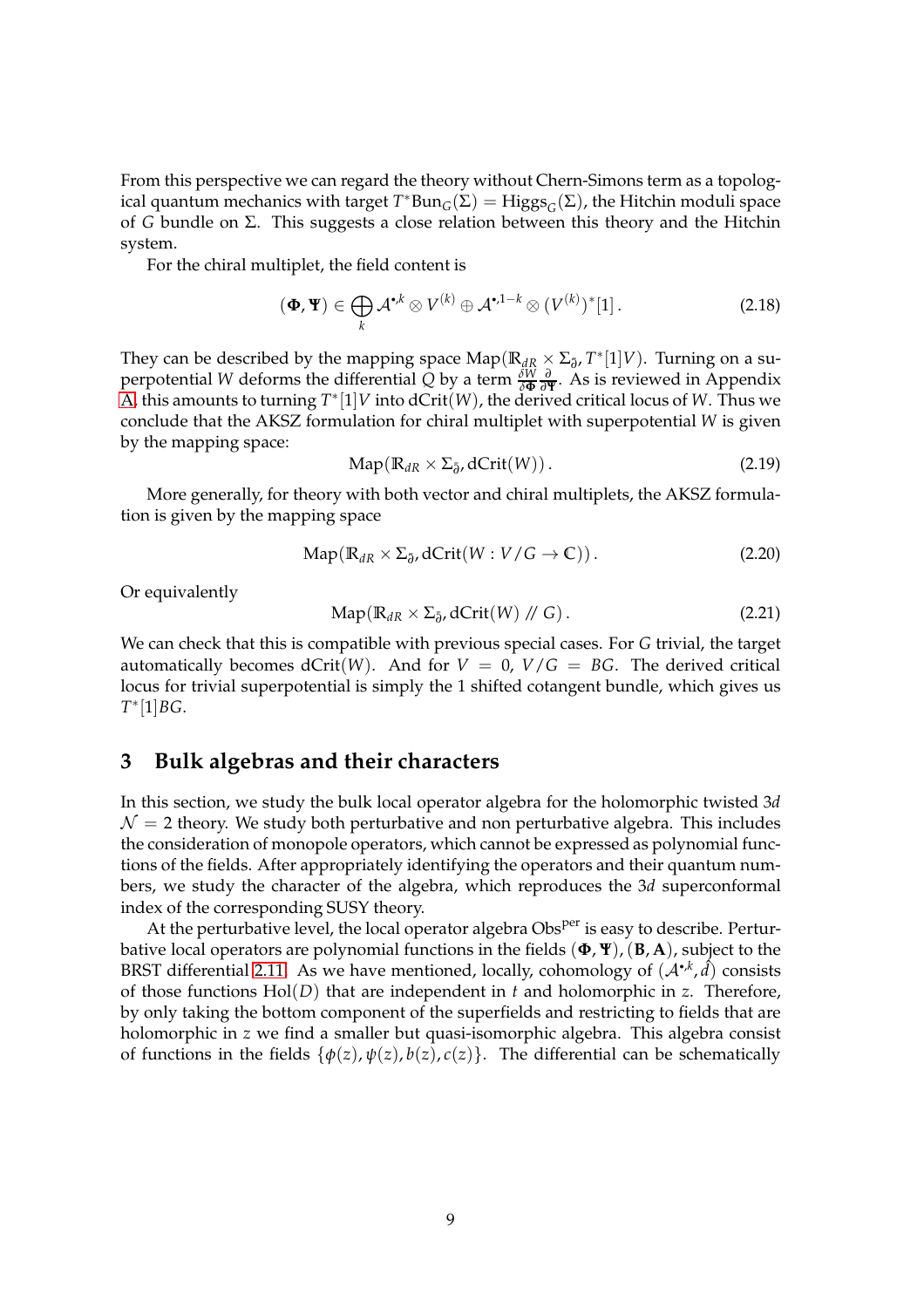From this perspective we can regard the theory without Chern-Simons term as a topological quantum mechanics with target $T^*\mathrm{Bun}_G(\Sigma) = \mathrm{Higgs}_G(\Sigma)$, the Hitchin moduli space of $G$ bundle on $\Sigma$. This suggests a close relation between this theory and the Hitchin system.

For the chiral multiplet, the field content is

$$(\mathbf{\Phi}, \mathbf{\Psi}) \in \bigoplus_k \mathcal{A}^{\bullet,k} \otimes V^{(k)} \oplus \mathcal{A}^{\bullet,1-k} \otimes (V^{(k)})^*[1] \,. \tag{2.18}$$

They can be described by the mapping space $\mathrm{Map}(\mathbb{R}_{dR} \times \Sigma_{\bar{\partial}}, T^*[1]V)$. Turning on a superpotential $W$ deforms the differential $Q$ by a term $\frac{\delta W}{\delta \mathbf{\Phi}} \frac{\partial}{\partial \mathbf{\Psi}}$. As is reviewed in Appendix A, this amounts to turning $T^*[1]V$ into $\mathrm{dCrit}(W)$, the derived critical locus of $W$. Thus we conclude that the AKSZ formulation for chiral multiplet with superpotential $W$ is given by the mapping space:

$$\mathrm{Map}(\mathbb{R}_{dR} \times \Sigma_{\bar{\partial}}, \mathrm{dCrit}(W)) \,. \tag{2.19}$$

More generally, for theory with both vector and chiral multiplets, the AKSZ formulation is given by the mapping space

$$\mathrm{Map}(\mathbb{R}_{dR} \times \Sigma_{\bar{\partial}}, \mathrm{dCrit}(W : V/G \to \mathbb{C})) \,. \tag{2.20}$$

Or equivalently

$$\mathrm{Map}(\mathbb{R}_{dR} \times \Sigma_{\bar{\partial}}, \mathrm{dCrit}(W) \,/\!/\, G) \,. \tag{2.21}$$

We can check that this is compatible with previous special cases. For $G$ trivial, the target automatically becomes $\mathrm{dCrit}(W)$. And for $V = 0$, $V/G = BG$. The derived critical locus for trivial superpotential is simply the 1 shifted cotangent bundle, which gives us $T^*[1]BG$.

# 3 Bulk algebras and their characters

In this section, we study the bulk local operator algebra for the holomorphic twisted $3d$ $\mathcal{N} = 2$ theory. We study both perturbative and non perturbative algebra. This includes the consideration of monopole operators, which cannot be expressed as polynomial functions of the fields. After appropriately identifying the operators and their quantum numbers, we study the character of the algebra, which reproduces the $3d$ superconformal index of the corresponding SUSY theory.

At the perturbative level, the local operator algebra $\mathrm{Obs}^{\mathrm{per}}$ is easy to describe. Perturbative local operators are polynomial functions in the fields $(\mathbf{\Phi}, \mathbf{\Psi})$, $(\mathbf{B}, \mathbf{A})$, subject to the BRST differential 2.11. As we have mentioned, locally, cohomology of $(\mathcal{A}^{\bullet,k}, \hat{d})$ consists of those functions $\mathrm{Hol}(D)$ that are independent in $t$ and holomorphic in $z$. Therefore, by only taking the bottom component of the superfields and restricting to fields that are holomorphic in $z$ we find a smaller but quasi-isomorphic algebra. This algebra consist of functions in the fields $\{\phi(z), \psi(z), b(z), c(z)\}$. The differential can be schematically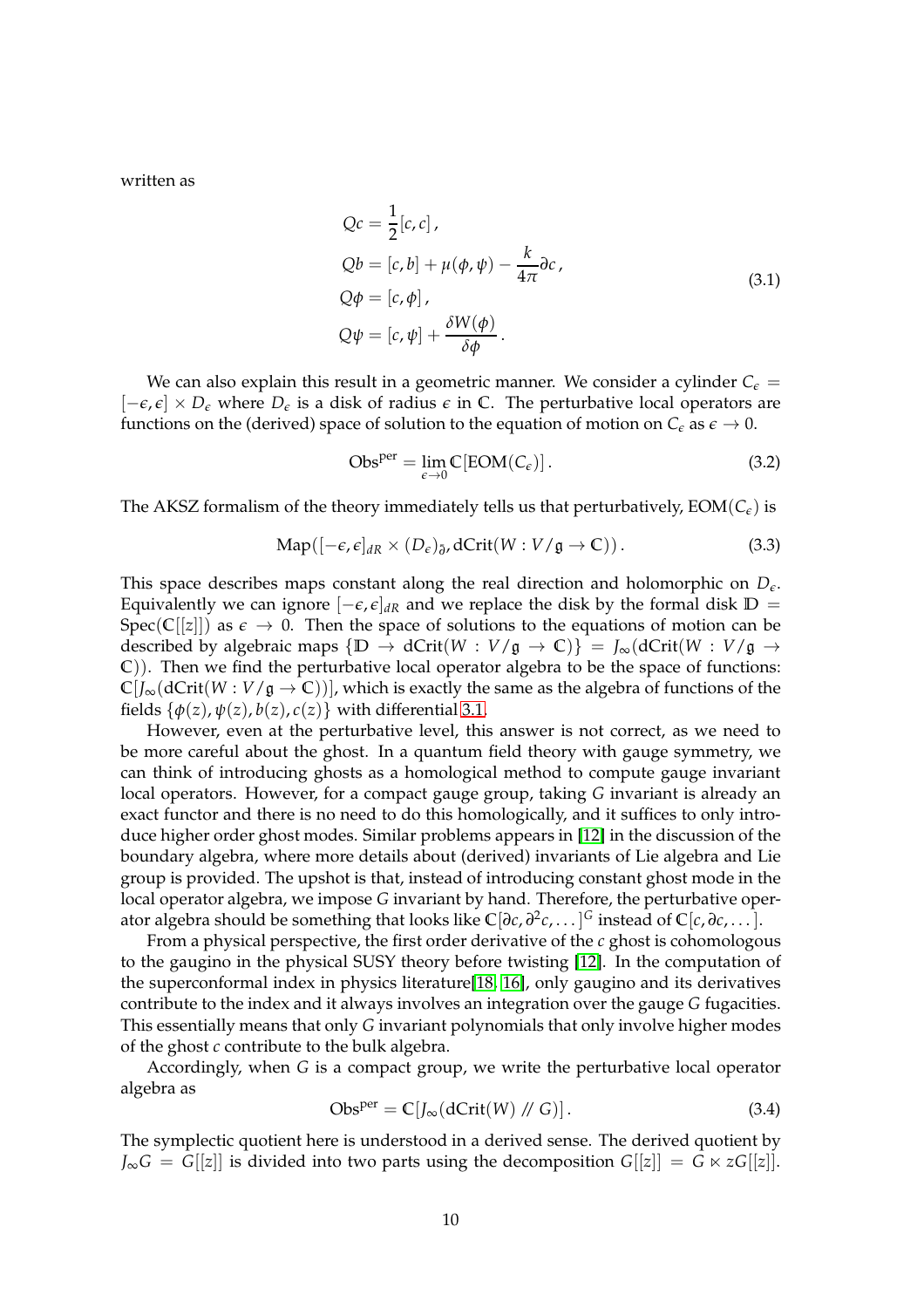written as

$$
\begin{aligned}
Qc &= \frac{1}{2}[c,c]\,, \\
Qb &= [c,b] + \mu(\phi,\psi) - \frac{k}{4\pi}\partial c\,, \\
Q\phi &= [c,\phi]\,, \\
Q\psi &= [c,\psi] + \frac{\delta W(\phi)}{\delta\phi}\,.
\end{aligned}
\tag{3.1}
$$

We can also explain this result in a geometric manner. We consider a cylinder $C_\epsilon = [-\epsilon,\epsilon]\times D_\epsilon$ where $D_\epsilon$ is a disk of radius $\epsilon$ in $\mathbb{C}$. The perturbative local operators are functions on the (derived) space of solution to the equation of motion on $C_\epsilon$ as $\epsilon \to 0$.

$$
\mathrm{Obs}^{\mathrm{per}} = \lim_{\epsilon\to 0}\mathbb{C}[\mathrm{EOM}(C_\epsilon)]\,. \tag{3.2}
$$

The AKSZ formalism of the theory immediately tells us that perturbatively, $\mathrm{EOM}(C_\epsilon)$ is

$$
\mathrm{Map}([-\epsilon,\epsilon]_{dR}\times (D_\epsilon)_{\bar\partial}, \mathrm{dCrit}(W : V/\mathfrak{g}\to\mathbb{C}))\,. \tag{3.3}
$$

This space describes maps constant along the real direction and holomorphic on $D_\epsilon$. Equivalently we can ignore $[-\epsilon,\epsilon]_{dR}$ and we replace the disk by the formal disk $\mathbb{D} = \mathrm{Spec}(\mathbb{C}[[z]])$ as $\epsilon\to 0$. Then the space of solutions to the equations of motion can be described by algebraic maps $\{\mathbb{D}\to \mathrm{dCrit}(W : V/\mathfrak{g}\to\mathbb{C})\} = J_\infty(\mathrm{dCrit}(W : V/\mathfrak{g}\to\mathbb{C}))$. Then we find the perturbative local operator algebra to be the space of functions: $\mathbb{C}[J_\infty(\mathrm{dCrit}(W : V/\mathfrak{g}\to\mathbb{C}))]$, which is exactly the same as the algebra of functions of the fields $\{\phi(z),\psi(z),b(z),c(z)\}$ with differential 3.1.

However, even at the perturbative level, this answer is not correct, as we need to be more careful about the ghost. In a quantum field theory with gauge symmetry, we can think of introducing ghosts as a homological method to compute gauge invariant local operators. However, for a compact gauge group, taking $G$ invariant is already an exact functor and there is no need to do this homologically, and it suffices to only introduce higher order ghost modes. Similar problems appears in [12] in the discussion of the boundary algebra, where more details about (derived) invariants of Lie algebra and Lie group is provided. The upshot is that, instead of introducing constant ghost mode in the local operator algebra, we impose $G$ invariant by hand. Therefore, the perturbative operator algebra should be something that looks like $\mathbb{C}[\partial c,\partial^2 c,\dots]^G$ instead of $\mathbb{C}[c,\partial c,\dots]$.

From a physical perspective, the first order derivative of the $c$ ghost is cohomologous to the gaugino in the physical SUSY theory before twisting [12]. In the computation of the superconformal index in physics literature[18, 16], only gaugino and its derivatives contribute to the index and it always involves an integration over the gauge $G$ fugacities. This essentially means that only $G$ invariant polynomials that only involve higher modes of the ghost $c$ contribute to the bulk algebra.

Accordingly, when $G$ is a compact group, we write the perturbative local operator algebra as

$$
\mathrm{Obs}^{\mathrm{per}} = \mathbb{C}[J_\infty(\mathrm{dCrit}(W)\,/\!\!/\,G)]\,. \tag{3.4}
$$

The symplectic quotient here is understood in a derived sense. The derived quotient by $J_\infty G = G[[z]]$ is divided into two parts using the decomposition $G[[z]] = G\ltimes zG[[z]]$.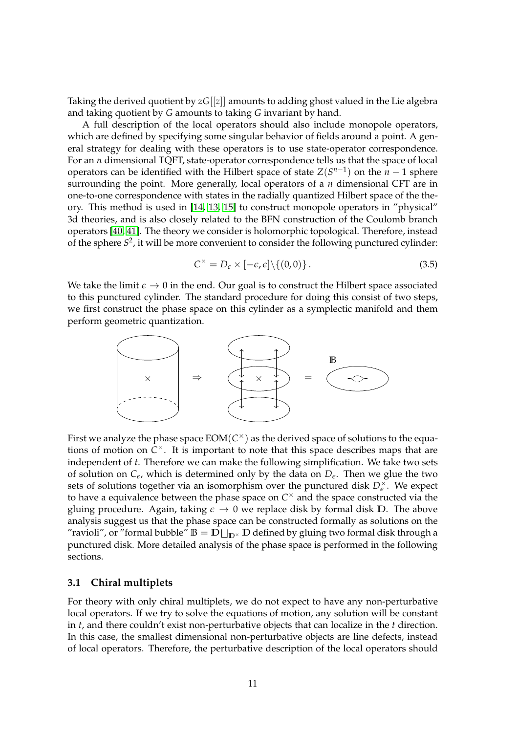Taking the derived quotient by $zG[[z]]$ amounts to adding ghost valued in the Lie algebra and taking quotient by $G$ amounts to taking $G$ invariant by hand.

A full description of the local operators should also include monopole operators, which are defined by specifying some singular behavior of fields around a point. A general strategy for dealing with these operators is to use state-operator correspondence. For an $n$ dimensional TQFT, state-operator correspondence tells us that the space of local operators can be identified with the Hilbert space of state $Z(S^{n-1})$ on the $n-1$ sphere surrounding the point. More generally, local operators of a $n$ dimensional CFT are in one-to-one correspondence with states in the radially quantized Hilbert space of the theory. This method is used in [14, 13, 15] to construct monopole operators in "physical" 3d theories, and is also closely related to the BFN construction of the Coulomb branch operators [40, 41]. The theory we consider is holomorphic topological. Therefore, instead of the sphere $S^2$, it will be more convenient to consider the following punctured cylinder:

$$C^\times = D_\epsilon \times [-\epsilon, \epsilon] \backslash \{(0,0)\}\,. \tag{3.5}$$

We take the limit $\epsilon \to 0$ in the end. Our goal is to construct the Hilbert space associated to this punctured cylinder. The standard procedure for doing this consist of two steps, we first construct the phase space on this cylinder as a symplectic manifold and them perform geometric quantization.

First we analyze the phase space $\mathrm{EOM}(C^\times)$ as the derived space of solutions to the equations of motion on $C^\times$. It is important to note that this space describes maps that are independent of $t$. Therefore we can make the following simplification. We take two sets of solution on $C_\epsilon$, which is determined only by the data on $D_\epsilon$. Then we glue the two sets of solutions together via an isomorphism over the punctured disk $D^\times_\epsilon$. We expect to have a equivalence between the phase space on $C^\times$ and the space constructed via the gluing procedure. Again, taking $\epsilon \to 0$ we replace disk by formal disk $\mathbb{D}$. The above analysis suggest us that the phase space can be constructed formally as solutions on the "ravioli", or "formal bubble" $\mathbb{B} = \mathbb{D} \bigsqcup_{\mathbb{D}^\times} \mathbb{D}$ defined by gluing two formal disk through a punctured disk. More detailed analysis of the phase space is performed in the following sections.

### 3.1 Chiral multiplets

For theory with only chiral multiplets, we do not expect to have any non-perturbative local operators. If we try to solve the equations of motion, any solution will be constant in $t$, and there couldn't exist non-perturbative objects that can localize in the $t$ direction. In this case, the smallest dimensional non-perturbative objects are line defects, instead of local operators. Therefore, the perturbative description of the local operators should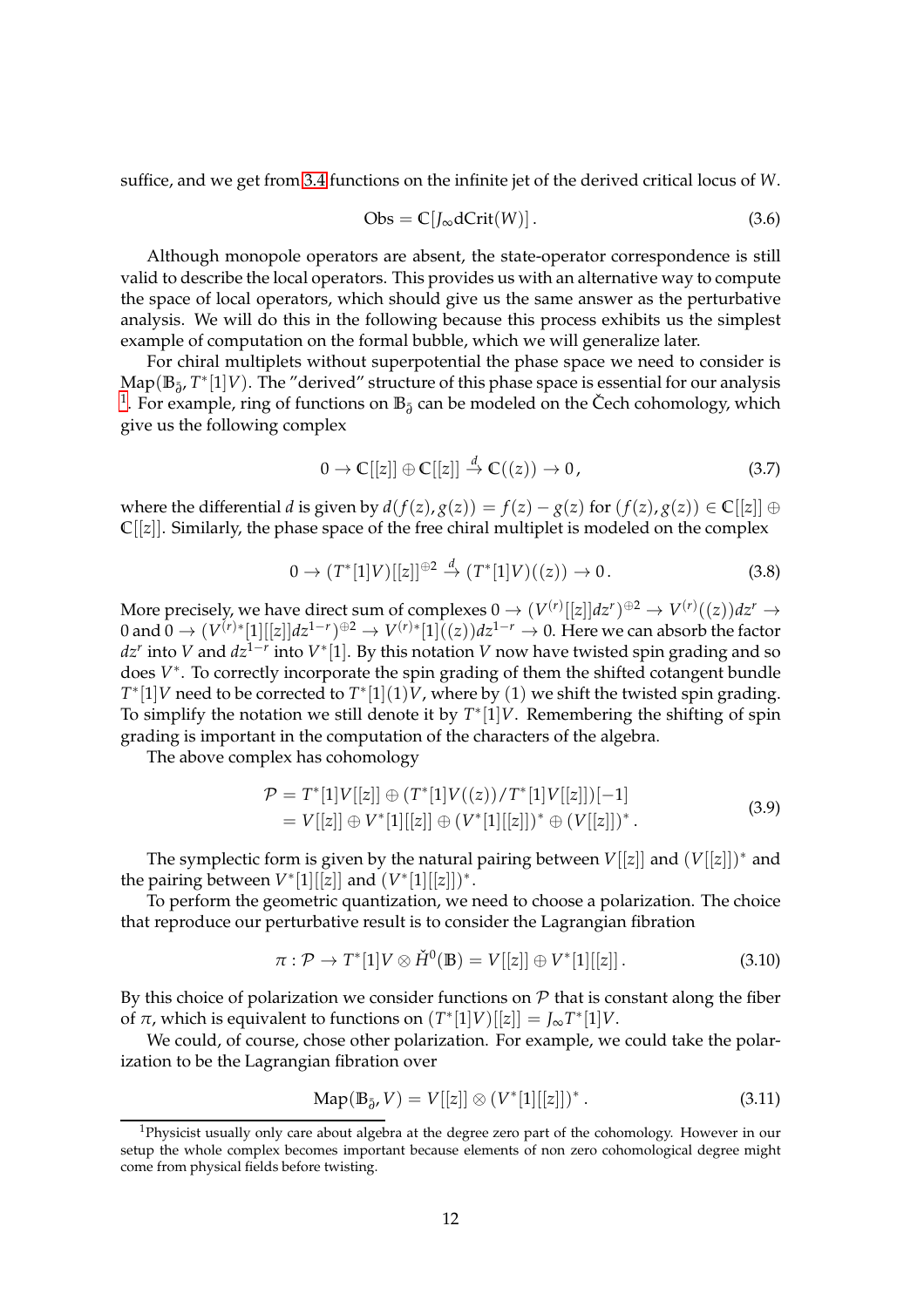suffice, and we get from 3.4 functions on the infinite jet of the derived critical locus of $W$.

$$\mathrm{Obs} = \mathbb{C}[J_\infty \mathrm{dCrit}(W)]\,. \tag{3.6}$$

Although monopole operators are absent, the state-operator correspondence is still valid to describe the local operators. This provides us with an alternative way to compute the space of local operators, which should give us the same answer as the perturbative analysis. We will do this in the following because this process exhibits us the simplest example of computation on the formal bubble, which we will generalize later.

For chiral multiplets without superpotential the phase space we need to consider is $\mathrm{Map}(\mathbb{B}_{\bar\partial}, T^*[1]V)$. The "derived" structure of this phase space is essential for our analysis [1]. For example, ring of functions on $\mathbb{B}_{\bar\partial}$ can be modeled on the Čech cohomology, which give us the following complex

$$0 \to \mathbb{C}[[z]] \oplus \mathbb{C}[[z]] \xrightarrow{d} \mathbb{C}((z)) \to 0\,, \tag{3.7}$$

where the differential $d$ is given by $d(f(z), g(z)) = f(z) - g(z)$ for $(f(z), g(z)) \in \mathbb{C}[[z]] \oplus \mathbb{C}[[z]]$. Similarly, the phase space of the free chiral multiplet is modeled on the complex

$$0 \to (T^*[1]V)[[z]]^{\oplus 2} \xrightarrow{d} (T^*[1]V)((z)) \to 0\,. \tag{3.8}$$

More precisely, we have direct sum of complexes $0 \to (V^{(r)}[[z]]dz^r)^{\oplus 2} \to V^{(r)}((z))dz^r \to 0$ and $0 \to (V^{(r)*}[1][[z]]dz^{1-r})^{\oplus 2} \to V^{(r)*}[1]((z))dz^{1-r} \to 0$. Here we can absorb the factor $dz^r$ into $V$ and $dz^{1-r}$ into $V^*[1]$. By this notation $V$ now have twisted spin grading and so does $V^*$. To correctly incorporate the spin grading of them the shifted cotangent bundle $T^*[1]V$ need to be corrected to $T^*[1](1)V$, where by $(1)$ we shift the twisted spin grading. To simplify the notation we still denote it by $T^*[1]V$. Remembering the shifting of spin grading is important in the computation of the characters of the algebra.

The above complex has cohomology

$$\begin{aligned}
\mathcal{P} &= T^*[1]V[[z]] \oplus (T^*[1]V((z))/T^*[1]V[[z]])[-1] \\
&= V[[z]] \oplus V^*[1][[z]] \oplus (V^*[1][[z]])^* \oplus (V[[z]])^*\,.
\end{aligned} \tag{3.9}$$

The symplectic form is given by the natural pairing between $V[[z]]$ and $(V[[z]])^*$ and the pairing between $V^*[1][[z]]$ and $(V^*[1][[z]])^*$.

To perform the geometric quantization, we need to choose a polarization. The choice that reproduce our perturbative result is to consider the Lagrangian fibration

$$\pi : \mathcal{P} \to T^*[1]V \otimes \check{H}^0(\mathbb{B}) = V[[z]] \oplus V^*[1][[z]]\,. \tag{3.10}$$

By this choice of polarization we consider functions on $\mathcal{P}$ that is constant along the fiber of $\pi$, which is equivalent to functions on $(T^*[1]V)[[z]] = J_\infty T^*[1]V$.

We could, of course, chose other polarization. For example, we could take the polarization to be the Lagrangian fibration over

$$\mathrm{Map}(\mathbb{B}_{\bar\partial}, V) = V[[z]] \otimes (V^*[1][[z]])^*\,. \tag{3.11}$$

[1] Physicist usually only care about algebra at the degree zero part of the cohomology. However in our setup the whole complex becomes important because elements of non zero cohomological degree might come from physical fields before twisting.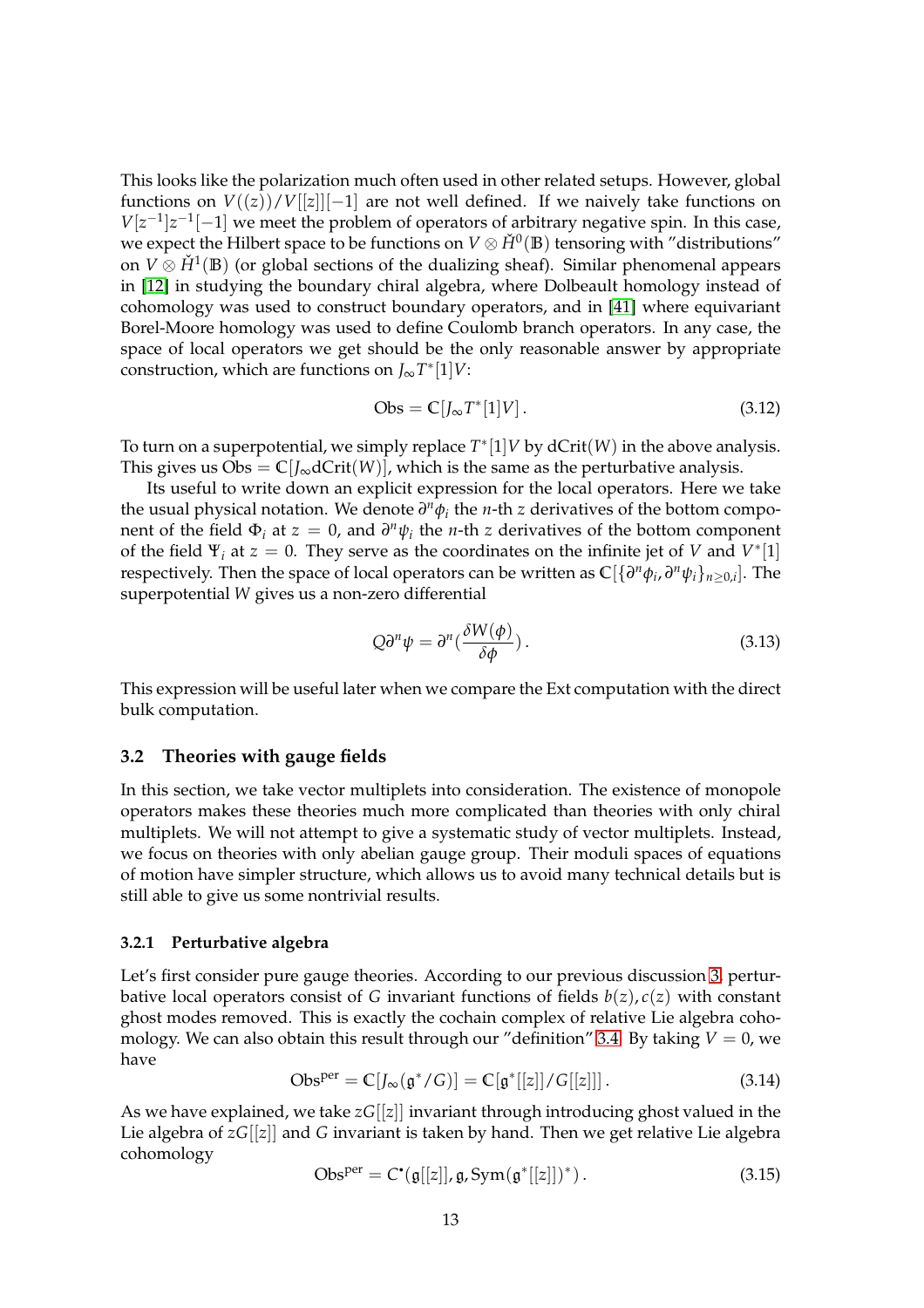This looks like the polarization much often used in other related setups. However, global functions on $V((z))/V[[z]][-1]$ are not well defined. If we naively take functions on $V[z^{-1}]z^{-1}[-1]$ we meet the problem of operators of arbitrary negative spin. In this case, we expect the Hilbert space to be functions on $V \otimes \check{H}^0(\mathbb{B})$ tensoring with "distributions" on $V \otimes \check{H}^1(\mathbb{B})$ (or global sections of the dualizing sheaf). Similar phenomenal appears in [12] in studying the boundary chiral algebra, where Dolbeault homology instead of cohomology was used to construct boundary operators, and in [41] where equivariant Borel-Moore homology was used to define Coulomb branch operators. In any case, the space of local operators we get should be the only reasonable answer by appropriate construction, which are functions on $J_\infty T^*[1]V$:

$$\mathrm{Obs} = \mathbb{C}[J_\infty T^*[1]V]\,. \tag{3.12}$$

To turn on a superpotential, we simply replace $T^*[1]V$ by $\mathrm{dCrit}(W)$ in the above analysis. This gives us $\mathrm{Obs} = \mathbb{C}[J_\infty \mathrm{dCrit}(W)]$, which is the same as the perturbative analysis.

Its useful to write down an explicit expression for the local operators. Here we take the usual physical notation. We denote $\partial^n \phi_i$ the $n$-th $z$ derivatives of the bottom component of the field $\Phi_i$ at $z = 0$, and $\partial^n \psi_i$ the $n$-th $z$ derivatives of the bottom component of the field $\Psi_i$ at $z = 0$. They serve as the coordinates on the infinite jet of $V$ and $V^*[1]$ respectively. Then the space of local operators can be written as $\mathbb{C}[\{\partial^n \phi_i, \partial^n \psi_i\}_{n\geq 0,i}]$. The superpotential $W$ gives us a non-zero differential

$$Q\partial^n \psi = \partial^n\left(\frac{\delta W(\phi)}{\delta \phi}\right). \tag{3.13}$$

This expression will be useful later when we compare the Ext computation with the direct bulk computation.

### 3.2 Theories with gauge fields

In this section, we take vector multiplets into consideration. The existence of monopole operators makes these theories much more complicated than theories with only chiral multiplets. We will not attempt to give a systematic study of vector multiplets. Instead, we focus on theories with only abelian gauge group. Their moduli spaces of equations of motion have simpler structure, which allows us to avoid many technical details but is still able to give us some nontrivial results.

#### 3.2.1 Perturbative algebra

Let's first consider pure gauge theories. According to our previous discussion 3, perturbative local operators consist of $G$ invariant functions of fields $b(z), c(z)$ with constant ghost modes removed. This is exactly the cochain complex of relative Lie algebra cohomology. We can also obtain this result through our "definition" 3.4. By taking $V = 0$, we have

$$\mathrm{Obs}^{\mathrm{per}} = \mathbb{C}[J_\infty(\mathfrak{g}^*/G)] = \mathbb{C}[\mathfrak{g}^*[[z]]/G[[z]]]\,. \tag{3.14}$$

As we have explained, we take $zG[[z]]$ invariant through introducing ghost valued in the Lie algebra of $zG[[z]]$ and $G$ invariant is taken by hand. Then we get relative Lie algebra cohomology

$$\mathrm{Obs}^{\mathrm{per}} = C^\bullet(\mathfrak{g}[[z]], \mathfrak{g}, \mathrm{Sym}(\mathfrak{g}^*[[z]])^*)\,. \tag{3.15}$$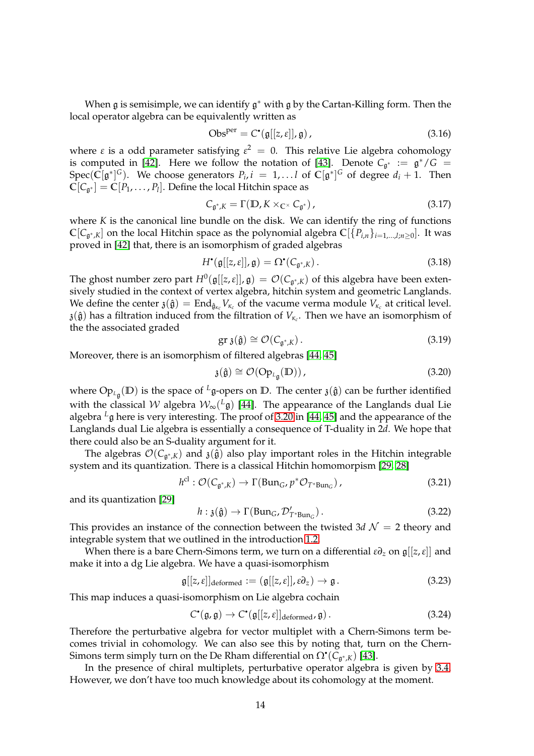When $\mathfrak{g}$ is semisimple, we can identify $\mathfrak{g}^*$ with $\mathfrak{g}$ by the Cartan-Killing form. Then the local operator algebra can be equivalently written as

$$\mathrm{Obs}^{\mathrm{per}} = C^\bullet(\mathfrak{g}[[z,\varepsilon]],\mathfrak{g})\,, \tag{3.16}$$

where $\varepsilon$ is a odd parameter satisfying $\varepsilon^2 = 0$. This relative Lie algebra cohomology is computed in [42]. Here we follow the notation of [43]. Denote $C_{\mathfrak{g}^*} := \mathfrak{g}^*/G = \mathrm{Spec}(\mathbb{C}[\mathfrak{g}^*]^G)$. We choose generators $P_i, i = 1,\ldots l$ of $\mathbb{C}[\mathfrak{g}^*]^G$ of degree $d_i + 1$. Then $\mathbb{C}[C_{\mathfrak{g}^*}] = \mathbb{C}[P_1,\ldots,P_l]$. Define the local Hitchin space as

$$C_{\mathfrak{g}^*,K} = \Gamma(\mathbb{D}, K \times_{\mathbb{C}^\times} C_{\mathfrak{g}^*})\,, \tag{3.17}$$

where $K$ is the canonical line bundle on the disk. We can identify the ring of functions $\mathbb{C}[C_{\mathfrak{g}^*,K}]$ on the local Hitchin space as the polynomial algebra $\mathbb{C}[\{P_{i,n}\}_{i=1,\ldots,l;n\geq 0}]$. It was proved in [42] that, there is an isomorphism of graded algebras

$$H^\bullet(\mathfrak{g}[[z,\varepsilon]],\mathfrak{g}) = \Omega^\bullet(C_{\mathfrak{g}^*,K})\,. \tag{3.18}$$

The ghost number zero part $H^0(\mathfrak{g}[[z,\varepsilon]],\mathfrak{g}) = \mathcal{O}(C_{\mathfrak{g}^*,K})$ of this algebra have been extensively studied in the context of vertex algebra, hitchin system and geometric Langlands. We define the center $\mathfrak{z}(\hat{\mathfrak{g}}) = \mathrm{End}_{\hat{\mathfrak{g}}_{\kappa_c}} V_{\kappa_c}$ of the vacume verma module $V_{\kappa_c}$ at critical level. $\mathfrak{z}(\hat{\mathfrak{g}})$ has a filtration induced from the filtration of $V_{\kappa_c}$. Then we have an isomorphism of the the associated graded

$$\mathrm{gr}\,\mathfrak{z}(\hat{\mathfrak{g}}) \cong \mathcal{O}(C_{\mathfrak{g}^*,K})\,. \tag{3.19}$$

Moreover, there is an isomorphism of filtered algebras [44, 45]

$$\mathfrak{z}(\hat{\mathfrak{g}}) \cong \mathcal{O}(\mathrm{Op}_{{}^L\mathfrak{g}}(\mathbb{D}))\,, \tag{3.20}$$

where $\mathrm{Op}_{{}^L\mathfrak{g}}(\mathbb{D})$ is the space of ${}^L\mathfrak{g}$-opers on $\mathbb{D}$. The center $\mathfrak{z}(\hat{\mathfrak{g}})$ can be further identified with the classical $\mathcal{W}$ algebra $\mathcal{W}_\infty({}^L\mathfrak{g})$ [44]. The appearance of the Langlands dual Lie algebra ${}^L\mathfrak{g}$ here is very interesting. The proof of 3.20 in [44, 45] and the appearance of the Langlands dual Lie algebra is essentially a consequence of T-duality in $2d$. We hope that there could also be an S-duality argument for it.

The algebras $\mathcal{O}(C_{\mathfrak{g}^*,K})$ and $\mathfrak{z}(\hat{\mathfrak{g}})$ also play important roles in the Hitchin integrable system and its quantization. There is a classical Hitchin homomorpism [29, 28]

$$h^{\mathrm{cl}} : \mathcal{O}(C_{\mathfrak{g}^*,K}) \to \Gamma(\mathrm{Bun}_G, p^*\mathcal{O}_{T^*\mathrm{Bun}_G})\,, \tag{3.21}$$

and its quantization [29]

$$h : \mathfrak{z}(\hat{\mathfrak{g}}) \to \Gamma(\mathrm{Bun}_G, \mathcal{D}'_{T^*\mathrm{Bun}_G})\,. \tag{3.22}$$

This provides an instance of the connection between the twisted $3d$ $\mathcal{N} = 2$ theory and integrable system that we outlined in the introduction 1.2.

When there is a bare Chern-Simons term, we turn on a differential $\varepsilon\partial_z$ on $\mathfrak{g}[[z,\varepsilon]]$ and make it into a dg Lie algebra. We have a quasi-isomorphism

$$\mathfrak{g}[[z,\varepsilon]]_{\mathrm{deformed}} := (\mathfrak{g}[[z,\varepsilon]], \varepsilon\partial_z) \to \mathfrak{g}\,. \tag{3.23}$$

This map induces a quasi-isomorphism on Lie algebra cochain

$$C^\bullet(\mathfrak{g},\mathfrak{g}) \to C^\bullet(\mathfrak{g}[[z,\varepsilon]]_{\mathrm{deformed}},\mathfrak{g})\,. \tag{3.24}$$

Therefore the perturbative algebra for vector multiplet with a Chern-Simons term becomes trivial in cohomology. We can also see this by noting that, turn on the Chern-Simons term simply turn on the De Rham differential on $\Omega^\bullet(C_{\mathfrak{g}^*,K})$ [43].

In the presence of chiral multiplets, perturbative operator algebra is given by 3.4. However, we don't have too much knowledge about its cohomology at the moment.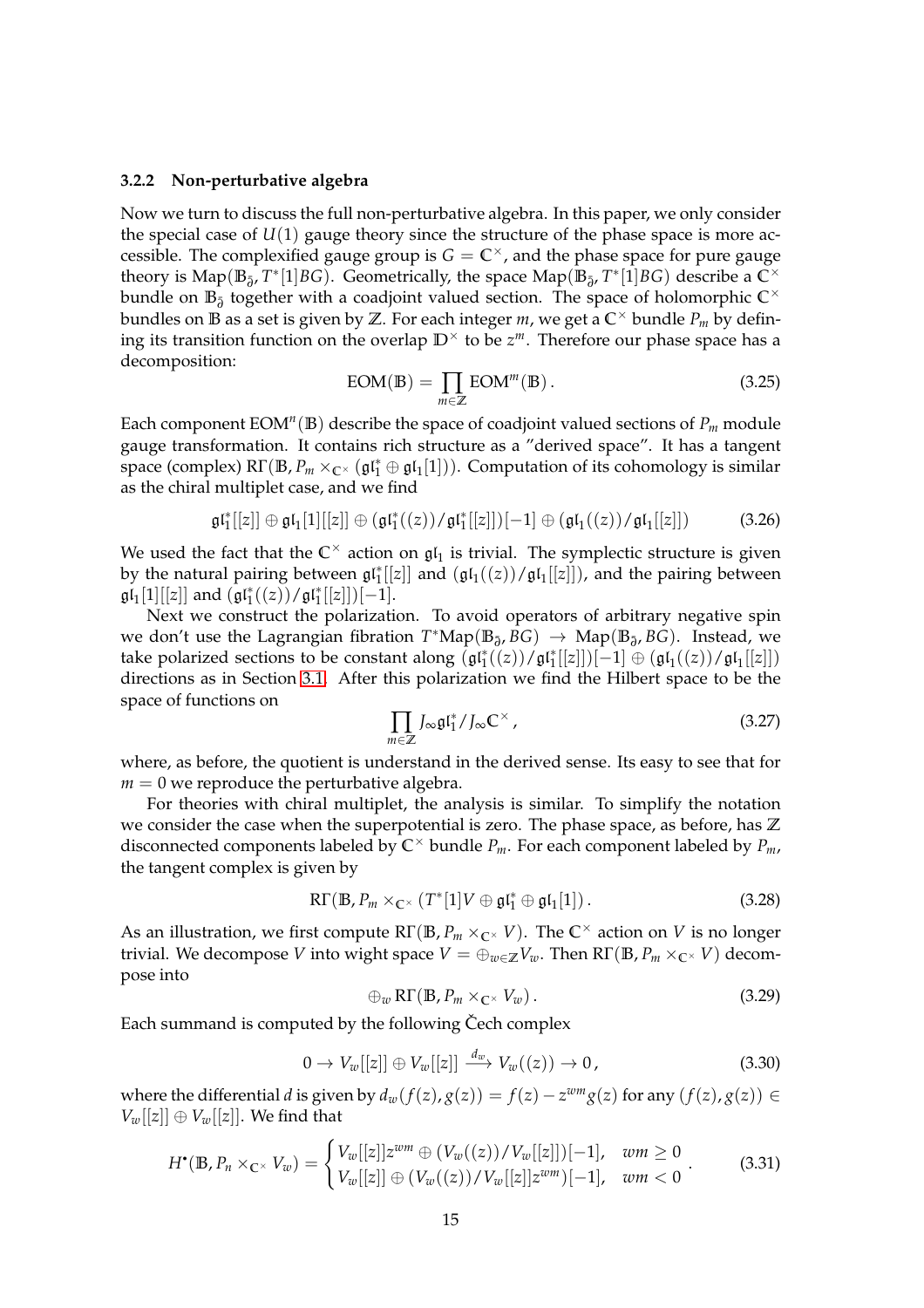### 3.2.2 Non-perturbative algebra

Now we turn to discuss the full non-perturbative algebra. In this paper, we only consider the special case of $U(1)$ gauge theory since the structure of the phase space is more accessible. The complexified gauge group is $G = \mathbb{C}^\times$, and the phase space for pure gauge theory is $\mathrm{Map}(\mathbb{B}_{\bar{\partial}}, T^*[1]BG)$. Geometrically, the space $\mathrm{Map}(\mathbb{B}_{\bar{\partial}}, T^*[1]BG)$ describe a $\mathbb{C}^\times$ bundle on $\mathbb{B}_{\bar{\partial}}$ together with a coadjoint valued section. The space of holomorphic $\mathbb{C}^\times$ bundles on $\mathbb{B}$ as a set is given by $\mathbb{Z}$. For each integer $m$, we get a $\mathbb{C}^\times$ bundle $P_m$ by defining its transition function on the overlap $\mathbb{D}^\times$ to be $z^m$. Therefore our phase space has a decomposition:

$$\mathrm{EOM}(\mathbb{B}) = \prod_{m \in \mathbb{Z}} \mathrm{EOM}^m(\mathbb{B}). \tag{3.25}$$

Each component $\mathrm{EOM}^n(\mathbb{B})$ describe the space of coadjoint valued sections of $P_m$ module gauge transformation. It contains rich structure as a "derived space". It has a tangent space (complex) $\mathrm{R}\Gamma(\mathbb{B}, P_m \times_{\mathbb{C}^\times} (\mathfrak{gl}_1^* \oplus \mathfrak{gl}_1[1]))$. Computation of its cohomology is similar as the chiral multiplet case, and we find

$$\mathfrak{gl}_1^*[[z]] \oplus \mathfrak{gl}_1[1][[z]] \oplus (\mathfrak{gl}_1^*((z))/\mathfrak{gl}_1^*[[z]])[-1] \oplus (\mathfrak{gl}_1((z))/\mathfrak{gl}_1[[z]]) \tag{3.26}$$

We used the fact that the $\mathbb{C}^\times$ action on $\mathfrak{gl}_1$ is trivial. The symplectic structure is given by the natural pairing between $\mathfrak{gl}_1^*[[z]]$ and $(\mathfrak{gl}_1((z))/\mathfrak{gl}_1[[z]])$, and the pairing between $\mathfrak{gl}_1[1][[z]]$ and $(\mathfrak{gl}_1^*((z))/\mathfrak{gl}_1^*[[z]])[-1]$.

Next we construct the polarization. To avoid operators of arbitrary negative spin we don't use the Lagrangian fibration $T^*\mathrm{Map}(\mathbb{B}_{\bar{\partial}}, BG) \to \mathrm{Map}(\mathbb{B}_{\bar{\partial}}, BG)$. Instead, we take polarized sections to be constant along $(\mathfrak{gl}_1^*((z))/\mathfrak{gl}_1^*[[z]])[-1] \oplus (\mathfrak{gl}_1((z))/\mathfrak{gl}_1[[z]])$ directions as in Section 3.1. After this polarization we find the Hilbert space to be the space of functions on

$$\prod_{m \in \mathbb{Z}} J_\infty \mathfrak{gl}_1^* / J_\infty \mathbb{C}^\times, \tag{3.27}$$

where, as before, the quotient is understand in the derived sense. Its easy to see that for $m = 0$ we reproduce the perturbative algebra.

For theories with chiral multiplet, the analysis is similar. To simplify the notation we consider the case when the superpotential is zero. The phase space, as before, has $\mathbb{Z}$ disconnected components labeled by $\mathbb{C}^\times$ bundle $P_m$. For each component labeled by $P_m$, the tangent complex is given by

$$\mathrm{R}\Gamma(\mathbb{B}, P_m \times_{\mathbb{C}^\times} (T^*[1]V \oplus \mathfrak{gl}_1^* \oplus \mathfrak{gl}_1[1]). \tag{3.28}$$

As an illustration, we first compute $\mathrm{R}\Gamma(\mathbb{B}, P_m \times_{\mathbb{C}^\times} V)$. The $\mathbb{C}^\times$ action on $V$ is no longer trivial. We decompose $V$ into wight space $V = \oplus_{w \in \mathbb{Z}} V_w$. Then $\mathrm{R}\Gamma(\mathbb{B}, P_m \times_{\mathbb{C}^\times} V)$ decompose into

$$\oplus_w \mathrm{R}\Gamma(\mathbb{B}, P_m \times_{\mathbb{C}^\times} V_w). \tag{3.29}$$

Each summand is computed by the following Čech complex

$$0 \to V_w[[z]] \oplus V_w[[z]] \xrightarrow{d_w} V_w((z)) \to 0, \tag{3.30}$$

where the differential $d$ is given by $d_w(f(z), g(z)) = f(z) - z^{wm} g(z)$ for any $(f(z), g(z)) \in V_w[[z]] \oplus V_w[[z]]$. We find that

$$H^\bullet(\mathbb{B}, P_n \times_{\mathbb{C}^\times} V_w) = \begin{cases} V_w[[z]]z^{wm} \oplus (V_w((z))/V_w[[z]])[-1], & wm \geq 0 \\ V_w[[z]] \oplus (V_w((z))/V_w[[z]]z^{wm})[-1], & wm < 0 \end{cases}. \tag{3.31}$$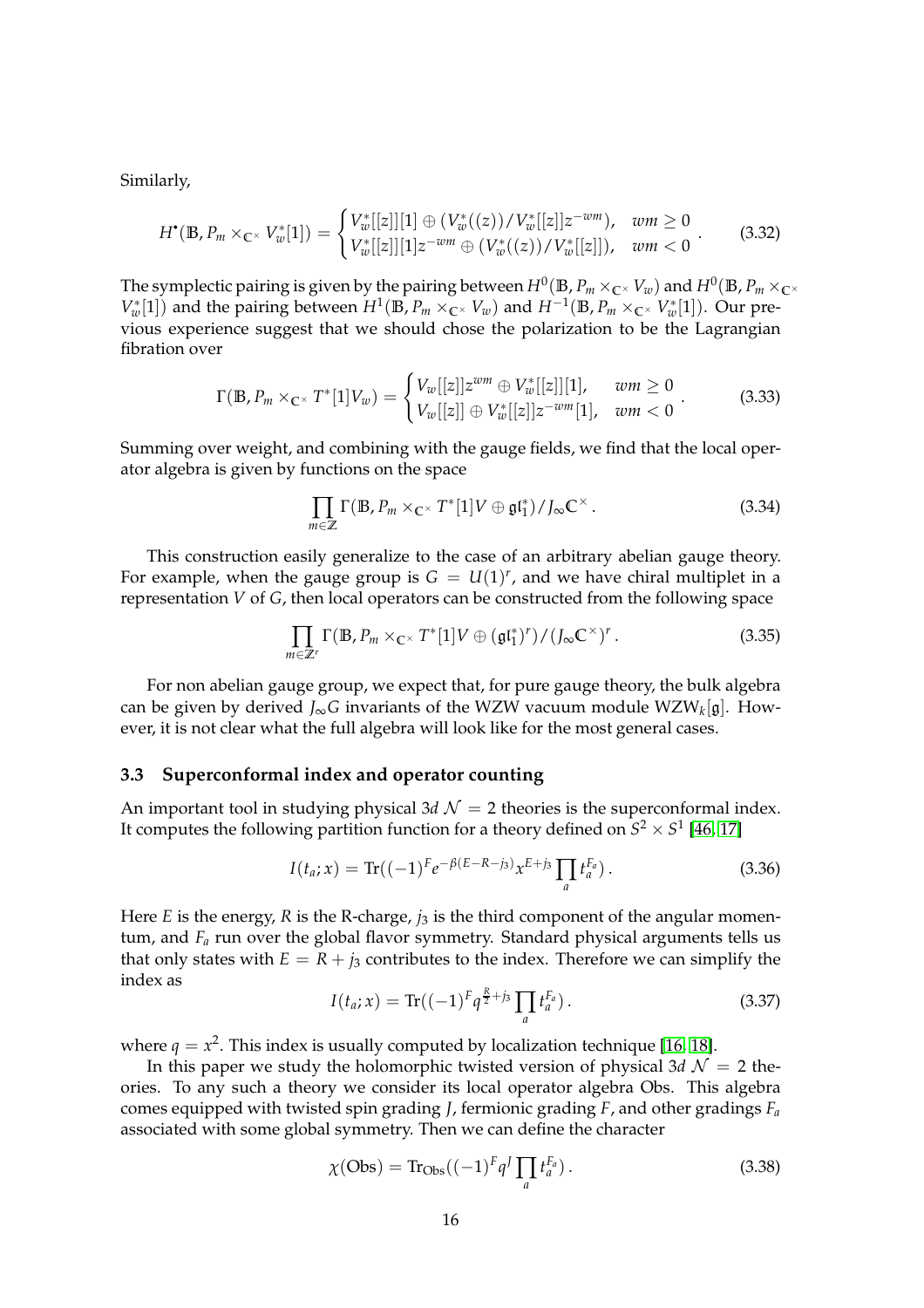Similarly,

$$H^\bullet(\mathbb{B}, P_m \times_{\mathbb{C}^\times} V_w^*[1]) = \begin{cases} V_w^*[[z]][1] \oplus (V_w^*((z))/V_w^*[[z]]z^{-wm}), & wm \geq 0 \\ V_w^*[[z]][1]z^{-wm} \oplus (V_w^*((z))/V_w^*[[z]]), & wm < 0 \end{cases}. \tag{3.32}$$

The symplectic pairing is given by the pairing between $H^0(\mathbb{B}, P_m \times_{\mathbb{C}^\times} V_w)$ and $H^0(\mathbb{B}, P_m \times_{\mathbb{C}^\times} V_w^*[1])$ and the pairing between $H^1(\mathbb{B}, P_m \times_{\mathbb{C}^\times} V_w)$ and $H^{-1}(\mathbb{B}, P_m \times_{\mathbb{C}^\times} V_w^*[1])$. Our previous experience suggest that we should chose the polarization to be the Lagrangian fibration over

$$\Gamma(\mathbb{B}, P_m \times_{\mathbb{C}^\times} T^*[1]V_w) = \begin{cases} V_w[[z]]z^{wm} \oplus V_w^*[[z]][1], & wm \geq 0 \\ V_w[[z]] \oplus V_w^*[[z]]z^{-wm}[1], & wm < 0 \end{cases}. \tag{3.33}$$

Summing over weight, and combining with the gauge fields, we find that the local operator algebra is given by functions on the space

$$\prod_{m \in \mathbb{Z}} \Gamma(\mathbb{B}, P_m \times_{\mathbb{C}^\times} T^*[1]V \oplus \mathfrak{gl}_1^*)/J_\infty \mathbb{C}^\times. \tag{3.34}$$

This construction easily generalize to the case of an arbitrary abelian gauge theory. For example, when the gauge group is $G = U(1)^r$, and we have chiral multiplet in a representation $V$ of $G$, then local operators can be constructed from the following space

$$\prod_{m \in \mathbb{Z}^r} \Gamma(\mathbb{B}, P_m \times_{\mathbb{C}^\times} T^*[1]V \oplus (\mathfrak{gl}_1^*)^r)/(J_\infty \mathbb{C}^\times)^r. \tag{3.35}$$

For non abelian gauge group, we expect that, for pure gauge theory, the bulk algebra can be given by derived $J_\infty G$ invariants of the WZW vacuum module $\mathrm{WZW}_k[\mathfrak{g}]$. However, it is not clear what the full algebra will look like for the most general cases.

### 3.3 Superconformal index and operator counting

An important tool in studying physical $3d$ $\mathcal{N} = 2$ theories is the superconformal index. It computes the following partition function for a theory defined on $S^2 \times S^1$ [46, 17]

$$I(t_a; x) = \mathrm{Tr}((-1)^F e^{-\beta(E-R-j_3)} x^{E+j_3} \prod_a t_a^{F_a}). \tag{3.36}$$

Here $E$ is the energy, $R$ is the R-charge, $j_3$ is the third component of the angular momentum, and $F_a$ run over the global flavor symmetry. Standard physical arguments tells us that only states with $E = R + j_3$ contributes to the index. Therefore we can simplify the index as

$$I(t_a; x) = \mathrm{Tr}((-1)^F q^{\frac{R}{2}+j_3} \prod_a t_a^{F_a}). \tag{3.37}$$

where $q = x^2$. This index is usually computed by localization technique [16, 18].

In this paper we study the holomorphic twisted version of physical $3d$ $\mathcal{N} = 2$ theories. To any such a theory we consider its local operator algebra Obs. This algebra comes equipped with twisted spin grading $J$, fermionic grading $F$, and other gradings $F_a$ associated with some global symmetry. Then we can define the character

$$\chi(\mathrm{Obs}) = \mathrm{Tr}_{\mathrm{Obs}}((-1)^F q^J \prod_a t_a^{F_a}). \tag{3.38}$$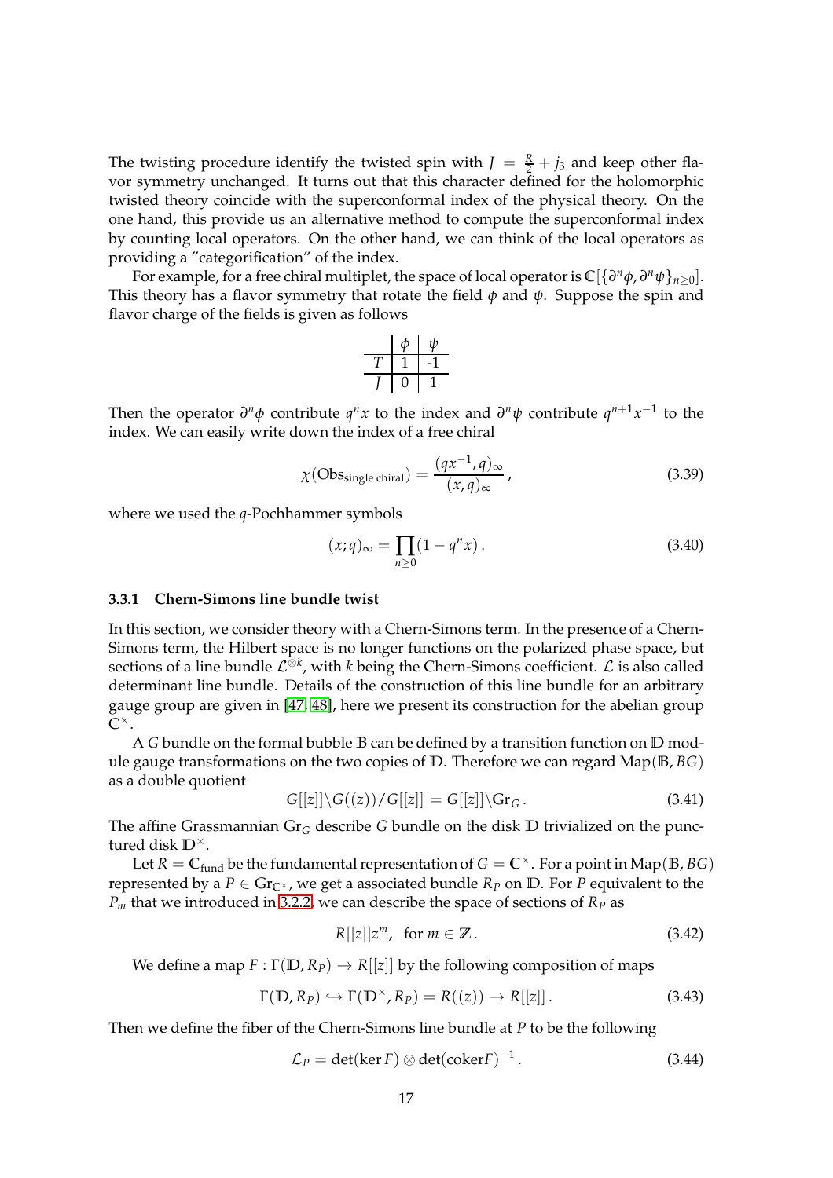The twisting procedure identify the twisted spin with $J = \frac{R}{2} + j_3$ and keep other flavor symmetry unchanged. It turns out that this character defined for the holomorphic twisted theory coincide with the superconformal index of the physical theory. On the one hand, this provide us an alternative method to compute the superconformal index by counting local operators. On the other hand, we can think of the local operators as providing a "categorification" of the index.

For example, for a free chiral multiplet, the space of local operator is $\mathbb{C}[\{\partial^n\phi, \partial^n\psi\}_{n\geq 0}]$. This theory has a flavor symmetry that rotate the field $\phi$ and $\psi$. Suppose the spin and flavor charge of the fields is given as follows

| | $\phi$ | $\psi$ |
|---|---|---|
| $T$ | 1 | -1 |
| $J$ | 0 | 1 |

Then the operator $\partial^n\phi$ contribute $q^n x$ to the index and $\partial^n\psi$ contribute $q^{n+1}x^{-1}$ to the index. We can easily write down the index of a free chiral

$$\chi(\mathrm{Obs}_{\text{single chiral}}) = \frac{(qx^{-1}, q)_\infty}{(x, q)_\infty}, \tag{3.39}$$

where we used the $q$-Pochhammer symbols

$$(x;q)_\infty = \prod_{n\geq 0}(1 - q^n x). \tag{3.40}$$

### 3.3.1 Chern-Simons line bundle twist

In this section, we consider theory with a Chern-Simons term. In the presence of a Chern-Simons term, the Hilbert space is no longer functions on the polarized phase space, but sections of a line bundle $\mathcal{L}^{\otimes k}$, with $k$ being the Chern-Simons coefficient. $\mathcal{L}$ is also called determinant line bundle. Details of the construction of this line bundle for an arbitrary gauge group are given in [47, 48], here we present its construction for the abelian group $\mathbb{C}^\times$.

A $G$ bundle on the formal bubble $\mathbb{B}$ can be defined by a transition function on $\mathbb{D}$ module gauge transformations on the two copies of $\mathbb{D}$. Therefore we can regard $\mathrm{Map}(\mathbb{B}, BG)$ as a double quotient

$$G[[z]]\backslash G((z))/G[[z]] = G[[z]]\backslash \mathrm{Gr}_G. \tag{3.41}$$

The affine Grassmannian $\mathrm{Gr}_G$ describe $G$ bundle on the disk $\mathbb{D}$ trivialized on the punctured disk $\mathbb{D}^\times$.

Let $R = \mathbb{C}_{\text{fund}}$ be the fundamental representation of $G = \mathbb{C}^\times$. For a point in $\mathrm{Map}(\mathbb{B}, BG)$ represented by a $P \in \mathrm{Gr}_{\mathbb{C}^\times}$, we get a associated bundle $R_P$ on $\mathbb{D}$. For $P$ equivalent to the $P_m$ that we introduced in 3.2.2, we can describe the space of sections of $R_P$ as

$$R[[z]]z^m, \quad \text{for } m \in \mathbb{Z}. \tag{3.42}$$

We define a map $F : \Gamma(\mathbb{D}, R_P) \to R[[z]]$ by the following composition of maps

$$\Gamma(\mathbb{D}, R_P) \hookrightarrow \Gamma(\mathbb{D}^\times, R_P) = R((z)) \to R[[z]]. \tag{3.43}$$

Then we define the fiber of the Chern-Simons line bundle at $P$ to be the following

$$\mathcal{L}_P = \det(\ker F) \otimes \det(\mathrm{coker} F)^{-1}. \tag{3.44}$$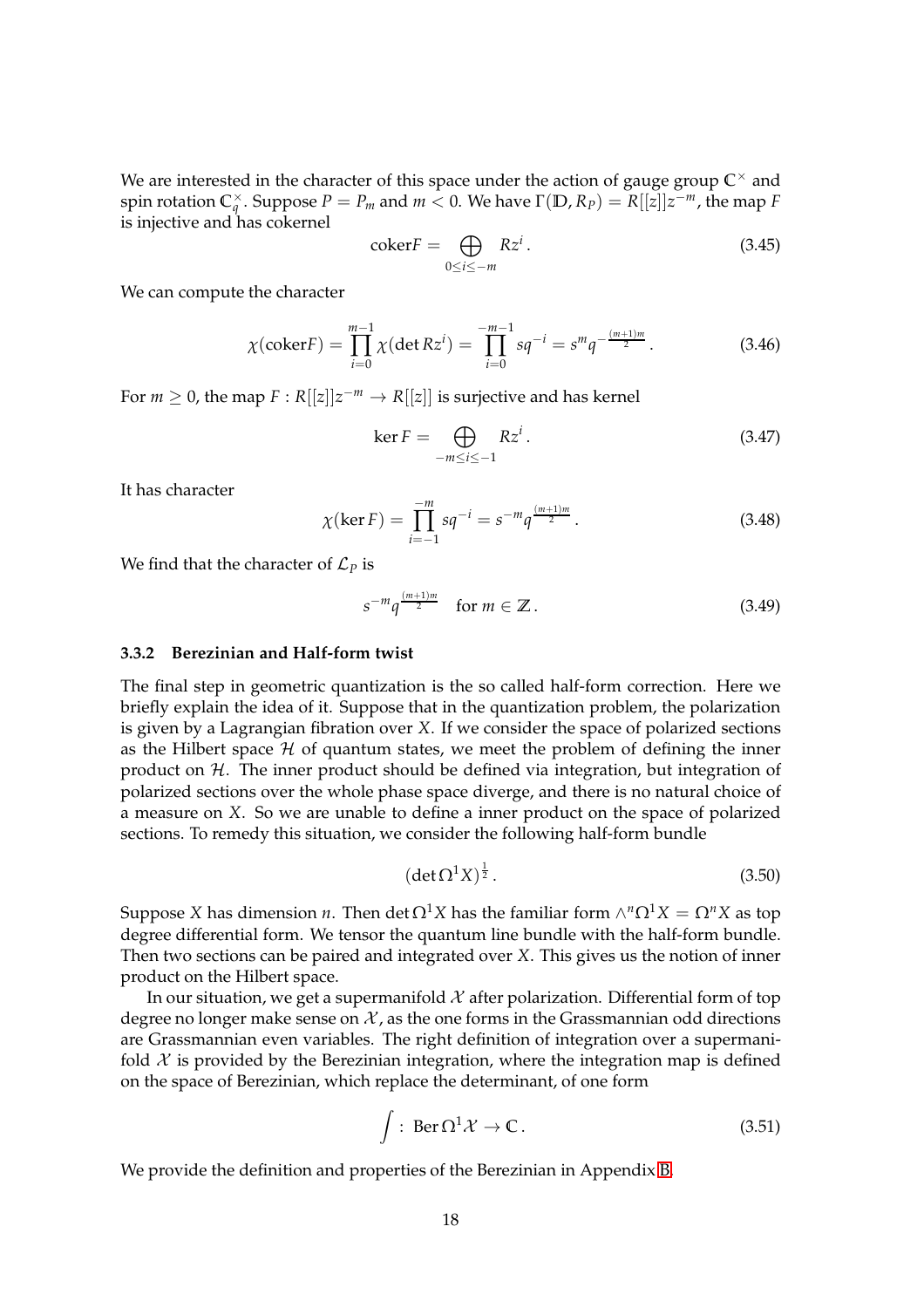We are interested in the character of this space under the action of gauge group $\mathbb{C}^\times$ and spin rotation $\mathbb{C}_q^\times$. Suppose $P = P_m$ and $m < 0$. We have $\Gamma(\mathbb{D}, R_P) = R[[z]]z^{-m}$, the map $F$ is injective and has cokernel

$$\operatorname{coker} F = \bigoplus_{0 \le i \le -m} Rz^i \,. \tag{3.45}$$

We can compute the character

$$\chi(\operatorname{coker} F) = \prod_{i=0}^{m-1} \chi(\det Rz^i) = \prod_{i=0}^{-m-1} sq^{-i} = s^m q^{-\frac{(m+1)m}{2}} \,. \tag{3.46}$$

For $m \ge 0$, the map $F : R[[z]]z^{-m} \to R[[z]]$ is surjective and has kernel

$$\ker F = \bigoplus_{-m \le i \le -1} Rz^i \,. \tag{3.47}$$

It has character

$$\chi(\ker F) = \prod_{i=-1}^{-m} sq^{-i} = s^{-m} q^{\frac{(m+1)m}{2}} \,. \tag{3.48}$$

We find that the character of $\mathcal{L}_P$ is

$$s^{-m} q^{\frac{(m+1)m}{2}} \quad \text{for } m \in \mathbb{Z} \,. \tag{3.49}$$

### 3.3.2 Berezinian and Half-form twist

The final step in geometric quantization is the so called half-form correction. Here we briefly explain the idea of it. Suppose that in the quantization problem, the polarization is given by a Lagrangian fibration over $X$. If we consider the space of polarized sections as the Hilbert space $\mathcal{H}$ of quantum states, we meet the problem of defining the inner product on $\mathcal{H}$. The inner product should be defined via integration, but integration of polarized sections over the whole phase space diverge, and there is no natural choice of a measure on $X$. So we are unable to define a inner product on the space of polarized sections. To remedy this situation, we consider the following half-form bundle

$$(\det \Omega^1 X)^{\frac{1}{2}} \,. \tag{3.50}$$

Suppose $X$ has dimension $n$. Then $\det \Omega^1 X$ has the familiar form $\wedge^n \Omega^1 X = \Omega^n X$ as top degree differential form. We tensor the quantum line bundle with the half-form bundle. Then two sections can be paired and integrated over $X$. This gives us the notion of inner product on the Hilbert space.

In our situation, we get a supermanifold $\mathcal{X}$ after polarization. Differential form of top degree no longer make sense on $\mathcal{X}$, as the one forms in the Grassmannian odd directions are Grassmannian even variables. The right definition of integration over a supermanifold $\mathcal{X}$ is provided by the Berezinian integration, where the integration map is defined on the space of Berezinian, which replace the determinant, of one form

$$\int : \operatorname{Ber} \Omega^1 \mathcal{X} \to \mathbb{C} \,. \tag{3.51}$$

We provide the definition and properties of the Berezinian in Appendix B.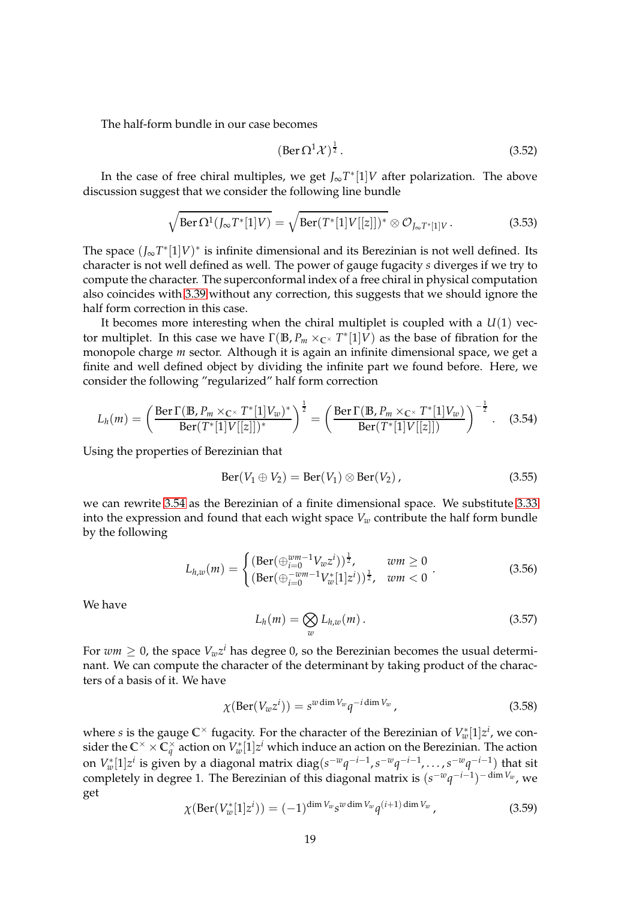The half-form bundle in our case becomes

$$(\mathrm{Ber}\,\Omega^1\mathcal{X})^{\frac{1}{2}}\,. \tag{3.52}$$

In the case of free chiral multiples, we get $J_\infty T^*[1]V$ after polarization. The above discussion suggest that we consider the following line bundle

$$\sqrt{\mathrm{Ber}\,\Omega^1(J_\infty T^*[1]V)} = \sqrt{\mathrm{Ber}(T^*[1]V[[z]])^*} \otimes \mathcal{O}_{J_\infty T^*[1]V}\,. \tag{3.53}$$

The space $(J_\infty T^*[1]V)^*$ is infinite dimensional and its Berezinian is not well defined. Its character is not well defined as well. The power of gauge fugacity $s$ diverges if we try to compute the character. The superconformal index of a free chiral in physical computation also coincides with 3.39 without any correction, this suggests that we should ignore the half form correction in this case.

It becomes more interesting when the chiral multiplet is coupled with a $U(1)$ vector multiplet. In this case we have $\Gamma(\mathbb{B}, P_m \times_{\mathbb{C}^\times} T^*[1]V)$ as the base of fibration for the monopole charge $m$ sector. Although it is again an infinite dimensional space, we get a finite and well defined object by dividing the infinite part we found before. Here, we consider the following "regularized" half form correction

$$L_h(m) = \left(\frac{\mathrm{Ber}\,\Gamma(\mathbb{B}, P_m \times_{\mathbb{C}^\times} T^*[1]V_w)^*}{\mathrm{Ber}(T^*[1]V[[z]])^*}\right)^{\frac{1}{2}} = \left(\frac{\mathrm{Ber}\,\Gamma(\mathbb{B}, P_m \times_{\mathbb{C}^\times} T^*[1]V_w)}{\mathrm{Ber}(T^*[1]V[[z]])}\right)^{-\frac{1}{2}}\,. \tag{3.54}$$

Using the properties of Berezinian that

$$\mathrm{Ber}(V_1 \oplus V_2) = \mathrm{Ber}(V_1) \otimes \mathrm{Ber}(V_2)\,, \tag{3.55}$$

we can rewrite 3.54 as the Berezinian of a finite dimensional space. We substitute 3.33 into the expression and found that each wight space $V_w$ contribute the half form bundle by the following

$$L_{h,w}(m) = \begin{cases} (\mathrm{Ber}(\oplus_{i=0}^{wm-1} V_w z^i))^{\frac{1}{2}}, & wm \geq 0 \\ (\mathrm{Ber}(\oplus_{i=0}^{-wm-1} V_w^*[1] z^i))^{\frac{1}{2}}, & wm < 0 \end{cases}. \tag{3.56}$$

We have

$$L_h(m) = \bigotimes_w L_{h,w}(m)\,. \tag{3.57}$$

For $wm \geq 0$, the space $V_w z^i$ has degree 0, so the Berezinian becomes the usual determinant. We can compute the character of the determinant by taking product of the characters of a basis of it. We have

$$\chi(\mathrm{Ber}(V_w z^i)) = s^{w \dim V_w} q^{-i \dim V_w}\,, \tag{3.58}$$

where $s$ is the gauge $\mathbb{C}^\times$ fugacity. For the character of the Berezinian of $V_w^*[1]z^i$, we consider the $\mathbb{C}^\times \times \mathbb{C}^\times_q$ action on $V_w^*[1]z^i$ which induce an action on the Berezinian. The action on $V_w^*[1]z^i$ is given by a diagonal matrix $\mathrm{diag}(s^{-w}q^{-i-1}, s^{-w}q^{-i-1}, \ldots, s^{-w}q^{-i-1})$ that sit completely in degree 1. The Berezinian of this diagonal matrix is $(s^{-w}q^{-i-1})^{-\dim V_w}$, we get

$$\chi(\mathrm{Ber}(V_w^*[1]z^i)) = (-1)^{\dim V_w} s^{w \dim V_w} q^{(i+1)\dim V_w}\,, \tag{3.59}$$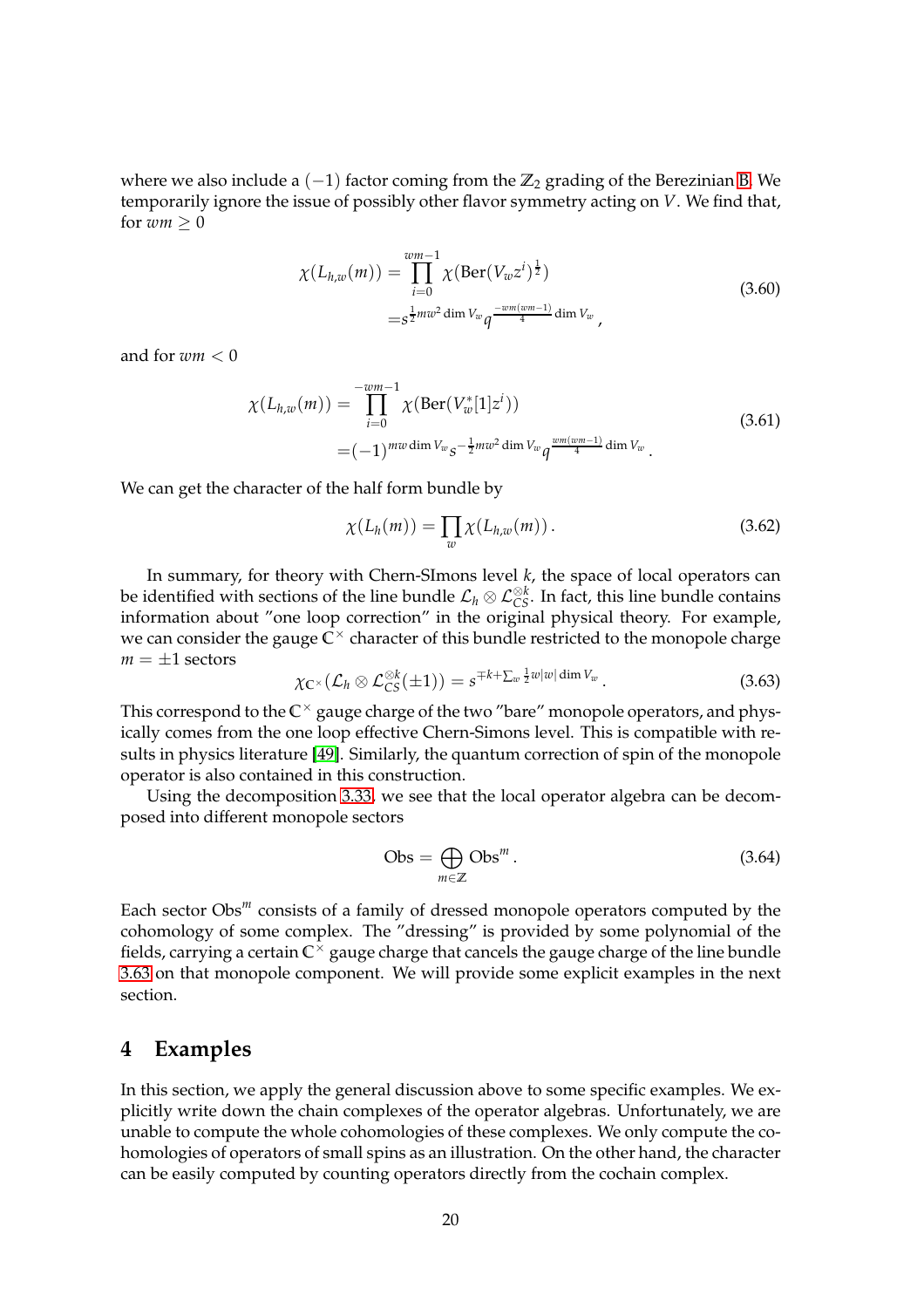where we also include a $(-1)$ factor coming from the $\mathbb{Z}_2$ grading of the Berezinian B. We temporarily ignore the issue of possibly other flavor symmetry acting on $V$. We find that, for $wm \geq 0$

$$
\begin{aligned}
\chi(L_{h,w}(m)) = &\prod_{i=0}^{wm-1} \chi(\mathrm{Ber}(V_w z^i)^{\frac{1}{2}}) \\
=&s^{\frac{1}{2}mw^2 \dim V_w} q^{\frac{-wm(wm-1)}{4} \dim V_w}\,,
\end{aligned}
\tag{3.60}
$$

and for $wm < 0$

$$
\begin{aligned}
\chi(L_{h,w}(m)) = &\prod_{i=0}^{-wm-1} \chi(\mathrm{Ber}(V_w^*[1] z^i)) \\
=&(-1)^{mw \dim V_w} s^{-\frac{1}{2}mw^2 \dim V_w} q^{\frac{wm(wm-1)}{4} \dim V_w}\,.
\end{aligned}
\tag{3.61}
$$

We can get the character of the half form bundle by

$$
\chi(L_h(m)) = \prod_w \chi(L_{h,w}(m))\,. \tag{3.62}
$$

In summary, for theory with Chern-SImons level $k$, the space of local operators can be identified with sections of the line bundle $\mathcal{L}_h \otimes \mathcal{L}_{CS}^{\otimes k}$. In fact, this line bundle contains information about "one loop correction" in the original physical theory. For example, we can consider the gauge $\mathbb{C}^\times$ character of this bundle restricted to the monopole charge $m = \pm 1$ sectors

$$
\chi_{\mathbb{C}^\times}(\mathcal{L}_h \otimes \mathcal{L}_{CS}^{\otimes k}(\pm 1)) = s^{\mp k + \sum_w \frac{1}{2} w |w| \dim V_w}\,. \tag{3.63}
$$

This correspond to the $\mathbb{C}^\times$ gauge charge of the two "bare" monopole operators, and physically comes from the one loop effective Chern-Simons level. This is compatible with results in physics literature [49]. Similarly, the quantum correction of spin of the monopole operator is also contained in this construction.

Using the decomposition 3.33, we see that the local operator algebra can be decomposed into different monopole sectors

$$
\mathrm{Obs} = \bigoplus_{m \in \mathbb{Z}} \mathrm{Obs}^m\,. \tag{3.64}
$$

Each sector $\mathrm{Obs}^m$ consists of a family of dressed monopole operators computed by the cohomology of some complex. The "dressing" is provided by some polynomial of the fields, carrying a certain $\mathbb{C}^\times$ gauge charge that cancels the gauge charge of the line bundle 3.63 on that monopole component. We will provide some explicit examples in the next section.

# 4 Examples

In this section, we apply the general discussion above to some specific examples. We explicitly write down the chain complexes of the operator algebras. Unfortunately, we are unable to compute the whole cohomologies of these complexes. We only compute the cohomologies of operators of small spins as an illustration. On the other hand, the character can be easily computed by counting operators directly from the cochain complex.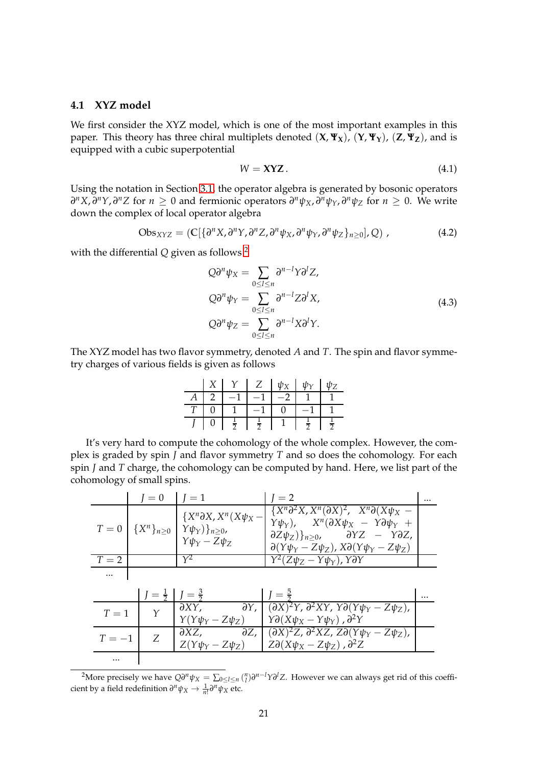### 4.1 XYZ model

We first consider the XYZ model, which is one of the most important examples in this paper. This theory has three chiral multiplets denoted $(\mathbf{X}, \mathbf{\Psi_X})$, $(\mathbf{Y}, \mathbf{\Psi_Y})$, $(\mathbf{Z}, \mathbf{\Psi_Z})$, and is equipped with a cubic superpotential

$$W = \mathbf{XYZ}\,. \tag{4.1}$$

Using the notation in Section 3.1, the operator algebra is generated by bosonic operators $\partial^n X, \partial^n Y, \partial^n Z$ for $n \geq 0$ and fermionic operators $\partial^n \psi_X, \partial^n \psi_Y, \partial^n \psi_Z$ for $n \geq 0$. We write down the complex of local operator algebra

$$\mathrm{Obs}_{XYZ} = \left(\mathbb{C}[\{\partial^n X, \partial^n Y, \partial^n Z, \partial^n \psi_X, \partial^n \psi_Y, \partial^n \psi_Z\}_{n\geq 0}], Q\right)\,, \tag{4.2}$$

with the differential $Q$ given as follows [2]

$$\begin{aligned}
Q\partial^n \psi_X &= \sum_{0\leq l\leq n} \partial^{n-l} Y \partial^l Z, \\
Q\partial^n \psi_Y &= \sum_{0\leq l\leq n} \partial^{n-l} Z \partial^l X, \\
Q\partial^n \psi_Z &= \sum_{0\leq l\leq n} \partial^{n-l} X \partial^l Y.
\end{aligned} \tag{4.3}$$

The XYZ model has two flavor symmetry, denoted $A$ and $T$. The spin and flavor symmetry charges of various fields is given as follows

| | $X$ | $Y$ | $Z$ | $\psi_X$ | $\psi_Y$ | $\psi_Z$ |
|---|---|---|---|---|---|---|
| $A$ | $2$ | $-1$ | $-1$ | $-2$ | $1$ | $1$ |
| $T$ | $0$ | $1$ | $-1$ | $0$ | $-1$ | $1$ |
| $J$ | $0$ | $\frac{1}{2}$ | $\frac{1}{2}$ | $1$ | $\frac{1}{2}$ | $\frac{1}{2}$ |

It's very hard to compute the cohomology of the whole complex. However, the complex is graded by spin $J$ and flavor symmetry $T$ and so does the cohomology. For each spin $J$ and $T$ charge, the cohomology can be computed by hand. Here, we list part of the cohomology of small spins.

| | $J=0$ | $J=1$ | $J=2$ | ... |
|---|---|---|---|---|
| $T=0$ | $\{X^n\}_{n\geq 0}$ | $\{X^n \partial X, X^n(X\psi_X - Y\psi_Y)\}_{n\geq 0}$, $Y\psi_Y - Z\psi_Z$ | $\{X^n\partial^2 X, X^n(\partial X)^2,\ X^n\partial(X\psi_X - Y\psi_Y),\ X^n(\partial X\psi_X - Y\partial\psi_Y + \partial Z\psi_Z)\}_{n\geq 0}$, $\partial YZ - Y\partial Z$, $\partial(Y\psi_Y - Z\psi_Z)$, $X\partial(Y\psi_Y - Z\psi_Z)$ | |
| $T=2$ | | $Y^2$ | $Y^2(Z\psi_Z - Y\psi_Y)$, $Y\partial Y$ | |
| ... | | | | |

| | $J=\frac{1}{2}$ | $J=\frac{3}{2}$ | $J=\frac{5}{2}$ | ... |
|---|---|---|---|---|
| $T=1$ | $Y$ | $\partial XY$, $\partial Y$, $Y(Y\psi_Y - Z\psi_Z)$ | $(\partial X)^2 Y$, $\partial^2 XY$, $Y\partial(Y\psi_Y - Z\psi_Z)$, $Y\partial(X\psi_X - Y\psi_Y)$, $\partial^2 Y$ | |
| $T=-1$ | $Z$ | $\partial XZ$, $\partial Z$, $Z(Y\psi_Y - Z\psi_Z)$ | $(\partial X)^2 Z$, $\partial^2 XZ$, $Z\partial(Y\psi_Y - Z\psi_Z)$, $Z\partial(X\psi_X - Z\psi_Z)$, $\partial^2 Z$ | |
| ... | | | | |

[2] More precisely we have $Q\partial^n\psi_X = \sum_{0\leq l\leq n}\binom{n}{l}\partial^{n-l}Y\partial^l Z$. However we can always get rid of this coefficient by a field redefinition $\partial^n\psi_X \to \frac{1}{n!}\partial^n\psi_X$ etc.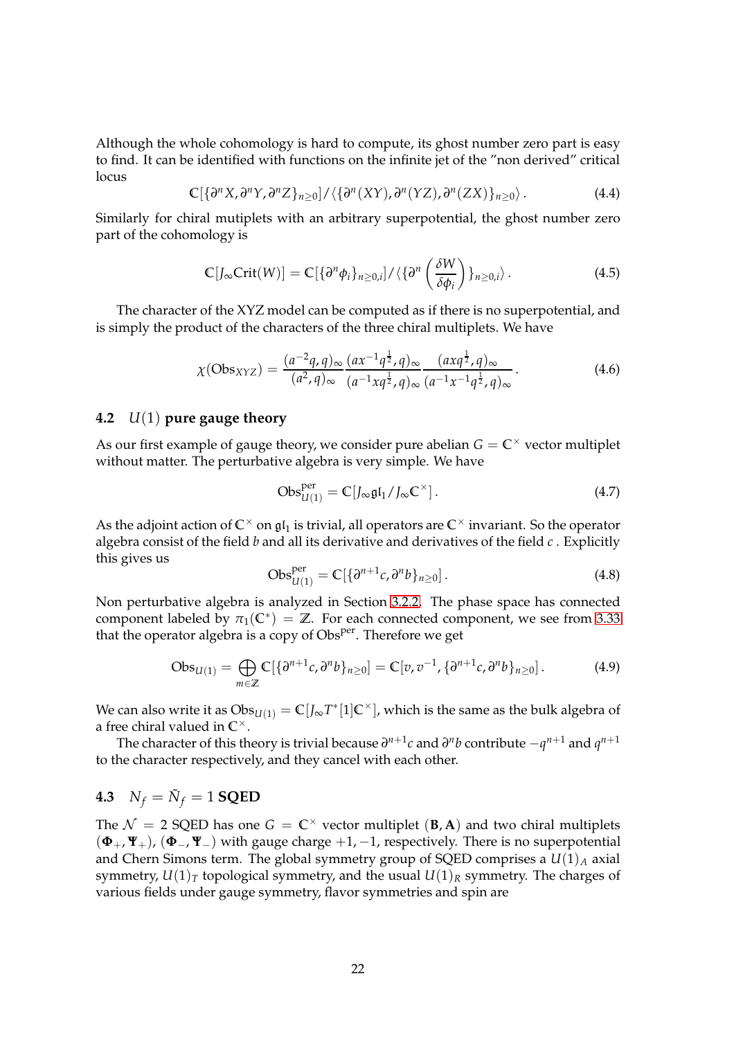Although the whole cohomology is hard to compute, its ghost number zero part is easy to find. It can be identified with functions on the infinite jet of the "non derived" critical locus

$$\mathbb{C}[\{\partial^n X, \partial^n Y, \partial^n Z\}_{n\geq 0}]/\langle\{\partial^n(XY), \partial^n(YZ), \partial^n(ZX)\}_{n\geq 0}\rangle\,. \tag{4.4}$$

Similarly for chiral mutiplets with an arbitrary superpotential, the ghost number zero part of the cohomology is

$$\mathbb{C}[J_\infty \mathrm{Crit}(W)] = \mathbb{C}[\{\partial^n \phi_i\}_{n\geq 0,i}]/\langle\{\partial^n\left(\frac{\delta W}{\delta \phi_i}\right)\}_{n\geq 0,i}\rangle\,. \tag{4.5}$$

The character of the XYZ model can be computed as if there is no superpotential, and is simply the product of the characters of the three chiral multiplets. We have

$$\chi(\mathrm{Obs}_{XYZ}) = \frac{(a^{-2}q,q)_\infty}{(a^2,q)_\infty}\frac{(ax^{-1}q^{\frac{1}{2}},q)_\infty}{(a^{-1}xq^{\frac{1}{2}},q)_\infty}\frac{(axq^{\frac{1}{2}},q)_\infty}{(a^{-1}x^{-1}q^{\frac{1}{2}},q)_\infty}\,. \tag{4.6}$$

### 4.2 $U(1)$ pure gauge theory

As our first example of gauge theory, we consider pure abelian $G = \mathbb{C}^\times$ vector multiplet without matter. The perturbative algebra is very simple. We have

$$\mathrm{Obs}^{\mathrm{per}}_{U(1)} = \mathbb{C}[J_\infty \mathfrak{gl}_1/J_\infty \mathbb{C}^\times]\,. \tag{4.7}$$

As the adjoint action of $\mathbb{C}^\times$ on $\mathfrak{gl}_1$ is trivial, all operators are $\mathbb{C}^\times$ invariant. So the operator algebra consist of the field $b$ and all its derivative and derivatives of the field $c$. Explicitly this gives us

$$\mathrm{Obs}^{\mathrm{per}}_{U(1)} = \mathbb{C}[\{\partial^{n+1}c, \partial^n b\}_{n\geq 0}]\,. \tag{4.8}$$

Non perturbative algebra is analyzed in Section 3.2.2. The phase space has connected component labeled by $\pi_1(\mathbb{C}^*) = \mathbb{Z}$. For each connected component, we see from 3.33 that the operator algebra is a copy of $\mathrm{Obs}^{\mathrm{per}}$. Therefore we get

$$\mathrm{Obs}_{U(1)} = \bigoplus_{m\in\mathbb{Z}} \mathbb{C}[\{\partial^{n+1}c, \partial^n b\}_{n\geq 0}] = \mathbb{C}[v, v^{-1}, \{\partial^{n+1}c, \partial^n b\}_{n\geq 0}]\,. \tag{4.9}$$

We can also write it as $\mathrm{Obs}_{U(1)} = \mathbb{C}[J_\infty T^*[1]\mathbb{C}^\times]$, which is the same as the bulk algebra of a free chiral valued in $\mathbb{C}^\times$.

The character of this theory is trivial because $\partial^{n+1}c$ and $\partial^n b$ contribute $-q^{n+1}$ and $q^{n+1}$ to the character respectively, and they cancel with each other.

### 4.3 $N_f = \tilde{N}_f = 1$ SQED

The $\mathcal{N} = 2$ SQED has one $G = \mathbb{C}^\times$ vector multiplet $(\mathbf{B}, \mathbf{A})$ and two chiral multiplets $(\mathbf{\Phi}_+, \mathbf{\Psi}_+)$, $(\mathbf{\Phi}_-, \mathbf{\Psi}_-)$ with gauge charge $+1, -1$, respectively. There is no superpotential and Chern Simons term. The global symmetry group of SQED comprises a $U(1)_A$ axial symmetry, $U(1)_T$ topological symmetry, and the usual $U(1)_R$ symmetry. The charges of various fields under gauge symmetry, flavor symmetries and spin are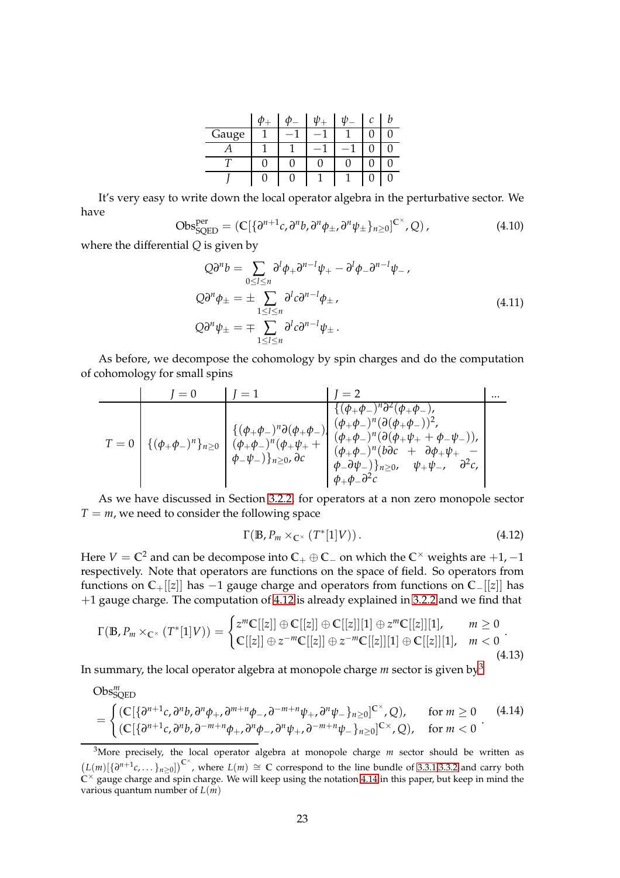|  | $\phi_+$ | $\phi_-$ | $\psi_+$ | $\psi_-$ | $c$ | $b$ |
|---|---|---|---|---|---|---|
| Gauge | 1 | $-1$ | $-1$ | 1 | 0 | 0 |
| $A$ | 1 | 1 | $-1$ | $-1$ | 0 | 0 |
| $T$ | 0 | 0 | 0 | 0 | 0 | 0 |
| $J$ | 0 | 0 | 1 | 1 | 0 | 0 |

It's very easy to write down the local operator algebra in the perturbative sector. We have

$$\mathrm{Obs}^{\mathrm{per}}_{\mathrm{SQED}} = \left(\mathbb{C}[\{\partial^{n+1}c, \partial^n b, \partial^n\phi_\pm, \partial^n\psi_\pm\}_{n\geq 0}]^{\mathbb{C}^\times}, Q\right), \tag{4.10}$$

where the differential $Q$ is given by

$$\begin{aligned}
Q\partial^n b &= \sum_{0\leq l\leq n} \partial^l\phi_+\partial^{n-l}\psi_+ - \partial^l\phi_-\partial^{n-l}\psi_-\,,\\
Q\partial^n\phi_\pm &= \pm\sum_{1\leq l\leq n} \partial^l c\partial^{n-l}\phi_\pm\,,\\
Q\partial^n\psi_\pm &= \mp\sum_{1\leq l\leq n} \partial^l c\partial^{n-l}\psi_\pm\,.
\end{aligned} \tag{4.11}$$

As before, we decompose the cohomology by spin charges and do the computation of cohomology for small spins

|  | $J=0$ | $J=1$ | $J=2$ | ... |
|---|---|---|---|---|
| $T=0$ | $\{(\phi_+\phi_-)^n\}_{n\geq 0}$ | $\{(\phi_+\phi_-)^n\partial(\phi_+\phi_-)$, $(\phi_+\phi_-)^n(\phi_+\psi_+ + \phi_-\psi_-)\}_{n\geq 0}$, $\partial c$ | $\{(\phi_+\phi_-)^n\partial^2(\phi_+\phi_-)$, $(\phi_+\phi_-)^n(\partial(\phi_+\phi_-))^2$, $(\phi_+\phi_-)^n(\partial(\phi_+\psi_+ + \phi_-\psi_-))$, $(\phi_+\phi_-)^n(b\partial c + \partial\phi_+\psi_+ - \phi_-\partial\psi_-)\}_{n\geq 0}$, $\psi_+\psi_-$, $\partial^2 c$, $\phi_+\phi_-\partial^2 c$ |  |

As we have discussed in Section 3.2.2, for operators at a non zero monopole sector $T=m$, we need to consider the following space

$$\Gamma(\mathbb{B}, P_m\times_{\mathbb{C}^\times}(T^*[1]V))\,. \tag{4.12}$$

Here $V=\mathbb{C}^2$ and can be decompose into $\mathbb{C}_+\oplus\mathbb{C}_-$ on which the $\mathbb{C}^\times$ weights are $+1,-1$ respectively. Note that operators are functions on the space of field. So operators from functions on $\mathbb{C}_+[[z]]$ has $-1$ gauge charge and operators from functions on $\mathbb{C}_-[[z]]$ has $+1$ gauge charge. The computation of 4.12 is already explained in 3.2.2 and we find that

$$\Gamma(\mathbb{B}, P_m\times_{\mathbb{C}^\times}(T^*[1]V)) = \begin{cases} z^m\mathbb{C}[[z]]\oplus\mathbb{C}[[z]]\oplus\mathbb{C}[[z]][1]\oplus z^m\mathbb{C}[[z]][1], & m\geq 0\\ \mathbb{C}[[z]]\oplus z^{-m}\mathbb{C}[[z]]\oplus z^{-m}\mathbb{C}[[z]][1]\oplus\mathbb{C}[[z]][1], & m<0\end{cases}. \tag{4.13}$$

In summary, the local operator algebra at monopole charge $m$ sector is given by[3]

$$\begin{aligned}
&\mathrm{Obs}^m_{\mathrm{SQED}}\\
&= \begin{cases} (\mathbb{C}[\{\partial^{n+1}c, \partial^n b, \partial^n\phi_+, \partial^{m+n}\phi_-, \partial^{-m+n}\psi_+, \partial^n\psi_-\}_{n\geq 0}]^{\mathbb{C}^\times}, Q), & \text{for } m\geq 0\\ (\mathbb{C}[\{\partial^{n+1}c, \partial^n b, \partial^{-m+n}\phi_+, \partial^n\phi_-, \partial^n\psi_+, \partial^{-m+n}\psi_-\}_{n\geq 0}]^{\mathbb{C}^\times}, Q), & \text{for } m<0\end{cases}.
\end{aligned} \tag{4.14}$$

[3] More precisely, the local operator algebra at monopole charge $m$ sector should be written as $\left(L(m)[\{\partial^{n+1}c,\dots\}_{n\geq 0}]\right)^{\mathbb{C}^\times}$, where $L(m)\cong\mathbb{C}$ correspond to the line bundle of 3.3.1 3.3.2 and carry both $\mathbb{C}^\times$ gauge charge and spin charge. We will keep using the notation 4.14 in this paper, but keep in mind the various quantum number of $L(m)$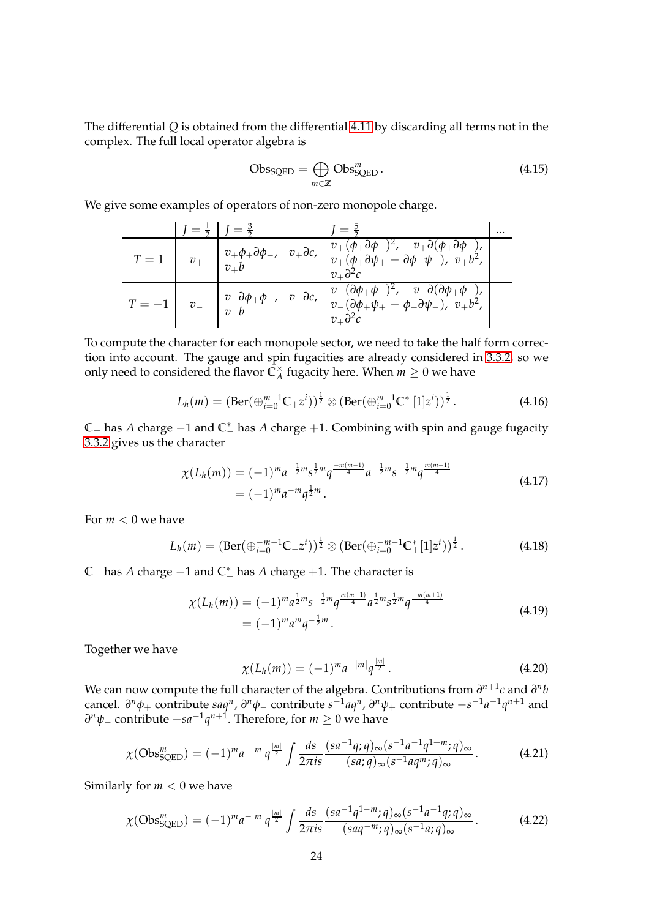The differential $Q$ is obtained from the differential 4.11 by discarding all terms not in the complex. The full local operator algebra is

$$\mathrm{Obs}_{\mathrm{SQED}} = \bigoplus_{m \in \mathbb{Z}} \mathrm{Obs}^m_{\mathrm{SQED}} \,. \tag{4.15}$$

We give some examples of operators of non-zero monopole charge.

| | $J = \frac{1}{2}$ | $J = \frac{3}{2}$ | $J = \frac{5}{2}$ | ... |
|---|---|---|---|---|
| $T = 1$ | $v_+$ | $v_+\phi_+\partial\phi_-$, $v_+\partial c$, $v_+ b$ | $v_+(\phi_+\partial\phi_-)^2$, $v_+\partial(\phi_+\partial\phi_-)$, $v_+(\phi_+\partial\psi_+ - \partial\phi_-\psi_-)$, $v_+ b^2$, $v_+\partial^2 c$ | |
| $T = -1$ | $v_-$ | $v_-\partial\phi_+\phi_-$, $v_-\partial c$, $v_- b$ | $v_-(\partial\phi_+\phi_-)^2$, $v_-\partial(\partial\phi_+\phi_-)$, $v_-(\partial\phi_+\psi_+ - \phi_-\partial\psi_-)$, $v_+ b^2$, $v_+\partial^2 c$ | |

To compute the character for each monopole sector, we need to take the half form correction into account. The gauge and spin fugacities are already considered in 3.3.2, so we only need to considered the flavor $\mathbb{C}^\times_A$ fugacity here. When $m \geq 0$ we have

$$L_h(m) = (\mathrm{Ber}(\oplus_{i=0}^{m-1}\mathbb{C}_+ z^i))^{\frac{1}{2}} \otimes (\mathrm{Ber}(\oplus_{i=0}^{m-1}\mathbb{C}^*_-[1]z^i))^{\frac{1}{2}} \,. \tag{4.16}$$

$\mathbb{C}_+$ has $A$ charge $-1$ and $\mathbb{C}^*_-$ has $A$ charge $+1$. Combining with spin and gauge fugacity 3.3.2 gives us the character

$$\begin{aligned}
\chi(L_h(m)) &= (-1)^m a^{-\frac{1}{2}m} s^{\frac{1}{2}m} q^{\frac{-m(m-1)}{4}} a^{-\frac{1}{2}m} s^{-\frac{1}{2}m} q^{\frac{m(m+1)}{4}} \\
&= (-1)^m a^{-m} q^{\frac{1}{2}m} \,.
\end{aligned} \tag{4.17}$$

For $m < 0$ we have

$$L_h(m) = (\mathrm{Ber}(\oplus_{i=0}^{-m-1}\mathbb{C}_- z^i))^{\frac{1}{2}} \otimes (\mathrm{Ber}(\oplus_{i=0}^{-m-1}\mathbb{C}^*_+[1]z^i))^{\frac{1}{2}} \,. \tag{4.18}$$

$\mathbb{C}_-$ has $A$ charge $-1$ and $\mathbb{C}^*_+$ has $A$ charge $+1$. The character is

$$\begin{aligned}
\chi(L_h(m)) &= (-1)^m a^{\frac{1}{2}m} s^{-\frac{1}{2}m} q^{\frac{m(m-1)}{4}} a^{\frac{1}{2}m} s^{\frac{1}{2}m} q^{\frac{-m(m+1)}{4}} \\
&= (-1)^m a^{m} q^{-\frac{1}{2}m} \,.
\end{aligned} \tag{4.19}$$

Together we have

$$\chi(L_h(m)) = (-1)^m a^{-|m|} q^{\frac{|m|}{2}} \,. \tag{4.20}$$

We can now compute the full character of the algebra. Contributions from $\partial^{n+1}c$ and $\partial^n b$ cancel. $\partial^n\phi_+$ contribute $saq^n$, $\partial^n\phi_-$ contribute $s^{-1}aq^n$, $\partial^n\psi_+$ contribute $-s^{-1}a^{-1}q^{n+1}$ and $\partial^n\psi_-$ contribute $-sa^{-1}q^{n+1}$. Therefore, for $m \geq 0$ we have

$$\chi(\mathrm{Obs}^m_{\mathrm{SQED}}) = (-1)^m a^{-|m|} q^{\frac{|m|}{2}} \int \frac{ds}{2\pi i s} \frac{(sa^{-1}q;q)_\infty (s^{-1}a^{-1}q^{1+m};q)_\infty}{(sa;q)_\infty (s^{-1}aq^m;q)_\infty} \,. \tag{4.21}$$

Similarly for $m < 0$ we have

$$\chi(\mathrm{Obs}^m_{\mathrm{SQED}}) = (-1)^m a^{-|m|} q^{\frac{|m|}{2}} \int \frac{ds}{2\pi i s} \frac{(sa^{-1}q^{1-m};q)_\infty (s^{-1}a^{-1}q;q)_\infty}{(saq^{-m};q)_\infty (s^{-1}a;q)_\infty} \,. \tag{4.22}$$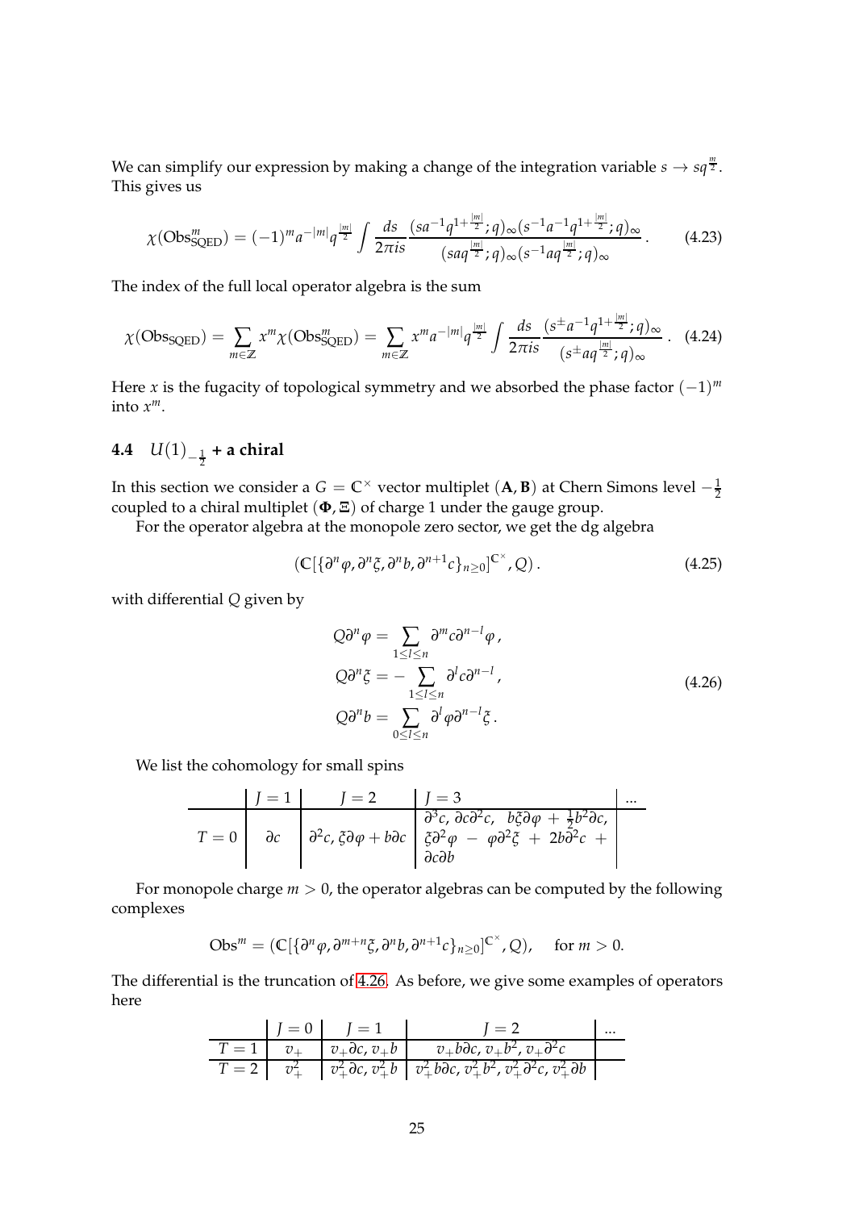We can simplify our expression by making a change of the integration variable $s \to sq^{\frac{m}{2}}$. This gives us

$$\chi(\mathrm{Obs}^m_{\mathrm{SQED}}) = (-1)^m a^{-|m|} q^{\frac{|m|}{2}} \int \frac{ds}{2\pi i s} \frac{(sa^{-1}q^{1+\frac{|m|}{2}};q)_\infty (s^{-1}a^{-1}q^{1+\frac{|m|}{2}};q)_\infty}{(saq^{\frac{|m|}{2}};q)_\infty (s^{-1}aq^{\frac{|m|}{2}};q)_\infty}. \tag{4.23}$$

The index of the full local operator algebra is the sum

$$\chi(\mathrm{Obs}_{\mathrm{SQED}}) = \sum_{m\in\mathbb{Z}} x^m \chi(\mathrm{Obs}^m_{\mathrm{SQED}}) = \sum_{m\in\mathbb{Z}} x^m a^{-|m|} q^{\frac{|m|}{2}} \int \frac{ds}{2\pi i s} \frac{(s^{\pm}a^{-1}q^{1+\frac{|m|}{2}};q)_\infty}{(s^{\pm}aq^{\frac{|m|}{2}};q)_\infty}. \tag{4.24}$$

Here $x$ is the fugacity of topological symmetry and we absorbed the phase factor $(-1)^m$ into $x^m$.

## 4.4 $U(1)_{-\frac{1}{2}}$ + a chiral

In this section we consider a $G = \mathbb{C}^\times$ vector multiplet $(\mathbf{A}, \mathbf{B})$ at Chern Simons level $-\frac{1}{2}$ coupled to a chiral multiplet $(\mathbf{\Phi}, \mathbf{\Xi})$ of charge 1 under the gauge group.

For the operator algebra at the monopole zero sector, we get the dg algebra

$$(\mathbb{C}[\{\partial^n\varphi, \partial^n\xi, \partial^n b, \partial^{n+1}c\}_{n\geq 0}]^{\mathbb{C}^\times}, Q). \tag{4.25}$$

with differential $Q$ given by

$$\begin{aligned} Q\partial^n\varphi &= \sum_{1\leq l\leq n} \partial^m c\partial^{n-l}\varphi, \\ Q\partial^n\xi &= -\sum_{1\leq l\leq n} \partial^l c\partial^{n-l}, \\ Q\partial^n b &= \sum_{0\leq l\leq n} \partial^l\varphi\partial^{n-l}\xi. \end{aligned} \tag{4.26}$$

We list the cohomology for small spins

| | $J=1$ | $J=2$ | $J=3$ | ... |
|---|---|---|---|---|
| $T=0$ | $\partial c$ | $\partial^2 c$, $\xi\partial\varphi + b\partial c$ | $\partial^3 c$, $\partial c\partial^2 c$, $b\xi\partial\varphi + \frac{1}{2}b^2\partial c$, $\xi\partial^2\varphi - \varphi\partial^2\xi + 2b\partial^2 c + \partial c\partial b$ | |

For monopole charge $m > 0$, the operator algebras can be computed by the following complexes

$$\mathrm{Obs}^m = (\mathbb{C}[\{\partial^n\varphi, \partial^{m+n}\xi, \partial^n b, \partial^{n+1}c\}_{n\geq 0}]^{\mathbb{C}^\times}, Q), \quad \text{for } m > 0.$$

The differential is the truncation of 4.26. As before, we give some examples of operators here

| | $J=0$ | $J=1$ | $J=2$ | ... |
|---|---|---|---|---|
| $T=1$ | $v_+$ | $v_+\partial c$, $v_+ b$ | $v_+ b\partial c$, $v_+ b^2$, $v_+\partial^2 c$ | |
| $T=2$ | $v_+^2$ | $v_+^2\partial c$, $v_+^2 b$ | $v_+^2 b\partial c$, $v_+^2 b^2$, $v_+^2\partial^2 c$, $v_+^2\partial b$ | |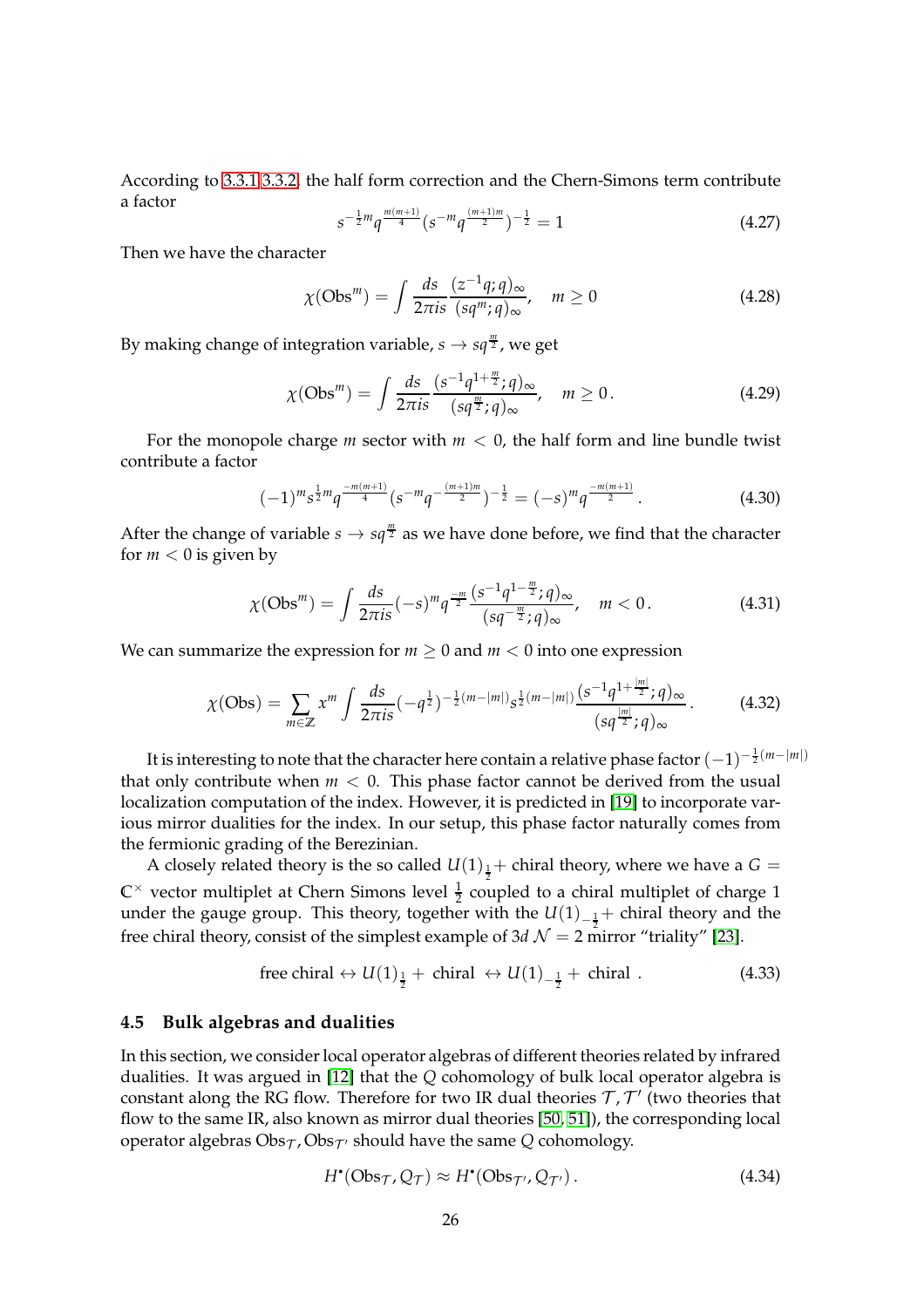According to 3.3.1 3.3.2, the half form correction and the Chern-Simons term contribute a factor

$$s^{-\frac{1}{2}m}q^{\frac{m(m+1)}{4}}(s^{-m}q^{\frac{(m+1)m}{2}})^{-\frac{1}{2}} = 1 \tag{4.27}$$

Then we have the character

$$\chi(\text{Obs}^m) = \int \frac{ds}{2\pi i s}\frac{(z^{-1}q;q)_\infty}{(sq^m;q)_\infty}, \quad m \geq 0 \tag{4.28}$$

By making change of integration variable, $s \to sq^{\frac{m}{2}}$, we get

$$\chi(\text{Obs}^m) = \int \frac{ds}{2\pi i s}\frac{(s^{-1}q^{1+\frac{m}{2}};q)_\infty}{(sq^{\frac{m}{2}};q)_\infty}, \quad m \geq 0\,. \tag{4.29}$$

For the monopole charge $m$ sector with $m < 0$, the half form and line bundle twist contribute a factor

$$(-1)^m s^{\frac{1}{2}m}q^{\frac{-m(m+1)}{4}}(s^{-m}q^{-\frac{(m+1)m}{2}})^{-\frac{1}{2}} = (-s)^m q^{\frac{-m(m+1)}{2}}\,. \tag{4.30}$$

After the change of variable $s \to sq^{\frac{m}{2}}$ as we have done before, we find that the character for $m < 0$ is given by

$$\chi(\text{Obs}^m) = \int \frac{ds}{2\pi i s}(-s)^m q^{\frac{-m}{2}}\frac{(s^{-1}q^{1-\frac{m}{2}};q)_\infty}{(sq^{-\frac{m}{2}};q)_\infty}, \quad m < 0\,. \tag{4.31}$$

We can summarize the expression for $m \geq 0$ and $m < 0$ into one expression

$$\chi(\text{Obs}) = \sum_{m\in\mathbb{Z}} x^m \int \frac{ds}{2\pi i s}(-q^{\frac{1}{2}})^{-\frac{1}{2}(m-|m|)}s^{\frac{1}{2}(m-|m|)}\frac{(s^{-1}q^{1+\frac{|m|}{2}};q)_\infty}{(sq^{\frac{|m|}{2}};q)_\infty}\,. \tag{4.32}$$

It is interesting to note that the character here contain a relative phase factor $(-1)^{-\frac{1}{2}(m-|m|)}$ that only contribute when $m < 0$. This phase factor cannot be derived from the usual localization computation of the index. However, it is predicted in [19] to incorporate various mirror dualities for the index. In our setup, this phase factor naturally comes from the fermionic grading of the Berezinian.

A closely related theory is the so called $U(1)_{\frac{1}{2}}+$ chiral theory, where we have a $G = \mathbb{C}^\times$ vector multiplet at Chern Simons level $\frac{1}{2}$ coupled to a chiral multiplet of charge 1 under the gauge group. This theory, together with the $U(1)_{-\frac{1}{2}}+$ chiral theory and the free chiral theory, consist of the simplest example of $3d\ \mathcal{N} = 2$ mirror "triality" [23].

$$\text{free chiral} \leftrightarrow U(1)_{\frac{1}{2}} + \text{chiral} \leftrightarrow U(1)_{-\frac{1}{2}} + \text{chiral}\,. \tag{4.33}$$

### 4.5 Bulk algebras and dualities

In this section, we consider local operator algebras of different theories related by infrared dualities. It was argued in [12] that the $Q$ cohomology of bulk local operator algebra is constant along the RG flow. Therefore for two IR dual theories $\mathcal{T}, \mathcal{T}'$ (two theories that flow to the same IR, also known as mirror dual theories [50, 51]), the corresponding local operator algebras $\text{Obs}_{\mathcal{T}}, \text{Obs}_{\mathcal{T}'}$ should have the same $Q$ cohomology.

$$H^\bullet(\text{Obs}_{\mathcal{T}}, Q_{\mathcal{T}}) \approx H^\bullet(\text{Obs}_{\mathcal{T}'}, Q_{\mathcal{T}'})\,. \tag{4.34}$$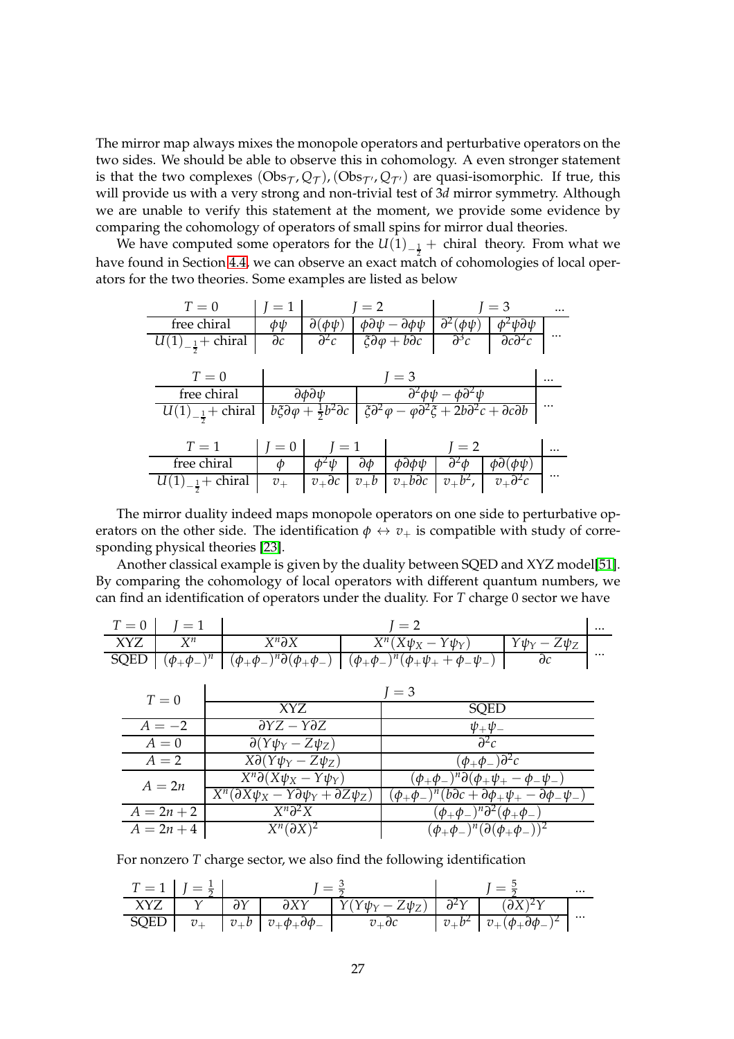The mirror map always mixes the monopole operators and perturbative operators on the two sides. We should be able to observe this in cohomology. A even stronger statement is that the two complexes $(\mathrm{Obs}_{\mathcal{T}}, Q_{\mathcal{T}}), (\mathrm{Obs}_{\mathcal{T}'}, Q_{\mathcal{T}'})$ are quasi-isomorphic. If true, this will provide us with a very strong and non-trivial test of 3*d* mirror symmetry. Although we are unable to verify this statement at the moment, we provide some evidence by comparing the cohomology of operators of small spins for mirror dual theories.

We have computed some operators for the $U(1)_{-\frac{1}{2}}+$ chiral theory. From what we have found in Section 4.4, we can observe an exact match of cohomologies of local operators for the two theories. Some examples are listed as below

| $T=0$ | $J=1$ | $J=2$ | | $J=3$ | | ... |
|---|---|---|---|---|---|---|
| free chiral | $\phi\psi$ | $\partial(\phi\psi)$ | $\phi\partial\psi-\partial\phi\psi$ | $\partial^2(\phi\psi)$ | $\phi^2\psi\partial\psi$ | ... |
| $U(1)_{-\frac{1}{2}}+$ chiral | $\partial c$ | $\partial^2 c$ | $\xi\partial\varphi+b\partial c$ | $\partial^3 c$ | $\partial c\partial^2 c$ | |

| $T=0$ | | $J=3$ | ... |
|---|---|---|---|
| free chiral | $\partial\phi\partial\psi$ | $\partial^2\phi\psi-\phi\partial^2\psi$ | ... |
| $U(1)_{-\frac{1}{2}}+$ chiral | $b\xi\partial\varphi+\frac{1}{2}b^2\partial c$ | $\xi\partial^2\varphi-\varphi\partial^2\xi+2b\partial^2 c+\partial c\partial b$ | |

| $T=1$ | $J=0$ | $J=1$ | | $J=2$ | | | ... |
|---|---|---|---|---|---|---|---|
| free chiral | $\phi$ | $\phi^2\psi$ | $\partial\phi$ | $\phi\partial\phi\psi$ | $\partial^2\phi$ | $\phi\partial(\phi\psi)$ | ... |
| $U(1)_{-\frac{1}{2}}+$ chiral | $v_+$ | $v_+\partial c$ | $v_+ b$ | $v_+ b\partial c$ | $v_+ b^2,$ | $v_+\partial^2 c$ | |

The mirror duality indeed maps monopole operators on one side to perturbative operators on the other side. The identification $\phi \leftrightarrow v_+$ is compatible with study of corresponding physical theories [23].

Another classical example is given by the duality between SQED and XYZ model[51]. By comparing the cohomology of local operators with different quantum numbers, we can find an identification of operators under the duality. For $T$ charge 0 sector we have

| $T=0$ | $J=1$ | $J=2$ | | | ... |
|---|---|---|---|---|---|
| XYZ | $X^n$ | $X^n\partial X$ | $X^n(X\psi_X-Y\psi_Y)$ | $Y\psi_Y-Z\psi_Z$ | ... |
| SQED | $(\phi_+\phi_-)^n$ | $(\phi_+\phi_-)^n\partial(\phi_+\phi_-)$ | $(\phi_+\phi_-)^n(\phi_+\psi_++\phi_-\psi_-)$ | $\partial c$ | |

| $T=0$ | $J=3$ | |
|---|---|---|
| | XYZ | SQED |
| $A=-2$ | $\partial YZ-Y\partial Z$ | $\psi_+\psi_-$ |
| $A=0$ | $\partial(Y\psi_Y-Z\psi_Z)$ | $\partial^2 c$ |
| $A=2$ | $X\partial(Y\psi_Y-Z\psi_Z)$ | $(\phi_+\phi_-)\partial^2 c$ |
| $A=2n$ | $X^n\partial(X\psi_X-Y\psi_Y)$ | $(\phi_+\phi_-)^n\partial(\phi_+\psi_+-\phi_-\psi_-)$ |
| | $X^n(\partial X\psi_X-Y\partial\psi_Y+\partial Z\psi_Z)$ | $(\phi_+\phi_-)^n(b\partial c+\partial\phi_+\psi_+-\partial\phi_-\psi_-)$ |
| $A=2n+2$ | $X^n\partial^2 X$ | $(\phi_+\phi_-)^n\partial^2(\phi_+\phi_-)$ |
| $A=2n+4$ | $X^n(\partial X)^2$ | $(\phi_+\phi_-)^n(\partial(\phi_+\phi_-))^2$ |

For nonzero $T$ charge sector, we also find the following identification

| $T=1$ | $J=\frac{1}{2}$ | $J=\frac{3}{2}$ | | | $J=\frac{5}{2}$ | | ... |
|---|---|---|---|---|---|---|---|
| XYZ | $Y$ | $\partial Y$ | $\partial XY$ | $Y(Y\psi_Y-Z\psi_Z)$ | $\partial^2 Y$ | $(\partial X)^2 Y$ | ... |
| SQED | $v_+$ | $v_+ b$ | $v_+\phi_+\partial\phi_-$ | $v_+\partial c$ | $v_+ b^2$ | $v_+(\phi_+\partial\phi_-)^2$ | |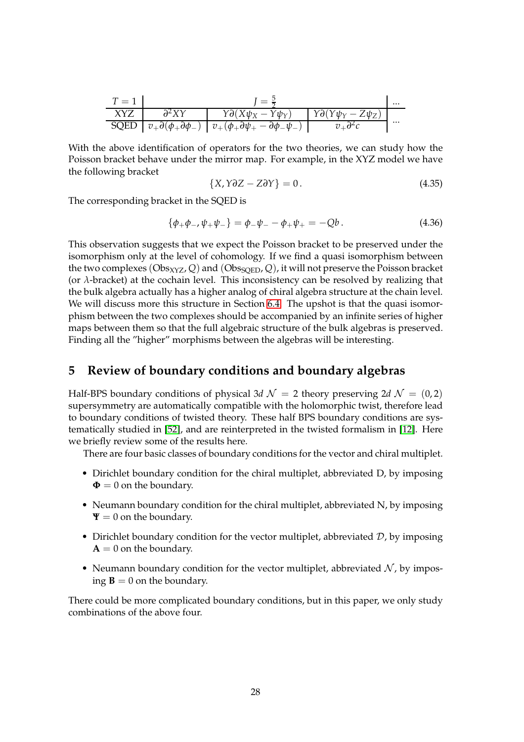| $T=1$ | $J=\frac{5}{2}$ | | | ... |
|---|---|---|---|---|
| XYZ | $\partial^2 XY$ | $Y\partial(X\psi_X - Y\psi_Y)$ | $Y\partial(Y\psi_Y - Z\psi_Z)$ | ... |
| SQED | $v_+\partial(\phi_+\partial\phi_-)$ | $v_+(\phi_+\partial\psi_+ - \partial\phi_-\psi_-)$ | $v_+\partial^2 c$ | |

With the above identification of operators for the two theories, we can study how the Poisson bracket behave under the mirror map. For example, in the XYZ model we have the following bracket

$$\{X, Y\partial Z - Z\partial Y\} = 0\,. \tag{4.35}$$

The corresponding bracket in the SQED is

$$\{\phi_+\phi_-, \psi_+\psi_-\} = \phi_-\psi_- - \phi_+\psi_+ = -Qb\,. \tag{4.36}$$

This observation suggests that we expect the Poisson bracket to be preserved under the isomorphism only at the level of cohomology. If we find a quasi isomorphism between the two complexes $(\mathrm{Obs}_{\mathrm{XYZ}}, Q)$ and $(\mathrm{Obs}_{\mathrm{SQED}}, Q)$, it will not preserve the Poisson bracket (or $\lambda$-bracket) at the cochain level. This inconsistency can be resolved by realizing that the bulk algebra actually has a higher analog of chiral algebra structure at the chain level. We will discuss more this structure in Section 6.4. The upshot is that the quasi isomorphism between the two complexes should be accompanied by an infinite series of higher maps between them so that the full algebraic structure of the bulk algebras is preserved. Finding all the "higher" morphisms between the algebras will be interesting.

# 5 Review of boundary conditions and boundary algebras

Half-BPS boundary conditions of physical $3d$ $\mathcal{N}=2$ theory preserving $2d$ $\mathcal{N}=(0,2)$ supersymmetry are automatically compatible with the holomorphic twist, therefore lead to boundary conditions of twisted theory. These half BPS boundary conditions are systematically studied in [52], and are reinterpreted in the twisted formalism in [12]. Here we briefly review some of the results here.

There are four basic classes of boundary conditions for the vector and chiral multiplet.

- Dirichlet boundary condition for the chiral multiplet, abbreviated D, by imposing $\mathbf{\Phi} = 0$ on the boundary.
- Neumann boundary condition for the chiral multiplet, abbreviated N, by imposing $\mathbf{\Psi} = 0$ on the boundary.
- Dirichlet boundary condition for the vector multiplet, abbreviated $\mathcal{D}$, by imposing $\mathbf{A} = 0$ on the boundary.
- Neumann boundary condition for the vector multiplet, abbreviated $\mathcal{N}$, by imposing $\mathbf{B} = 0$ on the boundary.

There could be more complicated boundary conditions, but in this paper, we only study combinations of the above four.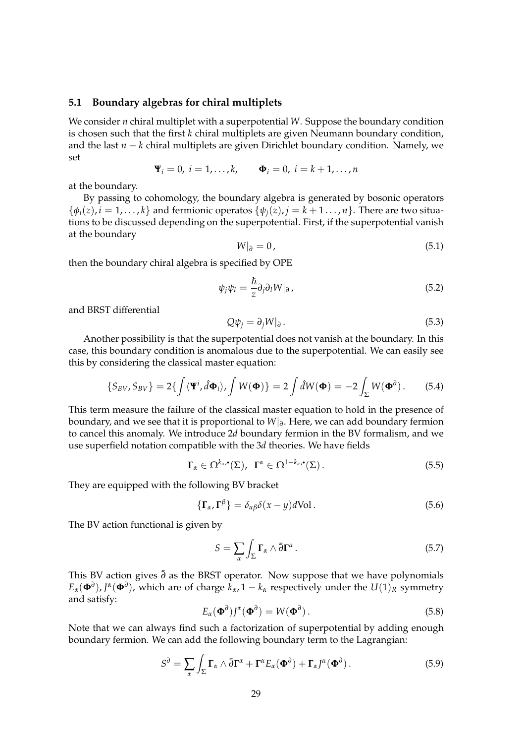### 5.1 Boundary algebras for chiral multiplets

We consider $n$ chiral multiplet with a superpotential $W$. Suppose the boundary condition is chosen such that the first $k$ chiral multiplets are given Neumann boundary condition, and the last $n-k$ chiral multiplets are given Dirichlet boundary condition. Namely, we set

$$\mathbf{\Psi}_i = 0,\ i = 1,\dots,k, \qquad \mathbf{\Phi}_i = 0,\ i = k+1,\dots,n$$

at the boundary.

By passing to cohomology, the boundary algebra is generated by bosonic operators $\{\phi_i(z), i = 1,\dots,k\}$ and fermionic operatos $\{\psi_j(z), j = k+1\dots,n\}$. There are two situations to be discussed depending on the superpotential. First, if the superpotential vanish at the boundary

$$W|_\partial = 0\,, \tag{5.1}$$

then the boundary chiral algebra is specified by OPE

$$\psi_j \psi_l = \frac{\hbar}{z}\partial_j \partial_l W|_\partial\,, \tag{5.2}$$

and BRST differential

$$Q\psi_j = \partial_j W|_\partial\,. \tag{5.3}$$

Another possibility is that the superpotential does not vanish at the boundary. In this case, this boundary condition is anomalous due to the superpotential. We can easily see this by considering the classical master equation:

$$\{S_{BV}, S_{BV}\} = 2\{\int \langle \mathbf{\Psi}^i, \hat{d}\mathbf{\Phi}_i\rangle, \int W(\mathbf{\Phi})\} = 2\int \hat{d}W(\mathbf{\Phi}) = -2\int_\Sigma W(\mathbf{\Phi}^\partial)\,. \tag{5.4}$$

This term measure the failure of the classical master equation to hold in the presence of boundary, and we see that it is proportional to $W|_\partial$. Here, we can add boundary fermion to cancel this anomaly. We introduce $2d$ boundary fermion in the BV formalism, and we use superfield notation compatible with the $3d$ theories. We have fields

$$\mathbf{\Gamma}_\alpha \in \Omega^{k_\alpha,\bullet}(\Sigma),\ \ \mathbf{\Gamma}^\alpha \in \Omega^{1-k_\alpha,\bullet}(\Sigma)\,. \tag{5.5}$$

They are equipped with the following BV bracket

$$\{\mathbf{\Gamma}_\alpha, \mathbf{\Gamma}^\beta\} = \delta_{\alpha\beta}\delta(x-y)d\mathrm{Vol}\,. \tag{5.6}$$

The BV action functional is given by

$$S = \sum_\alpha \int_\Sigma \mathbf{\Gamma}_\alpha \wedge \bar{\partial}\mathbf{\Gamma}^\alpha\,. \tag{5.7}$$

This BV action gives $\bar{\partial}$ as the BRST operator. Now suppose that we have polynomials $E_\alpha(\mathbf{\Phi}^\partial)$, $J^\alpha(\mathbf{\Phi}^\partial)$, which are of charge $k_\alpha, 1-k_\alpha$ respectively under the $U(1)_R$ symmetry and satisfy:

$$E_\alpha(\mathbf{\Phi}^\partial)J^\alpha(\mathbf{\Phi}^\partial) = W(\mathbf{\Phi}^\partial)\,. \tag{5.8}$$

Note that we can always find such a factorization of superpotential by adding enough boundary fermion. We can add the following boundary term to the Lagrangian:

$$S^\partial = \sum_\alpha \int_\Sigma \mathbf{\Gamma}_\alpha \wedge \bar{\partial}\mathbf{\Gamma}^\alpha + \mathbf{\Gamma}^\alpha E_\alpha(\mathbf{\Phi}^\partial) + \mathbf{\Gamma}_\alpha J^\alpha(\mathbf{\Phi}^\partial)\,. \tag{5.9}$$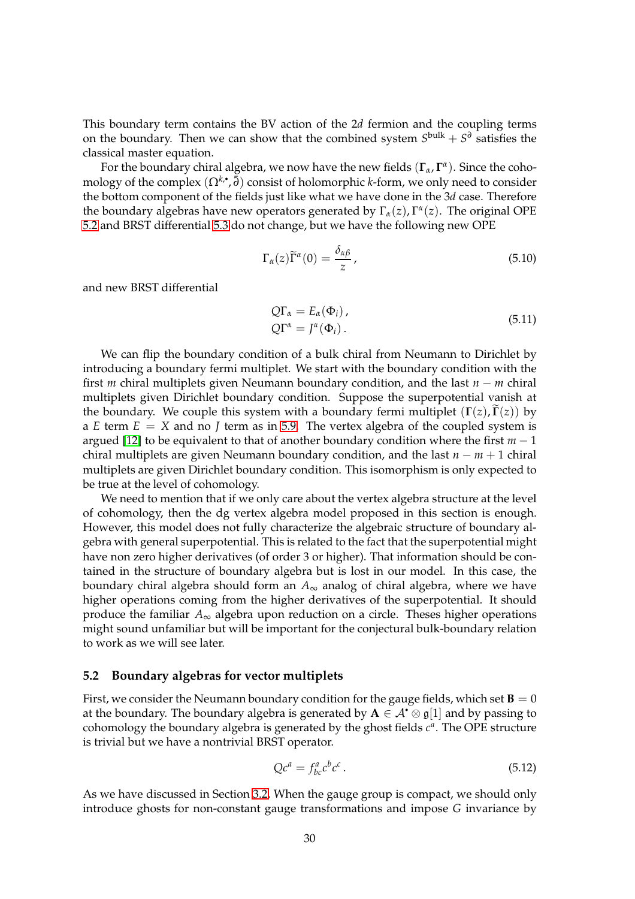This boundary term contains the BV action of the 2$d$ fermion and the coupling terms on the boundary. Then we can show that the combined system $S^{\text{bulk}} + S^{\partial}$ satisfies the classical master equation.

For the boundary chiral algebra, we now have the new fields $(\mathbf{\Gamma}_\alpha, \mathbf{\Gamma}^\alpha)$. Since the cohomology of the complex $(\Omega^{k,\bullet}, \bar{\partial})$ consist of holomorphic $k$-form, we only need to consider the bottom component of the fields just like what we have done in the 3$d$ case. Therefore the boundary algebras have new operators generated by $\Gamma_\alpha(z), \Gamma^\alpha(z)$. The original OPE 5.2 and BRST differential 5.3 do not change, but we have the following new OPE

$$
\Gamma_\alpha(z)\widetilde{\Gamma}^\alpha(0) = \frac{\delta_{\alpha\beta}}{z}\,, \tag{5.10}
$$

and new BRST differential

$$
\begin{aligned}
Q\Gamma_\alpha &= E_\alpha(\Phi_i)\,, \\
Q\Gamma^\alpha &= J^\alpha(\Phi_i)\,.
\end{aligned} \tag{5.11}
$$

We can flip the boundary condition of a bulk chiral from Neumann to Dirichlet by introducing a boundary fermi multiplet. We start with the boundary condition with the first $m$ chiral multiplets given Neumann boundary condition, and the last $n - m$ chiral multiplets given Dirichlet boundary condition. Suppose the superpotential vanish at the boundary. We couple this system with a boundary fermi multiplet $(\mathbf{\Gamma}(z), \widetilde{\mathbf{\Gamma}}(z))$ by a $E$ term $E = X$ and no $J$ term as in 5.9. The vertex algebra of the coupled system is argued [12] to be equivalent to that of another boundary condition where the first $m - 1$ chiral multiplets are given Neumann boundary condition, and the last $n - m + 1$ chiral multiplets are given Dirichlet boundary condition. This isomorphism is only expected to be true at the level of cohomology.

We need to mention that if we only care about the vertex algebra structure at the level of cohomology, then the dg vertex algebra model proposed in this section is enough. However, this model does not fully characterize the algebraic structure of boundary algebra with general superpotential. This is related to the fact that the superpotential might have non zero higher derivatives (of order 3 or higher). That information should be contained in the structure of boundary algebra but is lost in our model. In this case, the boundary chiral algebra should form an $A_\infty$ analog of chiral algebra, where we have higher operations coming from the higher derivatives of the superpotential. It should produce the familiar $A_\infty$ algebra upon reduction on a circle. Theses higher operations might sound unfamiliar but will be important for the conjectural bulk-boundary relation to work as we will see later.

## 5.2 Boundary algebras for vector multiplets

First, we consider the Neumann boundary condition for the gauge fields, which set $\mathbf{B} = 0$ at the boundary. The boundary algebra is generated by $\mathbf{A} \in \mathcal{A}^\bullet \otimes \mathfrak{g}[1]$ and by passing to cohomology the boundary algebra is generated by the ghost fields $c^a$. The OPE structure is trivial but we have a nontrivial BRST operator.

$$
Qc^a = f^a_{bc} c^b c^c\,. \tag{5.12}
$$

As we have discussed in Section 3.2. When the gauge group is compact, we should only introduce ghosts for non-constant gauge transformations and impose $G$ invariance by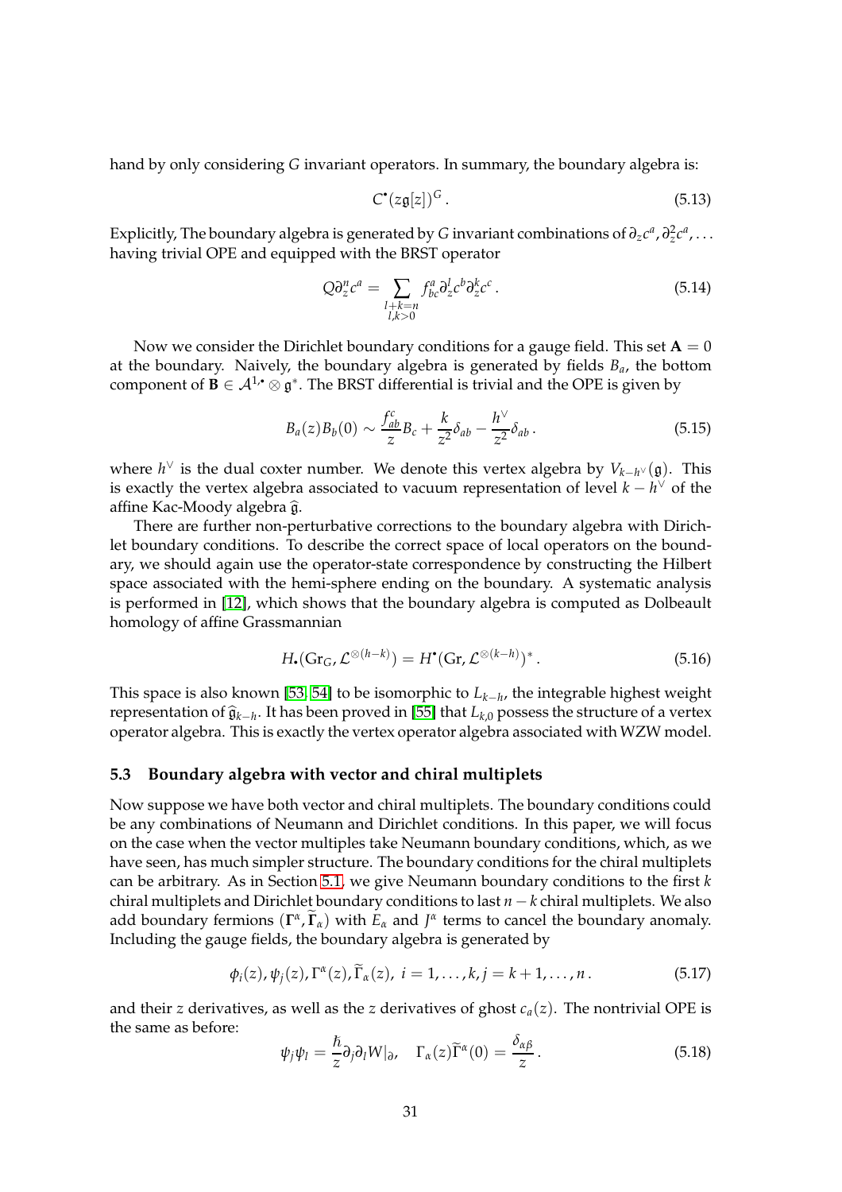hand by only considering $G$ invariant operators. In summary, the boundary algebra is:

$$C^\bullet(z\mathfrak{g}[z])^G\,. \tag{5.13}$$

Explicitly, The boundary algebra is generated by $G$ invariant combinations of $\partial_z c^a, \partial_z^2 c^a, \dots$ having trivial OPE and equipped with the BRST operator

$$Q\partial_z^n c^a = \sum_{\substack{l+k=n\\ l,k>0}} f^a_{bc}\partial_z^l c^b \partial_z^k c^c\,. \tag{5.14}$$

Now we consider the Dirichlet boundary conditions for a gauge field. This set $\mathbf{A} = 0$ at the boundary. Naively, the boundary algebra is generated by fields $B_a$, the bottom component of $\mathbf{B} \in \mathcal{A}^{1,\bullet} \otimes \mathfrak{g}^*$. The BRST differential is trivial and the OPE is given by

$$B_a(z)B_b(0) \sim \frac{f^c_{ab}}{z}B_c + \frac{k}{z^2}\delta_{ab} - \frac{h^\vee}{z^2}\delta_{ab}\,. \tag{5.15}$$

where $h^\vee$ is the dual coxter number. We denote this vertex algebra by $V_{k-h^\vee}(\mathfrak{g})$. This is exactly the vertex algebra associated to vacuum representation of level $k - h^\vee$ of the affine Kac-Moody algebra $\widehat{\mathfrak{g}}$.

There are further non-perturbative corrections to the boundary algebra with Dirichlet boundary conditions. To describe the correct space of local operators on the boundary, we should again use the operator-state correspondence by constructing the Hilbert space associated with the hemi-sphere ending on the boundary. A systematic analysis is performed in [12], which shows that the boundary algebra is computed as Dolbeault homology of affine Grassmannian

$$H_\bullet(\mathrm{Gr}_G, \mathcal{L}^{\otimes(h-k)}) = H^\bullet(\mathrm{Gr}, \mathcal{L}^{\otimes(k-h)})^*\,. \tag{5.16}$$

This space is also known [53, 54] to be isomorphic to $L_{k-h}$, the integrable highest weight representation of $\widehat{\mathfrak{g}}_{k-h}$. It has been proved in [55] that $L_{k,0}$ possess the structure of a vertex operator algebra. This is exactly the vertex operator algebra associated with WZW model.

### 5.3 Boundary algebra with vector and chiral multiplets

Now suppose we have both vector and chiral multiplets. The boundary conditions could be any combinations of Neumann and Dirichlet conditions. In this paper, we will focus on the case when the vector multiples take Neumann boundary conditions, which, as we have seen, has much simpler structure. The boundary conditions for the chiral multiplets can be arbitrary. As in Section 5.1, we give Neumann boundary conditions to the first $k$ chiral multiplets and Dirichlet boundary conditions to last $n-k$ chiral multiplets. We also add boundary fermions $(\Gamma^\alpha, \widetilde{\Gamma}_\alpha)$ with $E_\alpha$ and $J^\alpha$ terms to cancel the boundary anomaly. Including the gauge fields, the boundary algebra is generated by

$$\phi_i(z), \psi_j(z), \Gamma^\alpha(z), \widetilde{\Gamma}_\alpha(z),\ i = 1, \dots, k, j = k+1, \dots, n\,. \tag{5.17}$$

and their $z$ derivatives, as well as the $z$ derivatives of ghost $c_a(z)$. The nontrivial OPE is the same as before:

$$\psi_j\psi_l = \frac{\hbar}{z}\partial_j\partial_l W|_\partial, \quad \Gamma_\alpha(z)\widetilde{\Gamma}^\alpha(0) = \frac{\delta_{\alpha\beta}}{z}\,. \tag{5.18}$$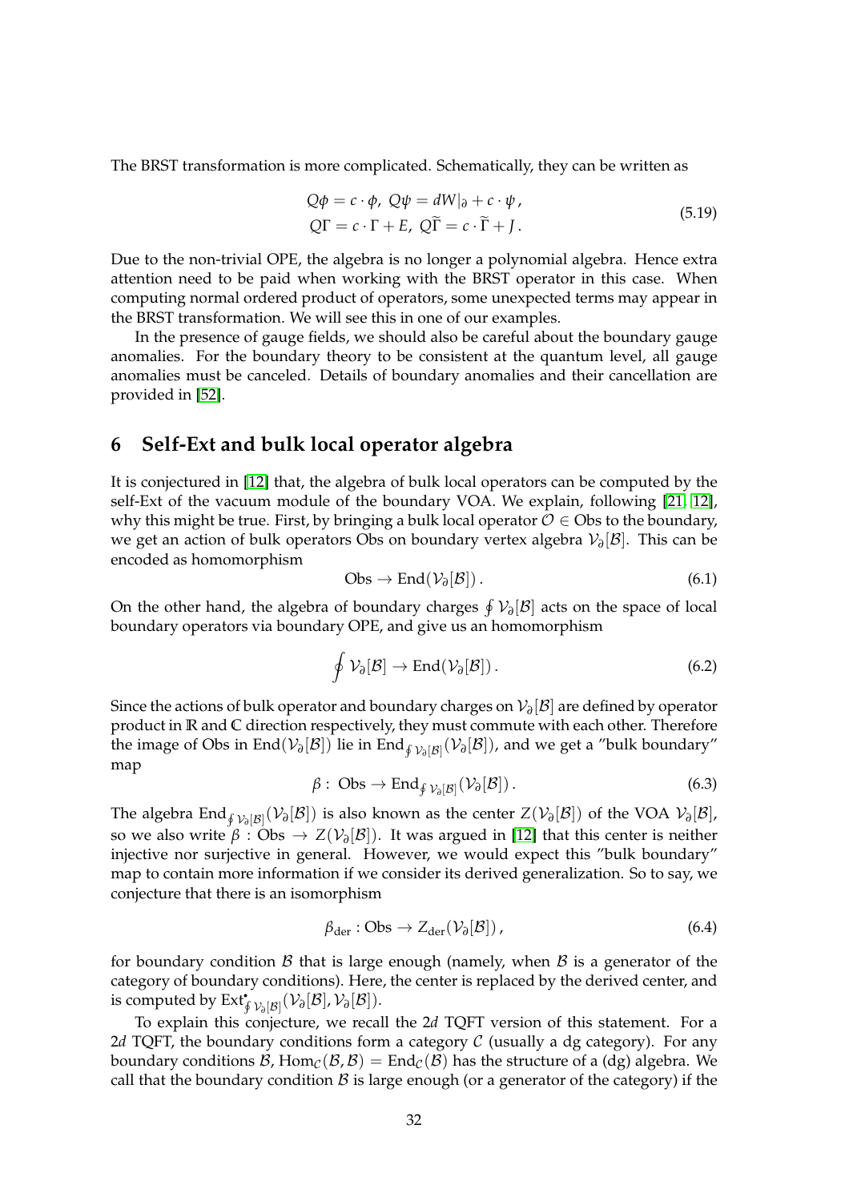The BRST transformation is more complicated. Schematically, they can be written as

$$
\begin{aligned}
&Q\phi = c\cdot\phi,\ Q\psi = dW|_\partial + c\cdot\psi\,,\\
&Q\Gamma = c\cdot\Gamma + E,\ Q\widetilde{\Gamma} = c\cdot\widetilde{\Gamma} + J\,.
\end{aligned}
\tag{5.19}
$$

Due to the non-trivial OPE, the algebra is no longer a polynomial algebra. Hence extra attention need to be paid when working with the BRST operator in this case. When computing normal ordered product of operators, some unexpected terms may appear in the BRST transformation. We will see this in one of our examples.

In the presence of gauge fields, we should also be careful about the boundary gauge anomalies. For the boundary theory to be consistent at the quantum level, all gauge anomalies must be canceled. Details of boundary anomalies and their cancellation are provided in [52].

# 6 Self-Ext and bulk local operator algebra

It is conjectured in [12] that, the algebra of bulk local operators can be computed by the self-Ext of the vacuum module of the boundary VOA. We explain, following [21, 12], why this might be true. First, by bringing a bulk local operator $\mathcal{O}\in \mathrm{Obs}$ to the boundary, we get an action of bulk operators Obs on boundary vertex algebra $\mathcal{V}_\partial[\mathcal{B}]$. This can be encoded as homomorphism

$$
\mathrm{Obs}\to \mathrm{End}(\mathcal{V}_\partial[\mathcal{B}])\,.
\tag{6.1}
$$

On the other hand, the algebra of boundary charges $\oint \mathcal{V}_\partial[\mathcal{B}]$ acts on the space of local boundary operators via boundary OPE, and give us an homomorphism

$$
\oint \mathcal{V}_\partial[\mathcal{B}]\to \mathrm{End}(\mathcal{V}_\partial[\mathcal{B}])\,.
\tag{6.2}
$$

Since the actions of bulk operator and boundary charges on $\mathcal{V}_\partial[\mathcal{B}]$ are defined by operator product in $\mathbb{R}$ and $\mathbb{C}$ direction respectively, they must commute with each other. Therefore the image of Obs in $\mathrm{End}(\mathcal{V}_\partial[\mathcal{B}])$ lie in $\mathrm{End}_{\oint \mathcal{V}_\partial[\mathcal{B}]}(\mathcal{V}_\partial[\mathcal{B}])$, and we get a "bulk boundary" map

$$
\beta:\ \mathrm{Obs}\to \mathrm{End}_{\oint \mathcal{V}_\partial[\mathcal{B}]}(\mathcal{V}_\partial[\mathcal{B}])\,.
\tag{6.3}
$$

The algebra $\mathrm{End}_{\oint \mathcal{V}_\partial[\mathcal{B}]}(\mathcal{V}_\partial[\mathcal{B}])$ is also known as the center $Z(\mathcal{V}_\partial[\mathcal{B}])$ of the VOA $\mathcal{V}_\partial[\mathcal{B}]$, so we also write $\beta:\mathrm{Obs}\to Z(\mathcal{V}_\partial[\mathcal{B}])$. It was argued in [12] that this center is neither injective nor surjective in general. However, we would expect this "bulk boundary" map to contain more information if we consider its derived generalization. So to say, we conjecture that there is an isomorphism

$$
\beta_{\mathrm{der}}:\mathrm{Obs}\to Z_{\mathrm{der}}(\mathcal{V}_\partial[\mathcal{B}])\,,
\tag{6.4}
$$

for boundary condition $\mathcal{B}$ that is large enough (namely, when $\mathcal{B}$ is a generator of the category of boundary conditions). Here, the center is replaced by the derived center, and is computed by $\mathrm{Ext}^\bullet_{\oint \mathcal{V}_\partial[\mathcal{B}]}(\mathcal{V}_\partial[\mathcal{B}],\mathcal{V}_\partial[\mathcal{B}])$.

To explain this conjecture, we recall the $2d$ TQFT version of this statement. For a $2d$ TQFT, the boundary conditions form a category $\mathcal{C}$ (usually a dg category). For any boundary conditions $\mathcal{B}$, $\mathrm{Hom}_{\mathcal{C}}(\mathcal{B},\mathcal{B})=\mathrm{End}_{\mathcal{C}}(\mathcal{B})$ has the structure of a (dg) algebra. We call that the boundary condition $\mathcal{B}$ is large enough (or a generator of the category) if the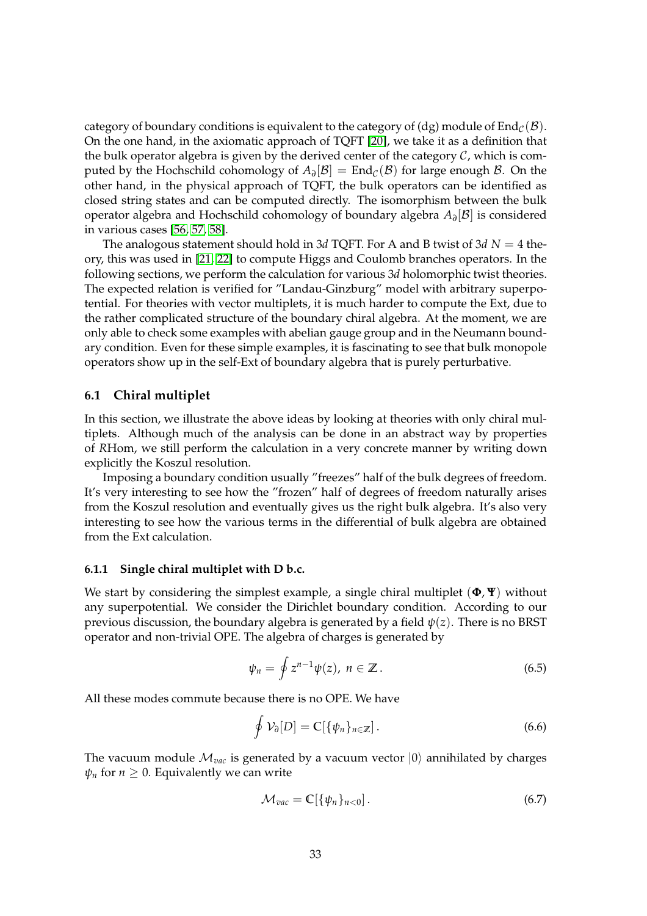category of boundary conditions is equivalent to the category of (dg) module of $\mathrm{End}_{\mathcal{C}}(\mathcal{B})$. On the one hand, in the axiomatic approach of TQFT [20], we take it as a definition that the bulk operator algebra is given by the derived center of the category $\mathcal{C}$, which is computed by the Hochschild cohomology of $A_\partial[\mathcal{B}] = \mathrm{End}_{\mathcal{C}}(\mathcal{B})$ for large enough $\mathcal{B}$. On the other hand, in the physical approach of TQFT, the bulk operators can be identified as closed string states and can be computed directly. The isomorphism between the bulk operator algebra and Hochschild cohomology of boundary algebra $A_\partial[\mathcal{B}]$ is considered in various cases [56, 57, 58].

The analogous statement should hold in 3$d$ TQFT. For A and B twist of 3$d$ $N = 4$ theory, this was used in [21, 22] to compute Higgs and Coulomb branches operators. In the following sections, we perform the calculation for various 3$d$ holomorphic twist theories. The expected relation is verified for "Landau-Ginzburg" model with arbitrary superpotential. For theories with vector multiplets, it is much harder to compute the Ext, due to the rather complicated structure of the boundary chiral algebra. At the moment, we are only able to check some examples with abelian gauge group and in the Neumann boundary condition. Even for these simple examples, it is fascinating to see that bulk monopole operators show up in the self-Ext of boundary algebra that is purely perturbative.

## 6.1 Chiral multiplet

In this section, we illustrate the above ideas by looking at theories with only chiral multiplets. Although much of the analysis can be done in an abstract way by properties of $R$Hom, we still perform the calculation in a very concrete manner by writing down explicitly the Koszul resolution.

Imposing a boundary condition usually "freezes" half of the bulk degrees of freedom. It's very interesting to see how the "frozen" half of degrees of freedom naturally arises from the Koszul resolution and eventually gives us the right bulk algebra. It's also very interesting to see how the various terms in the differential of bulk algebra are obtained from the Ext calculation.

### 6.1.1 Single chiral multiplet with D b.c.

We start by considering the simplest example, a single chiral multiplet $(\mathbf{\Phi}, \mathbf{\Psi})$ without any superpotential. We consider the Dirichlet boundary condition. According to our previous discussion, the boundary algebra is generated by a field $\psi(z)$. There is no BRST operator and non-trivial OPE. The algebra of charges is generated by

$$\psi_n = \oint z^{n-1}\psi(z), \ n \in \mathbb{Z}\,. \tag{6.5}$$

All these modes commute because there is no OPE. We have

$$\oint \mathcal{V}_\partial[D] = \mathbb{C}[\{\psi_n\}_{n\in\mathbb{Z}}]\,. \tag{6.6}$$

The vacuum module $\mathcal{M}_{vac}$ is generated by a vacuum vector $|0\rangle$ annihilated by charges $\psi_n$ for $n \geq 0$. Equivalently we can write

$$\mathcal{M}_{vac} = \mathbb{C}[\{\psi_n\}_{n<0}]\,. \tag{6.7}$$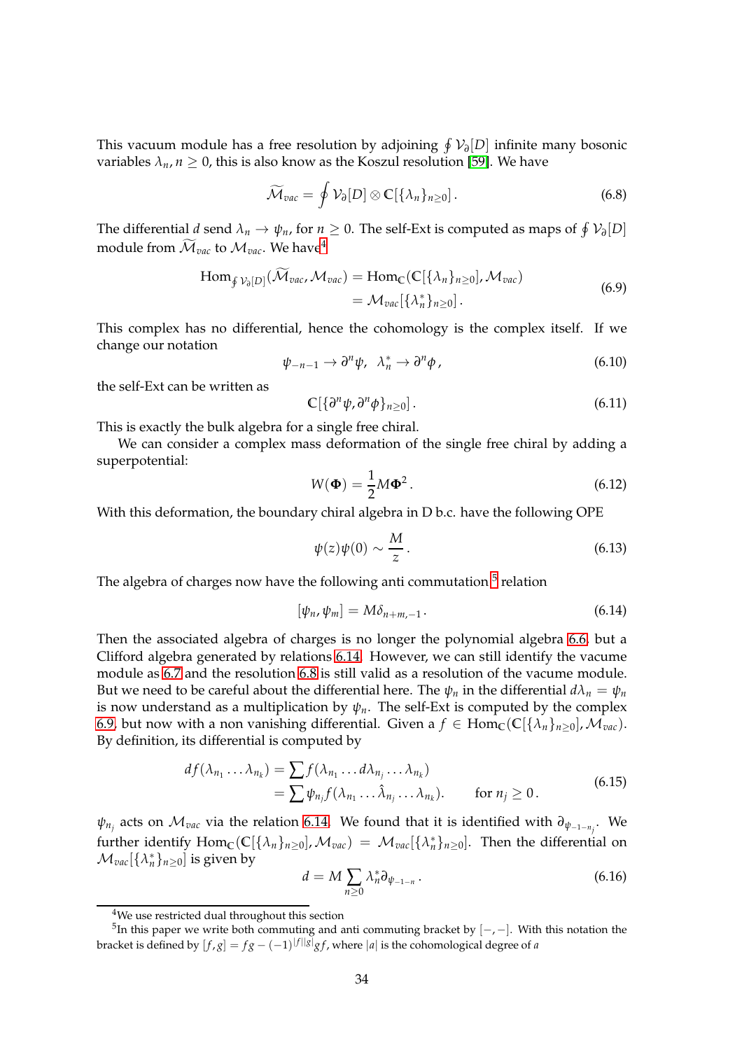This vacuum module has a free resolution by adjoining $\oint \mathcal{V}_\partial[D]$ infinite many bosonic variables $\lambda_n, n \geq 0$, this is also know as the Koszul resolution [59]. We have

$$\widetilde{\mathcal{M}}_{vac} = \oint \mathcal{V}_\partial[D] \otimes \mathbb{C}[\{\lambda_n\}_{n\geq 0}]\,. \tag{6.8}$$

The differential $d$ send $\lambda_n \to \psi_n$, for $n \geq 0$. The self-Ext is computed as maps of $\oint \mathcal{V}_\partial[D]$ module from $\widetilde{\mathcal{M}}_{vac}$ to $\mathcal{M}_{vac}$. We have[4]

$$\begin{aligned}\mathrm{Hom}_{\oint \mathcal{V}_\partial[D]}(\widetilde{\mathcal{M}}_{vac}, \mathcal{M}_{vac}) &= \mathrm{Hom}_{\mathbb{C}}(\mathbb{C}[\{\lambda_n\}_{n\geq 0}], \mathcal{M}_{vac}) \\ &= \mathcal{M}_{vac}[\{\lambda_n^*\}_{n\geq 0}]\,.\end{aligned} \tag{6.9}$$

This complex has no differential, hence the cohomology is the complex itself. If we change our notation

$$\psi_{-n-1} \to \partial^n \psi, \;\; \lambda_n^* \to \partial^n \phi\,, \tag{6.10}$$

the self-Ext can be written as

$$\mathbb{C}[\{\partial^n \psi, \partial^n \phi\}_{n\geq 0}]\,. \tag{6.11}$$

This is exactly the bulk algebra for a single free chiral.

We can consider a complex mass deformation of the single free chiral by adding a superpotential:

$$W(\mathbf{\Phi}) = \frac{1}{2} M \mathbf{\Phi}^2\,. \tag{6.12}$$

With this deformation, the boundary chiral algebra in D b.c. have the following OPE

$$\psi(z)\psi(0) \sim \frac{M}{z}\,. \tag{6.13}$$

The algebra of charges now have the following anti commutation[5] relation

$$[\psi_n, \psi_m] = M\delta_{n+m,-1}\,. \tag{6.14}$$

Then the associated algebra of charges is no longer the polynomial algebra 6.6, but a Clifford algebra generated by relations 6.14. However, we can still identify the vacume module as 6.7 and the resolution 6.8 is still valid as a resolution of the vacume module. But we need to be careful about the differential here. The $\psi_n$ in the differential $d\lambda_n = \psi_n$ is now understand as a multiplication by $\psi_n$. The self-Ext is computed by the complex 6.9, but now with a non vanishing differential. Given a $f \in \mathrm{Hom}_{\mathbb{C}}(\mathbb{C}[\{\lambda_n\}_{n\geq 0}], \mathcal{M}_{vac})$. By definition, its differential is computed by

$$\begin{aligned} df(\lambda_{n_1}\dots\lambda_{n_k}) &= \sum f(\lambda_{n_1}\dots d\lambda_{n_j}\dots\lambda_{n_k}) \\ &= \sum \psi_{n_j} f(\lambda_{n_1}\dots\hat{\lambda}_{n_j}\dots\lambda_{n_k})\,. \qquad \text{for } n_j \geq 0\,. \end{aligned} \tag{6.15}$$

$\psi_{n_j}$ acts on $\mathcal{M}_{vac}$ via the relation 6.14. We found that it is identified with $\partial_{\psi_{-1-n_j}}$. We further identify $\mathrm{Hom}_{\mathbb{C}}(\mathbb{C}[\{\lambda_n\}_{n\geq 0}], \mathcal{M}_{vac}) = \mathcal{M}_{vac}[\{\lambda_n^*\}_{n\geq 0}]$. Then the differential on $\mathcal{M}_{vac}[\{\lambda_n^*\}_{n\geq 0}]$ is given by

$$d = M\sum_{n\geq 0} \lambda_n^* \partial_{\psi_{-1-n}}\,. \tag{6.16}$$

---

[4] We use restricted dual throughout this section

[5] In this paper we write both commuting and anti commuting bracket by $[-,-]$. With this notation the bracket is defined by $[f,g] = fg - (-1)^{|f||g|} gf$, where $|a|$ is the cohomological degree of $a$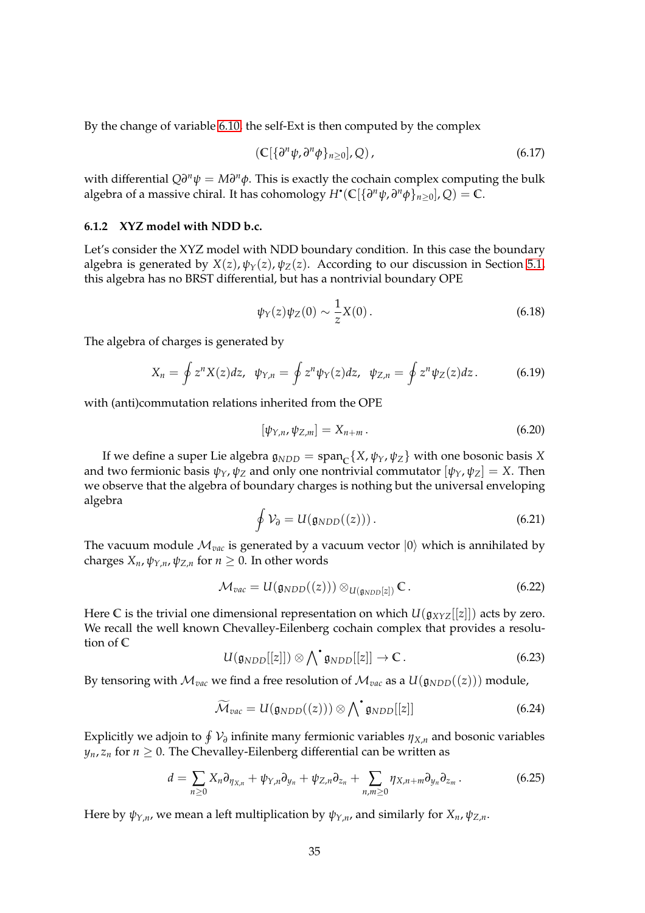By the change of variable 6.10, the self-Ext is then computed by the complex

$$(\mathbb{C}[\{\partial^n \psi, \partial^n \phi\}_{n\geq 0}], Q)\,, \tag{6.17}$$

with differential $Q\partial^n \psi = M\partial^n \phi$. This is exactly the cochain complex computing the bulk algebra of a massive chiral. It has cohomology $H^\bullet(\mathbb{C}[\{\partial^n \psi, \partial^n \phi\}_{n\geq 0}], Q) = \mathbb{C}$.

### 6.1.2 XYZ model with NDD b.c.

Let's consider the XYZ model with NDD boundary condition. In this case the boundary algebra is generated by $X(z), \psi_Y(z), \psi_Z(z)$. According to our discussion in Section 5.1, this algebra has no BRST differential, but has a nontrivial boundary OPE

$$\psi_Y(z)\psi_Z(0) \sim \frac{1}{z} X(0)\,. \tag{6.18}$$

The algebra of charges is generated by

$$X_n = \oint z^n X(z) dz, \quad \psi_{Y,n} = \oint z^n \psi_Y(z) dz, \quad \psi_{Z,n} = \oint z^n \psi_Z(z) dz\,. \tag{6.19}$$

with (anti)commutation relations inherited from the OPE

$$[\psi_{Y,n}, \psi_{Z,m}] = X_{n+m}\,. \tag{6.20}$$

If we define a super Lie algebra $\mathfrak{g}_{NDD} = \mathrm{span}_{\mathbb{C}}\{X, \psi_Y, \psi_Z\}$ with one bosonic basis $X$ and two fermionic basis $\psi_Y, \psi_Z$ and only one nontrivial commutator $[\psi_Y, \psi_Z] = X$. Then we observe that the algebra of boundary charges is nothing but the universal enveloping algebra

$$\oint \mathcal{V}_\partial = U(\mathfrak{g}_{NDD}((z)))\,. \tag{6.21}$$

The vacuum module $\mathcal{M}_{vac}$ is generated by a vacuum vector $|0\rangle$ which is annihilated by charges $X_n, \psi_{Y,n}, \psi_{Z,n}$ for $n \geq 0$. In other words

$$\mathcal{M}_{vac} = U(\mathfrak{g}_{NDD}((z))) \otimes_{U(\mathfrak{g}_{NDD}[z])} \mathbb{C}\,. \tag{6.22}$$

Here $\mathbb{C}$ is the trivial one dimensional representation on which $U(\mathfrak{g}_{XYZ}[[z]])$ acts by zero. We recall the well known Chevalley-Eilenberg cochain complex that provides a resolution of $\mathbb{C}$

$$U(\mathfrak{g}_{NDD}[[z]]) \otimes \bigwedge\nolimits^\bullet \mathfrak{g}_{NDD}[[z]] \to \mathbb{C}\,. \tag{6.23}$$

By tensoring with $\mathcal{M}_{vac}$ we find a free resolution of $\mathcal{M}_{vac}$ as a $U(\mathfrak{g}_{NDD}((z)))$ module,

$$\widetilde{\mathcal{M}}_{vac} = U(\mathfrak{g}_{NDD}((z))) \otimes \bigwedge\nolimits^\bullet \mathfrak{g}_{NDD}[[z]] \tag{6.24}$$

Explicitly we adjoin to $\oint \mathcal{V}_\partial$ infinite many fermionic variables $\eta_{X,n}$ and bosonic variables $y_n, z_n$ for $n \geq 0$. The Chevalley-Eilenberg differential can be written as

$$d = \sum_{n\geq 0} X_n \partial_{\eta_{X,n}} + \psi_{Y,n}\partial_{y_n} + \psi_{Z,n}\partial_{z_n} + \sum_{n,m\geq 0} \eta_{X,n+m}\partial_{y_n}\partial_{z_m}\,. \tag{6.25}$$

Here by $\psi_{Y,n}$, we mean a left multiplication by $\psi_{Y,n}$, and similarly for $X_n, \psi_{Z,n}$.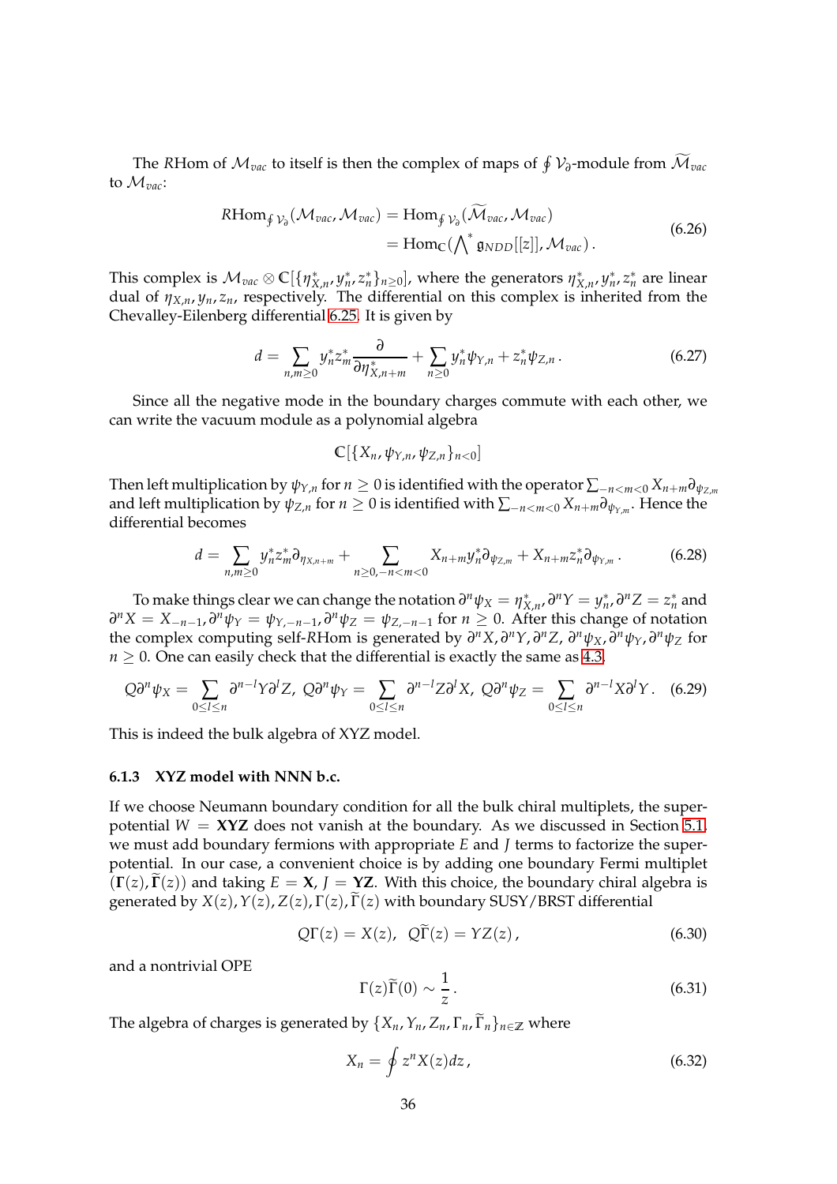The $R\mathrm{Hom}$ of $\mathcal{M}_{vac}$ to itself is then the complex of maps of $\oint \mathcal{V}_\partial$-module from $\widetilde{\mathcal{M}}_{vac}$ to $\mathcal{M}_{vac}$:

$$
\begin{aligned}
R\mathrm{Hom}_{\oint \mathcal{V}_\partial}(\mathcal{M}_{vac}, \mathcal{M}_{vac}) &= \mathrm{Hom}_{\oint \mathcal{V}_\partial}(\widetilde{\mathcal{M}}_{vac}, \mathcal{M}_{vac}) \\
&= \mathrm{Hom}_{\mathbb{C}}(\textstyle\bigwedge^* \mathfrak{g}_{NDD}[[z]], \mathcal{M}_{vac}) .
\end{aligned}
\tag{6.26}
$$

This complex is $\mathcal{M}_{vac} \otimes \mathbb{C}[\{\eta^*_{X,n}, y^*_n, z^*_n\}_{n\geq 0}]$, where the generators $\eta^*_{X,n}, y^*_n, z^*_n$ are linear dual of $\eta_{X,n}, y_n, z_n$, respectively. The differential on this complex is inherited from the Chevalley-Eilenberg differential 6.25. It is given by

$$
d = \sum_{n,m\geq 0} y^*_n z^*_m \frac{\partial}{\partial \eta^*_{X,n+m}} + \sum_{n\geq 0} y^*_n \psi_{Y,n} + z^*_n \psi_{Z,n} . \tag{6.27}
$$

Since all the negative mode in the boundary charges commute with each other, we can write the vacuum module as a polynomial algebra

$$
\mathbb{C}[\{X_n, \psi_{Y,n}, \psi_{Z,n}\}_{n<0}]
$$

Then left multiplication by $\psi_{Y,n}$ for $n \geq 0$ is identified with the operator $\sum_{-n<m<0} X_{n+m}\partial_{\psi_{Z,m}}$ and left multiplication by $\psi_{Z,n}$ for $n \geq 0$ is identified with $\sum_{-n<m<0} X_{n+m}\partial_{\psi_{Y,m}}$. Hence the differential becomes

$$
d = \sum_{n,m\geq 0} y^*_n z^*_m \partial_{\eta_{X,n+m}} + \sum_{n\geq 0, -n<m<0} X_{n+m} y^*_n \partial_{\psi_{Z,m}} + X_{n+m} z^*_n \partial_{\psi_{Y,m}} . \tag{6.28}
$$

To make things clear we can change the notation $\partial^n \psi_X = \eta^*_{X,n}, \partial^n Y = y^*_n, \partial^n Z = z^*_n$ and $\partial^n X = X_{-n-1}, \partial^n \psi_Y = \psi_{Y,-n-1}, \partial^n \psi_Z = \psi_{Z,-n-1}$ for $n \geq 0$. After this change of notation the complex computing self-$R\mathrm{Hom}$ is generated by $\partial^n X, \partial^n Y, \partial^n Z, \partial^n \psi_X, \partial^n \psi_Y, \partial^n \psi_Z$ for $n \geq 0$. One can easily check that the differential is exactly the same as 4.3.

$$
Q\partial^n \psi_X = \sum_{0\leq l\leq n} \partial^{n-l} Y \partial^l Z,\; Q\partial^n \psi_Y = \sum_{0\leq l\leq n} \partial^{n-l} Z \partial^l X,\; Q\partial^n \psi_Z = \sum_{0\leq l\leq n} \partial^{n-l} X \partial^l Y . \tag{6.29}
$$

This is indeed the bulk algebra of XYZ model.

### 6.1.3 XYZ model with NNN b.c.

If we choose Neumann boundary condition for all the bulk chiral multiplets, the superpotential $W = \mathbf{XYZ}$ does not vanish at the boundary. As we discussed in Section 5.1, we must add boundary fermions with appropriate $E$ and $J$ terms to factorize the superpotential. In our case, a convenient choice is by adding one boundary Fermi multiplet $(\mathbf{\Gamma}(z), \widetilde{\mathbf{\Gamma}}(z))$ and taking $E = \mathbf{X}$, $J = \mathbf{YZ}$. With this choice, the boundary chiral algebra is generated by $X(z), Y(z), Z(z), \Gamma(z), \widetilde{\Gamma}(z)$ with boundary SUSY/BRST differential

$$
Q\Gamma(z) = X(z),\;\; Q\widetilde{\Gamma}(z) = YZ(z) , \tag{6.30}
$$

and a nontrivial OPE

$$
\Gamma(z)\widetilde{\Gamma}(0) \sim \frac{1}{z} . \tag{6.31}
$$

The algebra of charges is generated by $\{X_n, Y_n, Z_n, \Gamma_n, \widetilde{\Gamma}_n\}_{n\in\mathbb{Z}}$ where

$$
X_n = \oint z^n X(z) dz , \tag{6.32}
$$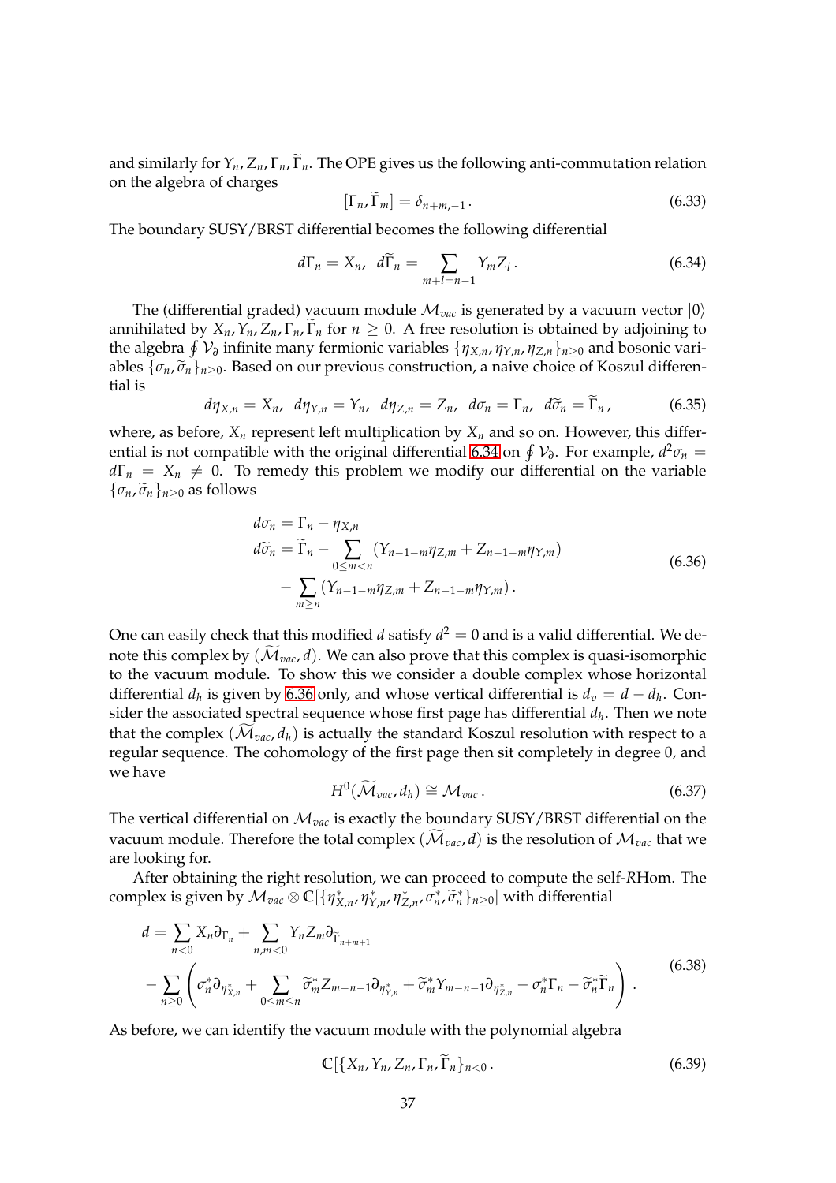and similarly for $Y_n, Z_n, \Gamma_n, \widetilde{\Gamma}_n$. The OPE gives us the following anti-commutation relation on the algebra of charges

$$[\Gamma_n, \widetilde{\Gamma}_m] = \delta_{n+m,-1}\,. \tag{6.33}$$

The boundary SUSY/BRST differential becomes the following differential

$$d\Gamma_n = X_n, \quad d\widetilde{\Gamma}_n = \sum_{m+l=n-1} Y_m Z_l\,. \tag{6.34}$$

The (differential graded) vacuum module $\mathcal{M}_{vac}$ is generated by a vacuum vector $|0\rangle$ annihilated by $X_n, Y_n, Z_n, \Gamma_n, \widetilde{\Gamma}_n$ for $n \geq 0$. A free resolution is obtained by adjoining to the algebra $\oint \mathcal{V}_\partial$ infinite many fermionic variables $\{\eta_{X,n}, \eta_{Y,n}, \eta_{Z,n}\}_{n\geq 0}$ and bosonic variables $\{\sigma_n, \widetilde{\sigma}_n\}_{n\geq 0}$. Based on our previous construction, a naive choice of Koszul differential is

$$d\eta_{X,n} = X_n, \quad d\eta_{Y,n} = Y_n, \quad d\eta_{Z,n} = Z_n, \quad d\sigma_n = \Gamma_n, \quad d\widetilde{\sigma}_n = \widetilde{\Gamma}_n\,, \tag{6.35}$$

where, as before, $X_n$ represent left multiplication by $X_n$ and so on. However, this differential is not compatible with the original differential 6.34 on $\oint \mathcal{V}_\partial$. For example, $d^2\sigma_n = d\Gamma_n = X_n \neq 0$. To remedy this problem we modify our differential on the variable $\{\sigma_n, \widetilde{\sigma}_n\}_{n\geq 0}$ as follows

$$\begin{aligned}
d\sigma_n &= \Gamma_n - \eta_{X,n} \\
d\widetilde{\sigma}_n &= \widetilde{\Gamma}_n - \sum_{0\leq m<n} (Y_{n-1-m}\eta_{Z,m} + Z_{n-1-m}\eta_{Y,m}) \\
&\quad - \sum_{m\geq n} (Y_{n-1-m}\eta_{Z,m} + Z_{n-1-m}\eta_{Y,m})\,.
\end{aligned} \tag{6.36}$$

One can easily check that this modified $d$ satisfy $d^2 = 0$ and is a valid differential. We denote this complex by $(\widetilde{\mathcal{M}}_{vac}, d)$. We can also prove that this complex is quasi-isomorphic to the vacuum module. To show this we consider a double complex whose horizontal differential $d_h$ is given by 6.36 only, and whose vertical differential is $d_v = d - d_h$. Consider the associated spectral sequence whose first page has differential $d_h$. Then we note that the complex $(\widetilde{\mathcal{M}}_{vac}, d_h)$ is actually the standard Koszul resolution with respect to a regular sequence. The cohomology of the first page then sit completely in degree 0, and we have

$$H^0(\widetilde{\mathcal{M}}_{vac}, d_h) \cong \mathcal{M}_{vac}\,. \tag{6.37}$$

The vertical differential on $\mathcal{M}_{vac}$ is exactly the boundary SUSY/BRST differential on the vacuum module. Therefore the total complex $(\widetilde{\mathcal{M}}_{vac}, d)$ is the resolution of $\mathcal{M}_{vac}$ that we are looking for.

After obtaining the right resolution, we can proceed to compute the self-$R$Hom. The complex is given by $\mathcal{M}_{vac} \otimes \mathbb{C}[\{\eta^*_{X,n}, \eta^*_{Y,n}, \eta^*_{Z,n}, \sigma^*_n, \widetilde{\sigma}^*_n\}_{n\geq 0}]$ with differential

$$\begin{aligned}
d &= \sum_{n<0} X_n \partial_{\Gamma_n} + \sum_{n,m<0} Y_n Z_m \partial_{\widetilde{\Gamma}_{n+m+1}} \\
&\quad - \sum_{n\geq 0} \left( \sigma^*_n \partial_{\eta^*_{X,n}} + \sum_{0\leq m\leq n} \widetilde{\sigma}^*_m Z_{m-n-1} \partial_{\eta^*_{Y,n}} + \widetilde{\sigma}^*_m Y_{m-n-1} \partial_{\eta^*_{Z,n}} - \sigma^*_n \Gamma_n - \widetilde{\sigma}^*_n \widetilde{\Gamma}_n \right)\,.
\end{aligned} \tag{6.38}$$

As before, we can identify the vacuum module with the polynomial algebra

$$\mathbb{C}[\{X_n, Y_n, Z_n, \Gamma_n, \widetilde{\Gamma}_n\}_{n<0}\,. \tag{6.39}$$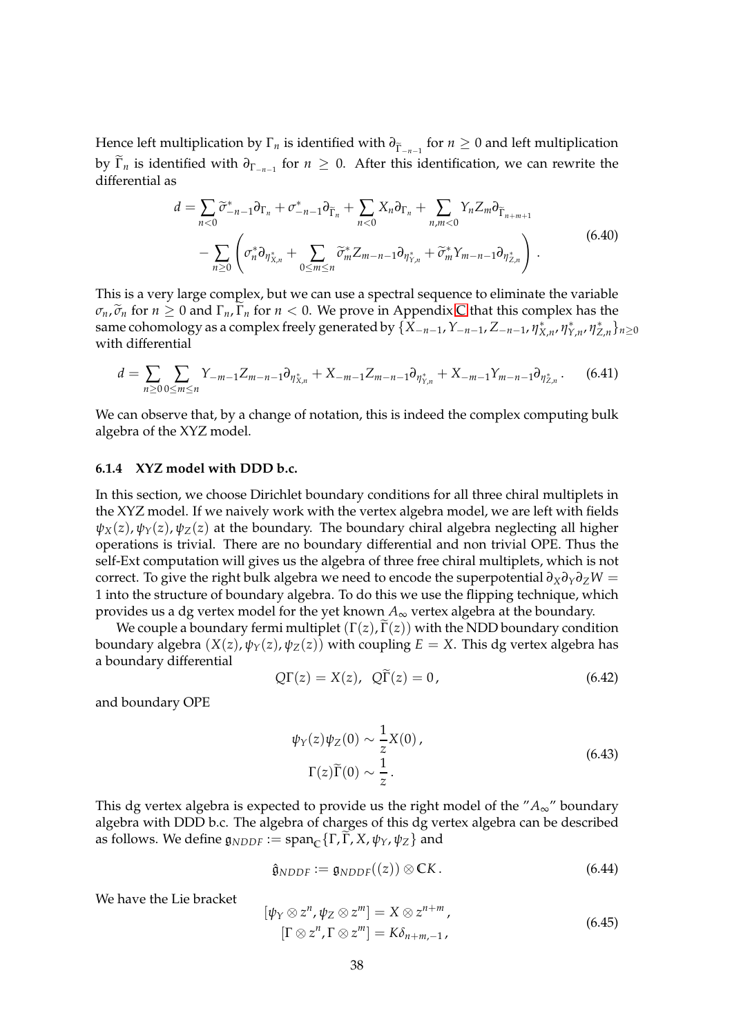Hence left multiplication by $\Gamma_n$ is identified with $\partial_{\widetilde{\Gamma}_{-n-1}}$ for $n \geq 0$ and left multiplication by $\widetilde{\Gamma}_n$ is identified with $\partial_{\Gamma_{-n-1}}$ for $n \geq 0$. After this identification, we can rewrite the differential as

$$
\begin{aligned}
d = &\sum_{n<0} \widetilde{\sigma}^*_{-n-1}\partial_{\Gamma_n} + \sigma^*_{-n-1}\partial_{\widetilde{\Gamma}_n} + \sum_{n<0} X_n \partial_{\Gamma_n} + \sum_{n,m<0} Y_n Z_m \partial_{\widetilde{\Gamma}_{n+m+1}} \\
&- \sum_{n\geq 0}\left(\sigma^*_n \partial_{\eta^*_{X,n}} + \sum_{0\leq m\leq n} \widetilde{\sigma}^*_m Z_{m-n-1}\partial_{\eta^*_{Y,n}} + \widetilde{\sigma}^*_m Y_{m-n-1}\partial_{\eta^*_{Z,n}}\right).
\end{aligned}
\tag{6.40}
$$

This is a very large complex, but we can use a spectral sequence to eliminate the variable $\sigma_n, \widetilde{\sigma}_n$ for $n \geq 0$ and $\Gamma_n, \widetilde{\Gamma}_n$ for $n < 0$. We prove in Appendix C that this complex has the same cohomology as a complex freely generated by $\{X_{-n-1}, Y_{-n-1}, Z_{-n-1}, \eta^*_{X,n}, \eta^*_{Y,n}, \eta^*_{Z,n}\}_{n\geq 0}$ with differential

$$
d = \sum_{n\geq 0}\sum_{0\leq m\leq n} Y_{-m-1}Z_{m-n-1}\partial_{\eta^*_{X,n}} + X_{-m-1}Z_{m-n-1}\partial_{\eta^*_{Y,n}} + X_{-m-1}Y_{m-n-1}\partial_{\eta^*_{Z,n}}. \tag{6.41}
$$

We can observe that, by a change of notation, this is indeed the complex computing bulk algebra of the XYZ model.

### 6.1.4 XYZ model with DDD b.c.

In this section, we choose Dirichlet boundary conditions for all three chiral multiplets in the XYZ model. If we naively work with the vertex algebra model, we are left with fields $\psi_X(z), \psi_Y(z), \psi_Z(z)$ at the boundary. The boundary chiral algebra neglecting all higher operations is trivial. There are no boundary differential and non trivial OPE. Thus the self-Ext computation will gives us the algebra of three free chiral multiplets, which is not correct. To give the right bulk algebra we need to encode the superpotential $\partial_X\partial_Y\partial_Z W = 1$ into the structure of boundary algebra. To do this we use the flipping technique, which provides us a dg vertex model for the yet known $A_\infty$ vertex algebra at the boundary.

We couple a boundary fermi multiplet $(\Gamma(z), \widetilde{\Gamma}(z))$ with the NDD boundary condition boundary algebra $(X(z), \psi_Y(z), \psi_Z(z))$ with coupling $E = X$. This dg vertex algebra has a boundary differential

$$
Q\Gamma(z) = X(z), \quad Q\widetilde{\Gamma}(z) = 0, \tag{6.42}
$$

and boundary OPE

$$
\begin{aligned}
\psi_Y(z)\psi_Z(0) &\sim \frac{1}{z}X(0), \\
\Gamma(z)\widetilde{\Gamma}(0) &\sim \frac{1}{z}.
\end{aligned}
\tag{6.43}
$$

This dg vertex algebra is expected to provide us the right model of the "$A_\infty$" boundary algebra with DDD b.c. The algebra of charges of this dg vertex algebra can be described as follows. We define $\mathfrak{g}_{NDDF} := \mathrm{span}_{\mathbb{C}}\{\Gamma, \widetilde{\Gamma}, X, \psi_Y, \psi_Z\}$ and

$$
\hat{\mathfrak{g}}_{NDDF} := \mathfrak{g}_{NDDF}((z)) \otimes \mathbb{C}K. \tag{6.44}
$$

We have the Lie bracket

$$
\begin{aligned}
[\psi_Y \otimes z^n, \psi_Z \otimes z^m] &= X \otimes z^{n+m}, \\
[\Gamma \otimes z^n, \Gamma \otimes z^m] &= K\delta_{n+m,-1},
\end{aligned}
\tag{6.45}
$$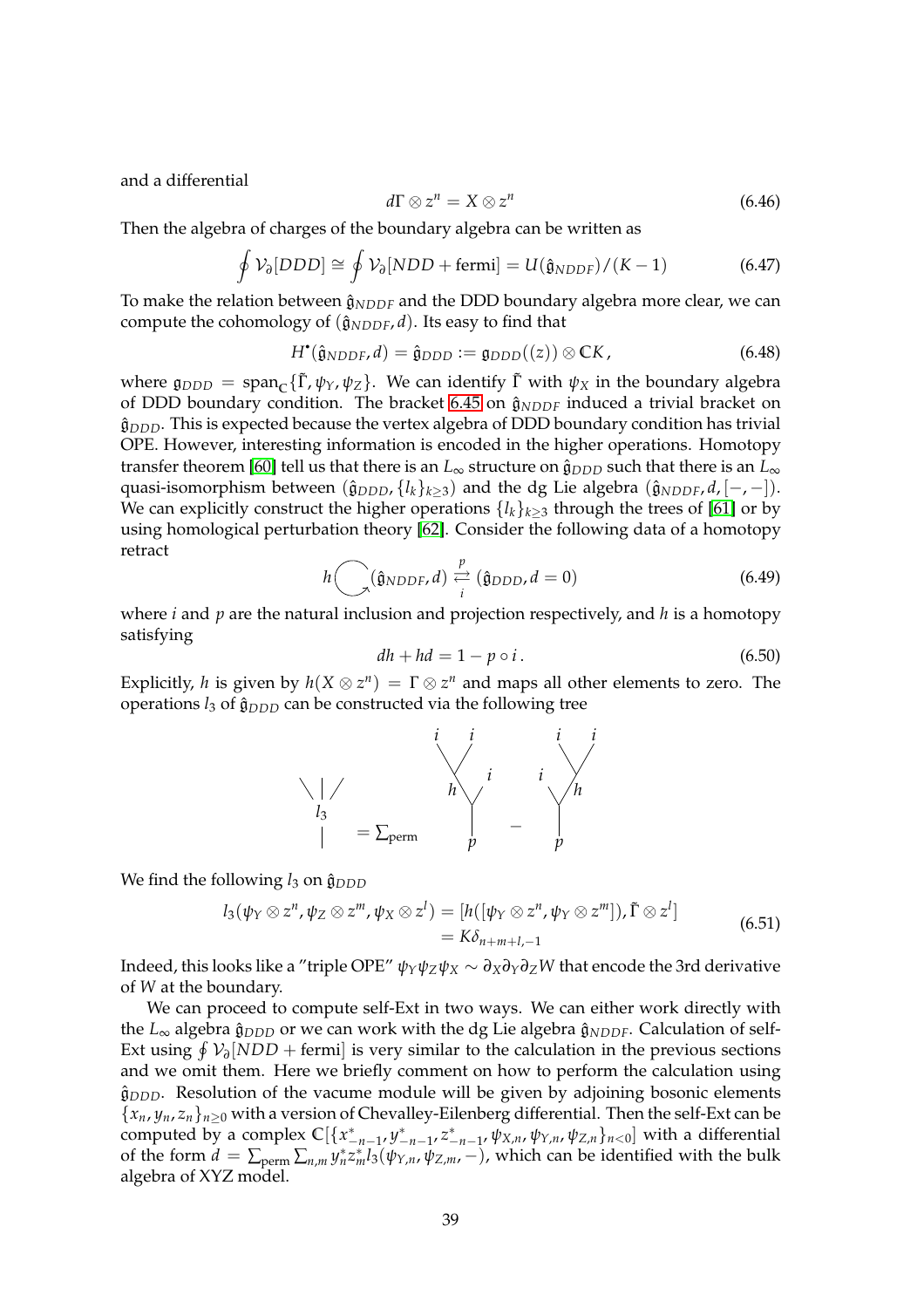and a differential

$$d\Gamma \otimes z^n = X \otimes z^n \tag{6.46}$$

Then the algebra of charges of the boundary algebra can be written as

$$\oint \mathcal{V}_\partial[DDD] \cong \oint \mathcal{V}_\partial[NDD + \text{fermi}] = U(\hat{\mathfrak{g}}_{NDDF})/(K-1) \tag{6.47}$$

To make the relation between $\hat{\mathfrak{g}}_{NDDF}$ and the DDD boundary algebra more clear, we can compute the cohomology of $(\hat{\mathfrak{g}}_{NDDF}, d)$. Its easy to find that

$$H^\bullet(\hat{\mathfrak{g}}_{NDDF}, d) = \hat{\mathfrak{g}}_{DDD} := \mathfrak{g}_{DDD}((z)) \otimes \mathbb{C}K\,, \tag{6.48}$$

where $\mathfrak{g}_{DDD} = \mathrm{span}_{\mathbb{C}}\{\tilde{\Gamma}, \psi_Y, \psi_Z\}$. We can identify $\tilde{\Gamma}$ with $\psi_X$ in the boundary algebra of DDD boundary condition. The bracket 6.45 on $\hat{\mathfrak{g}}_{NDDF}$ induced a trivial bracket on $\hat{\mathfrak{g}}_{DDD}$. This is expected because the vertex algebra of DDD boundary condition has trivial OPE. However, interesting information is encoded in the higher operations. Homotopy transfer theorem [60] tell us that there is an $L_\infty$ structure on $\hat{\mathfrak{g}}_{DDD}$ such that there is an $L_\infty$ quasi-isomorphism between $(\hat{\mathfrak{g}}_{DDD}, \{l_k\}_{k\geq 3})$ and the dg Lie algebra $(\hat{\mathfrak{g}}_{NDDF}, d, [-,-])$. We can explicitly construct the higher operations $\{l_k\}_{k\geq 3}$ through the trees of [61] or by using homological perturbation theory [62]. Consider the following data of a homotopy retract

$$h \circlearrowright (\hat{\mathfrak{g}}_{NDDF}, d) \underset{i}{\overset{p}{\rightleftarrows}} (\hat{\mathfrak{g}}_{DDD}, d = 0) \tag{6.49}$$

where $i$ and $p$ are the natural inclusion and projection respectively, and $h$ is a homotopy satisfying

$$dh + hd = 1 - p \circ i\,. \tag{6.50}$$

Explicitly, $h$ is given by $h(X \otimes z^n) = \Gamma \otimes z^n$ and maps all other elements to zero. The operations $l_3$ of $\hat{\mathfrak{g}}_{DDD}$ can be constructed via the following tree

$$l_3 = \sum_{\text{perm}} \left( p \circ [\, h([\,i, i\,]),\, i\,] \; - \; p \circ [\, i,\, h([\,i, i\,])\,] \right)$$

We find the following $l_3$ on $\hat{\mathfrak{g}}_{DDD}$

$$\begin{aligned} l_3(\psi_Y \otimes z^n, \psi_Z \otimes z^m, \psi_X \otimes z^l) &= [h([\psi_Y \otimes z^n, \psi_Y \otimes z^m]), \tilde{\Gamma} \otimes z^l] \\ &= K\delta_{n+m+l,-1} \end{aligned} \tag{6.51}$$

Indeed, this looks like a "triple OPE" $\psi_Y \psi_Z \psi_X \sim \partial_X \partial_Y \partial_Z W$ that encode the 3rd derivative of $W$ at the boundary.

We can proceed to compute self-Ext in two ways. We can either work directly with the $L_\infty$ algebra $\hat{\mathfrak{g}}_{DDD}$ or we can work with the dg Lie algebra $\hat{\mathfrak{g}}_{NDDF}$. Calculation of self-Ext using $\oint \mathcal{V}_\partial[NDD + \text{fermi}]$ is very similar to the calculation in the previous sections and we omit them. Here we briefly comment on how to perform the calculation using $\hat{\mathfrak{g}}_{DDD}$. Resolution of the vacume module will be given by adjoining bosonic elements $\{x_n, y_n, z_n\}_{n\geq 0}$ with a version of Chevalley-Eilenberg differential. Then the self-Ext can be computed by a complex $\mathbb{C}[\{x^*_{-n-1}, y^*_{-n-1}, z^*_{-n-1}, \psi_{X,n}, \psi_{Y,n}, \psi_{Z,n}\}_{n<0}]$ with a differential of the form $d = \sum_{\text{perm}} \sum_{n,m} y^*_n z^*_m l_3(\psi_{Y,n}, \psi_{Z,m}, -)$, which can be identified with the bulk algebra of XYZ model.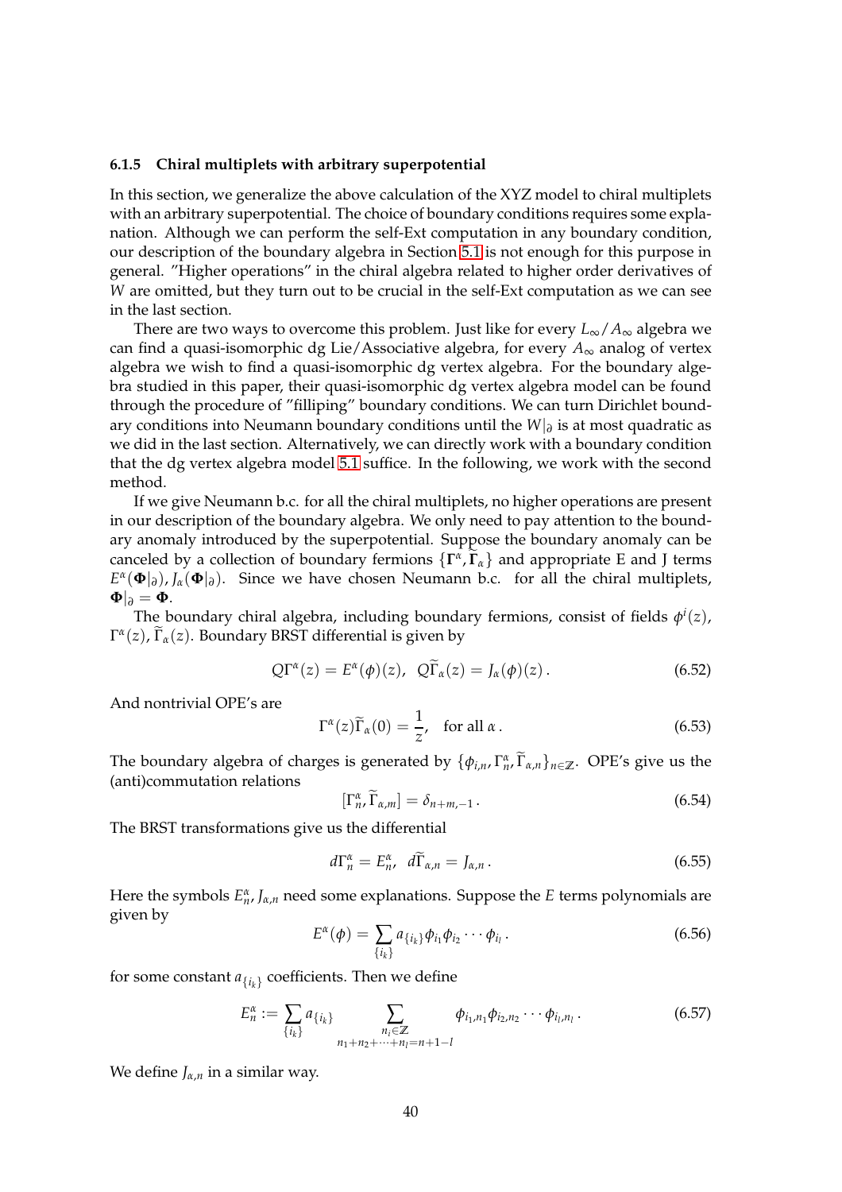### 6.1.5 Chiral multiplets with arbitrary superpotential

In this section, we generalize the above calculation of the XYZ model to chiral multiplets with an arbitrary superpotential. The choice of boundary conditions requires some explanation. Although we can perform the self-Ext computation in any boundary condition, our description of the boundary algebra in Section 5.1 is not enough for this purpose in general. "Higher operations" in the chiral algebra related to higher order derivatives of $W$ are omitted, but they turn out to be crucial in the self-Ext computation as we can see in the last section.

There are two ways to overcome this problem. Just like for every $L_\infty/A_\infty$ algebra we can find a quasi-isomorphic dg Lie/Associative algebra, for every $A_\infty$ analog of vertex algebra we wish to find a quasi-isomorphic dg vertex algebra. For the boundary algebra studied in this paper, their quasi-isomorphic dg vertex algebra model can be found through the procedure of "filliping" boundary conditions. We can turn Dirichlet boundary conditions into Neumann boundary conditions until the $W|_\partial$ is at most quadratic as we did in the last section. Alternatively, we can directly work with a boundary condition that the dg vertex algebra model 5.1 suffice. In the following, we work with the second method.

If we give Neumann b.c. for all the chiral multiplets, no higher operations are present in our description of the boundary algebra. We only need to pay attention to the boundary anomaly introduced by the superpotential. Suppose the boundary anomaly can be canceled by a collection of boundary fermions $\{\mathbf{\Gamma}^\alpha, \widetilde{\mathbf{\Gamma}}_\alpha\}$ and appropriate E and J terms $E^\alpha(\mathbf{\Phi}|_\partial), J_\alpha(\mathbf{\Phi}|_\partial)$. Since we have chosen Neumann b.c. for all the chiral multiplets, $\mathbf{\Phi}|_\partial = \mathbf{\Phi}$.

The boundary chiral algebra, including boundary fermions, consist of fields $\phi^i(z)$, $\Gamma^\alpha(z)$, $\widetilde{\Gamma}_\alpha(z)$. Boundary BRST differential is given by

$$Q\Gamma^\alpha(z) = E^\alpha(\phi)(z), \quad Q\widetilde{\Gamma}_\alpha(z) = J_\alpha(\phi)(z)\,. \tag{6.52}$$

And nontrivial OPE's are

$$\Gamma^\alpha(z)\widetilde{\Gamma}_\alpha(0) = \frac{1}{z}, \quad \text{for all } \alpha\,. \tag{6.53}$$

The boundary algebra of charges is generated by $\{\phi_{i,n}, \Gamma^\alpha_n, \widetilde{\Gamma}_{\alpha,n}\}_{n\in\mathbb{Z}}$. OPE's give us the (anti)commutation relations

$$[\Gamma^\alpha_n, \widetilde{\Gamma}_{\alpha,m}] = \delta_{n+m,-1}\,. \tag{6.54}$$

The BRST transformations give us the differential

$$d\Gamma^\alpha_n = E^\alpha_n, \quad d\widetilde{\Gamma}_{\alpha,n} = J_{\alpha,n}\,. \tag{6.55}$$

Here the symbols $E^\alpha_n, J_{\alpha,n}$ need some explanations. Suppose the $E$ terms polynomials are given by

$$E^\alpha(\phi) = \sum_{\{i_k\}} a_{\{i_k\}}\phi_{i_1}\phi_{i_2}\cdots\phi_{i_l}\,. \tag{6.56}$$

for some constant $a_{\{i_k\}}$ coefficients. Then we define

$$E^\alpha_n := \sum_{\{i_k\}} a_{\{i_k\}} \sum_{\substack{n_i\in\mathbb{Z}\\ n_1+n_2+\cdots+n_l=n+1-l}} \phi_{i_1,n_1}\phi_{i_2,n_2}\cdots\phi_{i_l,n_l}\,. \tag{6.57}$$

We define $J_{\alpha,n}$ in a similar way.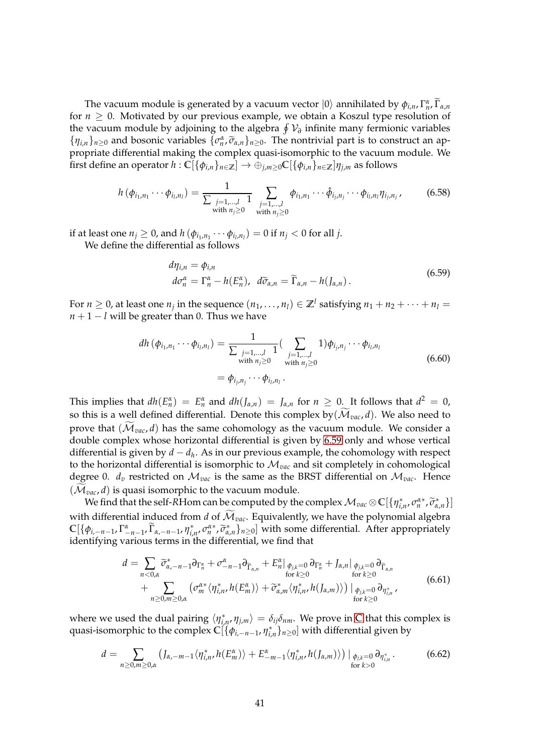The vacuum module is generated by a vacuum vector $|0\rangle$ annihilated by $\phi_{i,n}, \Gamma^\alpha_n, \widetilde{\Gamma}_{\alpha,n}$ for $n \geq 0$. Motivated by our previous example, we obtain a Koszul type resolution of the vacuum module by adjoining to the algebra $\oint \mathcal{V}_\partial$ infinite many fermionic variables $\{\eta_{i,n}\}_{n\geq 0}$ and bosonic variables $\{\sigma^\alpha_n, \widetilde{\sigma}_{\alpha,n}\}_{n\geq 0}$. The nontrivial part is to construct an appropriate differential making the complex quasi-isomorphic to the vacuum module. We first define an operator $h : \mathbb{C}[\{\phi_{i,n}\}_{n\in\mathbb{Z}}] \to \oplus_{j,m\geq 0}\mathbb{C}[\{\phi_{i,n}\}_{n\in\mathbb{Z}}]\eta_{j,m}$ as follows

$$
h\left(\phi_{i_1,n_1}\cdots\phi_{i_l,n_l}\right) = \frac{1}{\sum_{\substack{j=1,\ldots,l \\ \text{with } n_j\geq 0}} 1} \sum_{\substack{j=1,\ldots,l \\ \text{with } n_j\geq 0}} \phi_{i_1,n_1}\cdots\hat{\phi}_{i_j,n_j}\cdots\phi_{i_l,n_l}\eta_{i_j,n_j}, \tag{6.58}
$$

if at least one $n_j \geq 0$, and $h\left(\phi_{i_1,n_1}\cdots\phi_{i_l,n_l}\right) = 0$ if $n_j < 0$ for all $j$.

We define the differential as follows

$$
\begin{aligned}
&d\eta_{i,n} = \phi_{i,n} \\
&d\sigma^\alpha_n = \Gamma^\alpha_n - h(E^\alpha_n), \;\; d\widetilde{\sigma}_{\alpha,n} = \widetilde{\Gamma}_{\alpha,n} - h(J_{\alpha,n})\,.
\end{aligned} \tag{6.59}
$$

For $n \geq 0$, at least one $n_j$ in the sequence $(n_1, \ldots, n_l) \in \mathbb{Z}^l$ satisfying $n_1 + n_2 + \cdots + n_l = n + 1 - l$ will be greater than 0. Thus we have

$$
\begin{aligned}
dh\left(\phi_{i_1,n_1}\cdots\phi_{i_l,n_l}\right) &= \frac{1}{\sum_{\substack{j=1,\ldots,l \\ \text{with } n_j\geq 0}} 1}\Big(\sum_{\substack{j=1,\ldots,l \\ \text{with } n_j\geq 0}} 1\Big)\phi_{i_j,n_j}\cdots\phi_{i_l,n_l} \\
&= \phi_{i_j,n_j}\cdots\phi_{i_l,n_l}\,.
\end{aligned} \tag{6.60}
$$

This implies that $dh(E^\alpha_n) = E^\alpha_n$ and $dh(J_{\alpha,n}) = J_{\alpha,n}$ for $n \geq 0$. It follows that $d^2 = 0$, so this is a well defined differential. Denote this complex by$(\widetilde{\mathcal{M}}_{vac}, d)$. We also need to prove that $(\widetilde{\mathcal{M}}_{vac}, d)$ has the same cohomology as the vacuum module. We consider a double complex whose horizontal differential is given by 6.59 only and whose vertical differential is given by $d - d_h$. As in our previous example, the cohomology with respect to the horizontal differential is isomorphic to $\mathcal{M}_{vac}$ and sit completely in cohomological degree 0. $d_v$ restricted on $\mathcal{M}_{vac}$ is the same as the BRST differential on $\mathcal{M}_{vac}$. Hence $(\widetilde{\mathcal{M}}_{vac}, d)$ is quasi isomorphic to the vacuum module.

We find that the self-$R$Hom can be computed by the complex $\mathcal{M}_{vac} \otimes \mathbb{C}[\{\eta^*_{i,n}, \sigma^{\alpha *}_n, \widetilde{\sigma}^*_{\alpha,n}\}]$ with differential induced from $d$ of $\widetilde{\mathcal{M}}_{vac}$. Equivalently, we have the polynomial algebra $\mathbb{C}[\{\phi_{i,-n-1}, \Gamma^\alpha_{-n-1}, \widetilde{\Gamma}_{\alpha,-n-1}, \eta^*_{i,n}, \sigma^{\alpha *}_n, \widetilde{\sigma}^*_{\alpha,n}\}_{n\geq 0}]$ with some differential. After appropriately identifying various terms in the differential, we find that

$$
\begin{aligned}
d = &\sum_{n<0,\alpha} \widetilde{\sigma}^*_{\alpha,-n-1}\partial_{\Gamma^\alpha_n} + \sigma^\alpha_{-n-1}\partial_{\widetilde{\Gamma}_{\alpha,n}} + E^\alpha_n|_{\substack{\phi_{j,k}=0 \\ \text{for } k\geq 0}}\partial_{\Gamma^\alpha_n} + J_{\alpha,n}|_{\substack{\phi_{j,k}=0 \\ \text{for } k\geq 0}}\partial_{\widetilde{\Gamma}_{\alpha,n}} \\
&+ \sum_{n\geq 0, m\geq 0,\alpha}\left(\sigma^{\alpha *}_m\langle\eta^*_{i,n}, h(E^\alpha_m)\rangle + \widetilde{\sigma}^*_{\alpha,m}\langle\eta^*_{i,n}, h(J_{\alpha,m})\rangle\right)|_{\substack{\phi_{j,k}=0 \\ \text{for } k\geq 0}}\partial_{\eta^*_{i,n}}\,,
\end{aligned} \tag{6.61}
$$

where we used the dual pairing $\langle\eta^*_{i,n}, \eta_{j,m}\rangle = \delta_{ij}\delta_{nm}$. We prove in C that this complex is quasi-isomorphic to the complex $\mathbb{C}[\{\phi_{i,-n-1}, \eta^*_{i,n}\}_{n\geq 0}]$ with differential given by

$$
d = \sum_{n\geq 0, m\geq 0,\alpha}\left(J_{\alpha,-m-1}\langle\eta^*_{i,n}, h(E^\alpha_m)\rangle + E^\alpha_{-m-1}\langle\eta^*_{i,n}, h(J_{\alpha,m})\rangle\right)|_{\substack{\phi_{j,k}=0 \\ \text{for } k>0}}\partial_{\eta^*_{i,n}}\,. \tag{6.62}
$$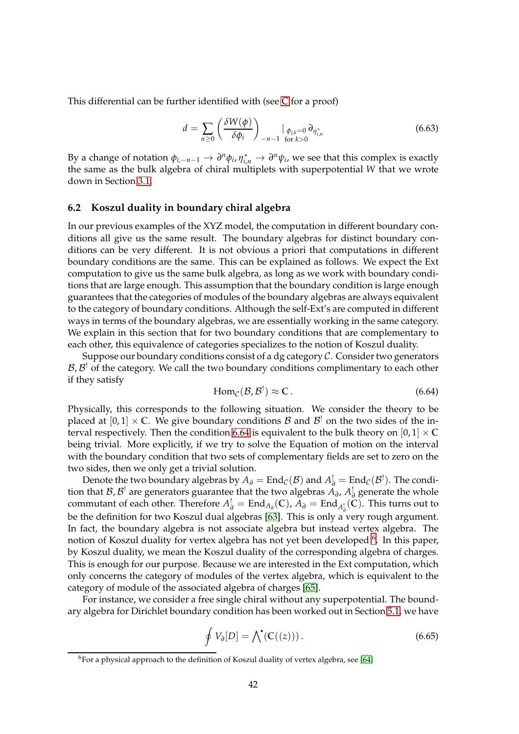This differential can be further identified with (see C for a proof)

$$d = \sum_{n\geq 0} \left( \frac{\delta W(\phi)}{\delta \phi_i} \right)_{-n-1} |_{\substack{\phi_{j,k}=0 \\ \text{for } k>0}} \partial_{\eta^*_{i,n}} \tag{6.63}$$

By a change of notation $\phi_{i,-n-1} \to \partial^n \phi_i, \eta^*_{i,n} \to \partial^n \psi_i$, we see that this complex is exactly the same as the bulk algebra of chiral multiplets with superpotential $W$ that we wrote down in Section 3.1.

### 6.2 Koszul duality in boundary chiral algebra

In our previous examples of the XYZ model, the computation in different boundary conditions all give us the same result. The boundary algebras for distinct boundary conditions can be very different. It is not obvious a priori that computations in different boundary conditions are the same. This can be explained as follows. We expect the Ext computation to give us the same bulk algebra, as long as we work with boundary conditions that are large enough. This assumption that the boundary condition is large enough guarantees that the categories of modules of the boundary algebras are always equivalent to the category of boundary conditions. Although the self-Ext's are computed in different ways in terms of the boundary algebras, we are essentially working in the same category. We explain in this section that for two boundary conditions that are complementary to each other, this equivalence of categories specializes to the notion of Koszul duality.

Suppose our boundary conditions consist of a dg category $\mathcal{C}$. Consider two generators $\mathcal{B}, \mathcal{B}^!$ of the category. We call the two boundary conditions complimentary to each other if they satisfy

$$\mathrm{Hom}_{\mathcal{C}}(\mathcal{B}, \mathcal{B}^!) \approx \mathbb{C}\,. \tag{6.64}$$

Physically, this corresponds to the following situation. We consider the theory to be placed at $[0,1] \times \mathbb{C}$. We give boundary conditions $\mathcal{B}$ and $\mathcal{B}^!$ on the two sides of the interval respectively. Then the condition 6.64 is equivalent to the bulk theory on $[0,1] \times \mathbb{C}$ being trivial. More explicitly, if we try to solve the Equation of motion on the interval with the boundary condition that two sets of complementary fields are set to zero on the two sides, then we only get a trivial solution.

Denote the two boundary algebras by $A_\partial = \mathrm{End}_{\mathcal{C}}(\mathcal{B})$ and $A^!_\partial = \mathrm{End}_{\mathcal{C}}(\mathcal{B}^!)$. The condition that $\mathcal{B}, \mathcal{B}^!$ are generators guarantee that the two algebras $A_\partial$, $A^!_\partial$ generate the whole commutant of each other. Therefore $A^!_\partial = \mathrm{End}_{A_\partial}(\mathbb{C})$, $A_\partial = \mathrm{End}_{A^!_\partial}(\mathbb{C})$. This turns out to be the definition for two Koszul dual algebras [63]. This is only a very rough argument. In fact, the boundary algebra is not associate algebra but instead vertex algebra. The notion of Koszul duality for vertex algebra has not yet been developed [6]. In this paper, by Koszul duality, we mean the Koszul duality of the corresponding algebra of charges. This is enough for our purpose. Because we are interested in the Ext computation, which only concerns the category of modules of the vertex algebra, which is equivalent to the category of module of the associated algebra of charges [65].

For instance, we consider a free single chiral without any superpotential. The boundary algebra for Dirichlet boundary condition has been worked out in Section 5.1, we have

$$\oint V_\partial[D] = \bigwedge\nolimits^{\bullet}(\mathbb{C}((z)))\,. \tag{6.65}$$

[6] For a physical approach to the definition of Koszul duality of vertex algebra, see [64]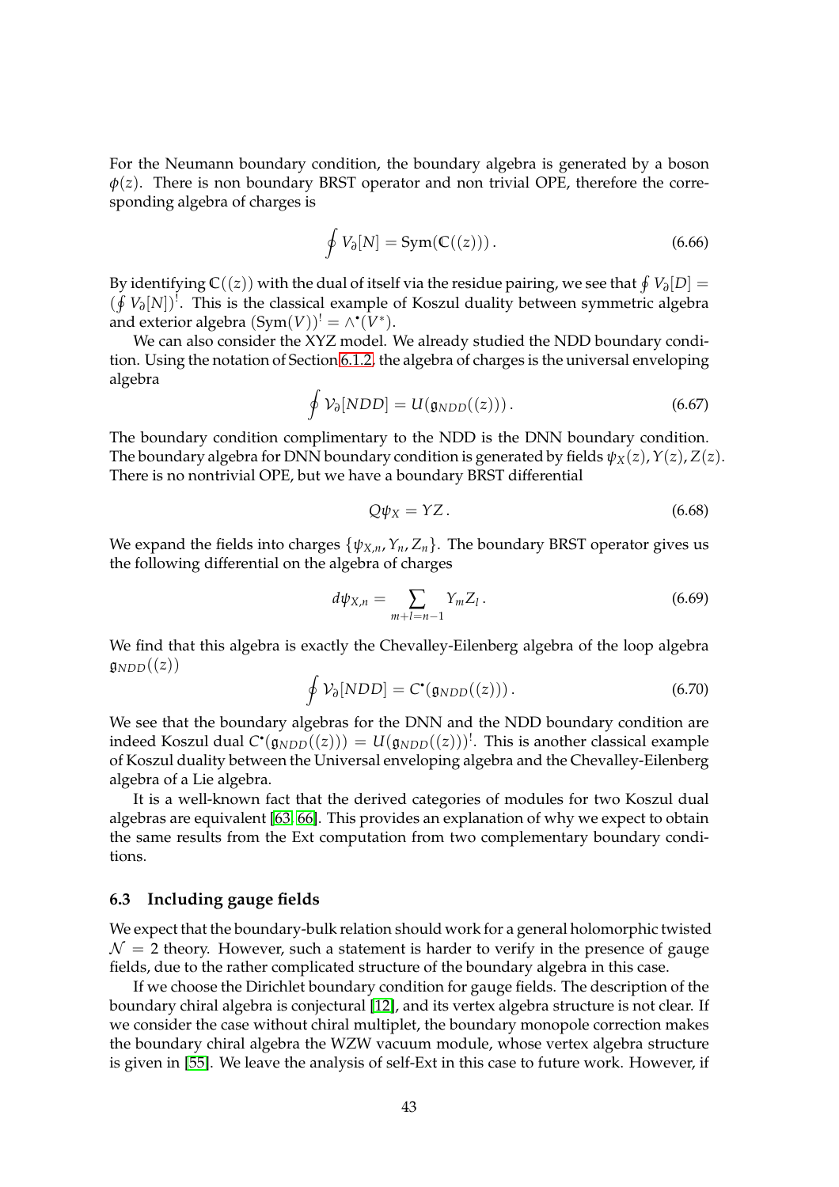For the Neumann boundary condition, the boundary algebra is generated by a boson $\phi(z)$. There is non boundary BRST operator and non trivial OPE, therefore the corresponding algebra of charges is

$$\oint V_\partial[N] = \mathrm{Sym}(\mathbb{C}((z)))\,. \tag{6.66}$$

By identifying $\mathbb{C}((z))$ with the dual of itself via the residue pairing, we see that $\oint V_\partial[D] = (\oint V_\partial[N])^!$. This is the classical example of Koszul duality between symmetric algebra and exterior algebra $(\mathrm{Sym}(V))^! = \wedge^\bullet(V^*)$.

We can also consider the XYZ model. We already studied the NDD boundary condition. Using the notation of Section 6.1.2, the algebra of charges is the universal enveloping algebra

$$\oint \mathcal{V}_\partial[NDD] = U(\mathfrak{g}_{NDD}((z)))\,. \tag{6.67}$$

The boundary condition complimentary to the NDD is the DNN boundary condition. The boundary algebra for DNN boundary condition is generated by fields $\psi_X(z), Y(z), Z(z)$. There is no nontrivial OPE, but we have a boundary BRST differential

$$Q\psi_X = YZ\,. \tag{6.68}$$

We expand the fields into charges $\{\psi_{X,n}, Y_n, Z_n\}$. The boundary BRST operator gives us the following differential on the algebra of charges

$$d\psi_{X,n} = \sum_{m+l=n-1} Y_m Z_l\,. \tag{6.69}$$

We find that this algebra is exactly the Chevalley-Eilenberg algebra of the loop algebra $\mathfrak{g}_{NDD}((z))$

$$\oint \mathcal{V}_\partial[NDD] = C^\bullet(\mathfrak{g}_{NDD}((z)))\,. \tag{6.70}$$

We see that the boundary algebras for the DNN and the NDD boundary condition are indeed Koszul dual $C^\bullet(\mathfrak{g}_{NDD}((z))) = U(\mathfrak{g}_{NDD}((z)))^!$. This is another classical example of Koszul duality between the Universal enveloping algebra and the Chevalley-Eilenberg algebra of a Lie algebra.

It is a well-known fact that the derived categories of modules for two Koszul dual algebras are equivalent [63, 66]. This provides an explanation of why we expect to obtain the same results from the Ext computation from two complementary boundary conditions.

### 6.3 Including gauge fields

We expect that the boundary-bulk relation should work for a general holomorphic twisted $\mathcal{N} = 2$ theory. However, such a statement is harder to verify in the presence of gauge fields, due to the rather complicated structure of the boundary algebra in this case.

If we choose the Dirichlet boundary condition for gauge fields. The description of the boundary chiral algebra is conjectural [12], and its vertex algebra structure is not clear. If we consider the case without chiral multiplet, the boundary monopole correction makes the boundary chiral algebra the WZW vacuum module, whose vertex algebra structure is given in [55]. We leave the analysis of self-Ext in this case to future work. However, if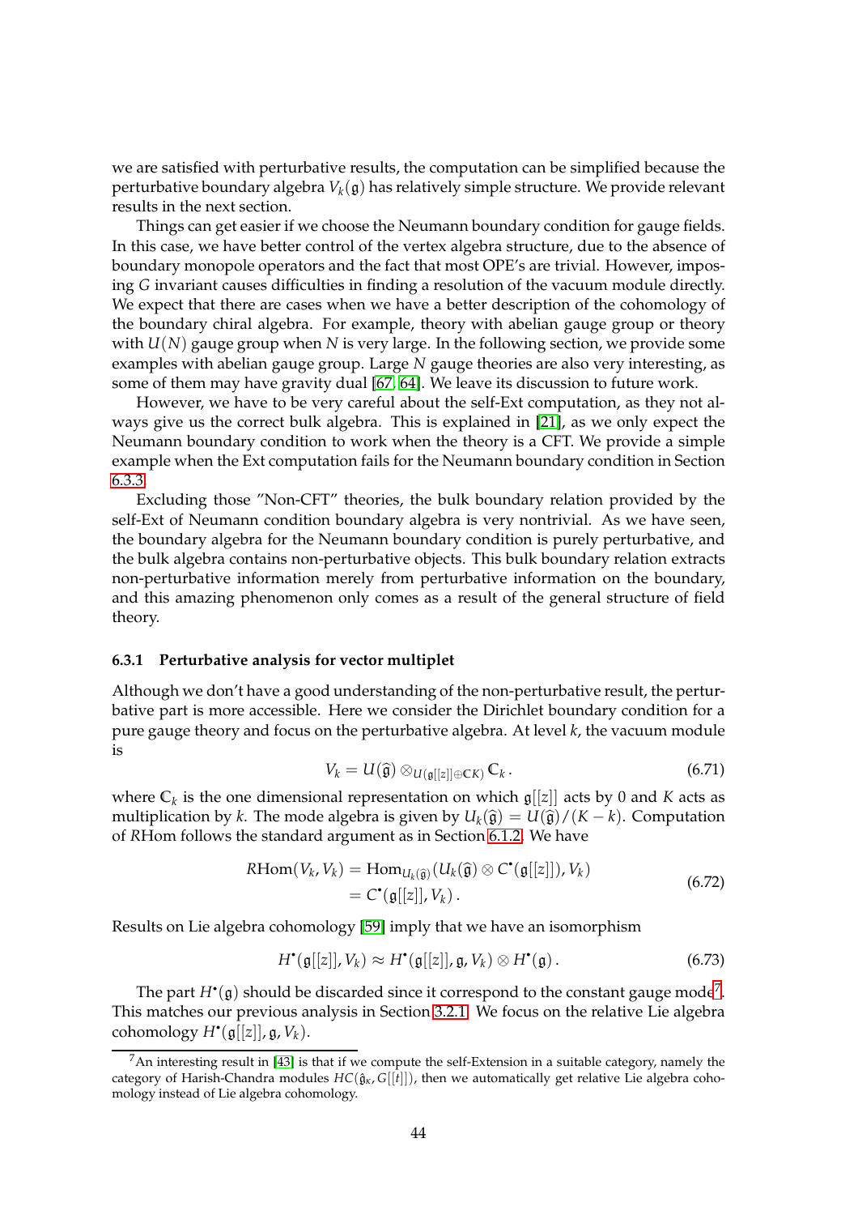we are satisfied with perturbative results, the computation can be simplified because the perturbative boundary algebra $V_k(\mathfrak{g})$ has relatively simple structure. We provide relevant results in the next section.

Things can get easier if we choose the Neumann boundary condition for gauge fields. In this case, we have better control of the vertex algebra structure, due to the absence of boundary monopole operators and the fact that most OPE's are trivial. However, imposing $G$ invariant causes difficulties in finding a resolution of the vacuum module directly. We expect that there are cases when we have a better description of the cohomology of the boundary chiral algebra. For example, theory with abelian gauge group or theory with $U(N)$ gauge group when $N$ is very large. In the following section, we provide some examples with abelian gauge group. Large $N$ gauge theories are also very interesting, as some of them may have gravity dual [67, 64]. We leave its discussion to future work.

However, we have to be very careful about the self-Ext computation, as they not always give us the correct bulk algebra. This is explained in [21], as we only expect the Neumann boundary condition to work when the theory is a CFT. We provide a simple example when the Ext computation fails for the Neumann boundary condition in Section 6.3.3.

Excluding those "Non-CFT" theories, the bulk boundary relation provided by the self-Ext of Neumann condition boundary algebra is very nontrivial. As we have seen, the boundary algebra for the Neumann boundary condition is purely perturbative, and the bulk algebra contains non-perturbative objects. This bulk boundary relation extracts non-perturbative information merely from perturbative information on the boundary, and this amazing phenomenon only comes as a result of the general structure of field theory.

### 6.3.1 Perturbative analysis for vector multiplet

Although we don't have a good understanding of the non-perturbative result, the perturbative part is more accessible. Here we consider the Dirichlet boundary condition for a pure gauge theory and focus on the perturbative algebra. At level $k$, the vacuum module is

$$V_k = U(\widehat{\mathfrak{g}}) \otimes_{U(\mathfrak{g}[[z]] \oplus \mathbb{C}K)} \mathbb{C}_k \,. \tag{6.71}$$

where $\mathbb{C}_k$ is the one dimensional representation on which $\mathfrak{g}[[z]]$ acts by 0 and $K$ acts as multiplication by $k$. The mode algebra is given by $U_k(\widehat{\mathfrak{g}}) = U(\widehat{\mathfrak{g}})/(K-k)$. Computation of $R\mathrm{Hom}$ follows the standard argument as in Section 6.1.2. We have

$$\begin{aligned} R\mathrm{Hom}(V_k, V_k) &= \mathrm{Hom}_{U_k(\widehat{\mathfrak{g}})}(U_k(\widehat{\mathfrak{g}}) \otimes C^\bullet(\mathfrak{g}[[z]]), V_k) \\ &= C^\bullet(\mathfrak{g}[[z]], V_k) \,. \end{aligned} \tag{6.72}$$

Results on Lie algebra cohomology [59] imply that we have an isomorphism

$$H^\bullet(\mathfrak{g}[[z]], V_k) \approx H^\bullet(\mathfrak{g}[[z]], \mathfrak{g}, V_k) \otimes H^\bullet(\mathfrak{g}) \,. \tag{6.73}$$

The part $H^\bullet(\mathfrak{g})$ should be discarded since it correspond to the constant gauge mode[7]. This matches our previous analysis in Section 3.2.1. We focus on the relative Lie algebra cohomology $H^\bullet(\mathfrak{g}[[z]], \mathfrak{g}, V_k)$.

[7] An interesting result in [43] is that if we compute the self-Extension in a suitable category, namely the category of Harish-Chandra modules $HC(\hat{\mathfrak{g}}_\kappa, G[[t]])$, then we automatically get relative Lie algebra cohomology instead of Lie algebra cohomology.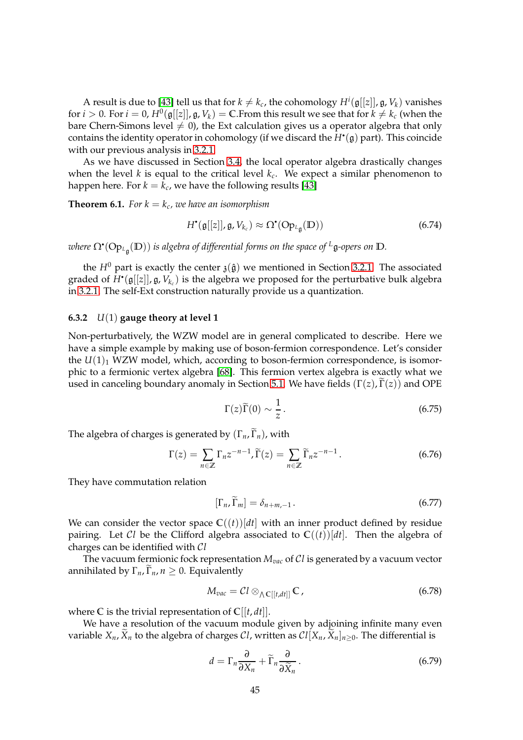A result is due to [43] tell us that for $k \neq k_c$, the cohomology $H^i(\mathfrak{g}[[z]], \mathfrak{g}, V_k)$ vanishes for $i > 0$. For $i = 0$, $H^0(\mathfrak{g}[[z]], \mathfrak{g}, V_k) = \mathbb{C}$.From this result we see that for $k \neq k_c$ (when the bare Chern-Simons level $\neq 0$), the Ext calculation gives us a operator algebra that only contains the identity operator in cohomology (if we discard the $H^\bullet(\mathfrak{g})$ part). This coincide with our previous analysis in 3.2.1

As we have discussed in Section 3.4, the local operator algebra drastically changes when the level $k$ is equal to the critical level $k_c$. We expect a similar phenomenon to happen here. For $k = k_c$, we have the following results [43]

**Theorem 6.1.** *For $k = k_c$, we have an isomorphism*

$$H^\bullet(\mathfrak{g}[[z]], \mathfrak{g}, V_{k_c}) \approx \Omega^\bullet(\mathrm{Op}_{^L\mathfrak{g}}(\mathbb{D})) \tag{6.74}$$

*where $\Omega^\bullet(\mathrm{Op}_{^L\mathfrak{g}}(\mathbb{D}))$ is algebra of differential forms on the space of $^L\mathfrak{g}$-opers on $\mathbb{D}$.*

the $H^0$ part is exactly the center $\mathfrak{z}(\hat{\mathfrak{g}})$ we mentioned in Section 3.2.1. The associated graded of $H^\bullet(\mathfrak{g}[[z]], \mathfrak{g}, V_{k_c})$ is the algebra we proposed for the perturbative bulk algebra in 3.2.1. The self-Ext construction naturally provide us a quantization.

### 6.3.2 $U(1)$ gauge theory at level 1

Non-perturbatively, the WZW model are in general complicated to describe. Here we have a simple example by making use of boson-fermion correspondence. Let's consider the $U(1)_1$ WZW model, which, according to boson-fermion correspondence, is isomorphic to a fermionic vertex algebra [68]. This fermion vertex algebra is exactly what we used in canceling boundary anomaly in Section 5.1. We have fields $(\Gamma(z), \widetilde{\Gamma}(z))$ and OPE

$$\Gamma(z)\widetilde{\Gamma}(0) \sim \frac{1}{z}. \tag{6.75}$$

The algebra of charges is generated by $(\Gamma_n, \widetilde{\Gamma}_n)$, with

$$\Gamma(z) = \sum_{n\in\mathbb{Z}} \Gamma_n z^{-n-1}, \widetilde{\Gamma}(z) = \sum_{n\in\mathbb{Z}} \widetilde{\Gamma}_n z^{-n-1}. \tag{6.76}$$

They have commutation relation

$$[\Gamma_n, \widetilde{\Gamma}_m] = \delta_{n+m,-1}. \tag{6.77}$$

We can consider the vector space $\mathbb{C}((t))[dt]$ with an inner product defined by residue pairing. Let $\mathcal{C}l$ be the Clifford algebra associated to $\mathbb{C}((t))[dt]$. Then the algebra of charges can be identified with $\mathcal{C}l$

The vacuum fermionic fock representation $M_{vac}$ of $\mathcal{C}l$ is generated by a vacuum vector annihilated by $\Gamma_n, \widetilde{\Gamma}_n, n \geq 0$. Equivalently

$$M_{vac} = \mathcal{C}l \otimes_{\wedge \mathbb{C}[[t,dt]]} \mathbb{C}, \tag{6.78}$$

where $\mathbb{C}$ is the trivial representation of $\mathbb{C}[[t, dt]]$.

We have a resolution of the vacuum module given by adjoining infinite many even variable $X_n, \widetilde{X}_n$ to the algebra of charges $\mathcal{C}l$, written as $\mathcal{C}l[X_n, \widetilde{X}_n]_{n\geq 0}$. The differential is

$$d = \Gamma_n \frac{\partial}{\partial X_n} + \widetilde{\Gamma}_n \frac{\partial}{\partial \widetilde{X}_n}. \tag{6.79}$$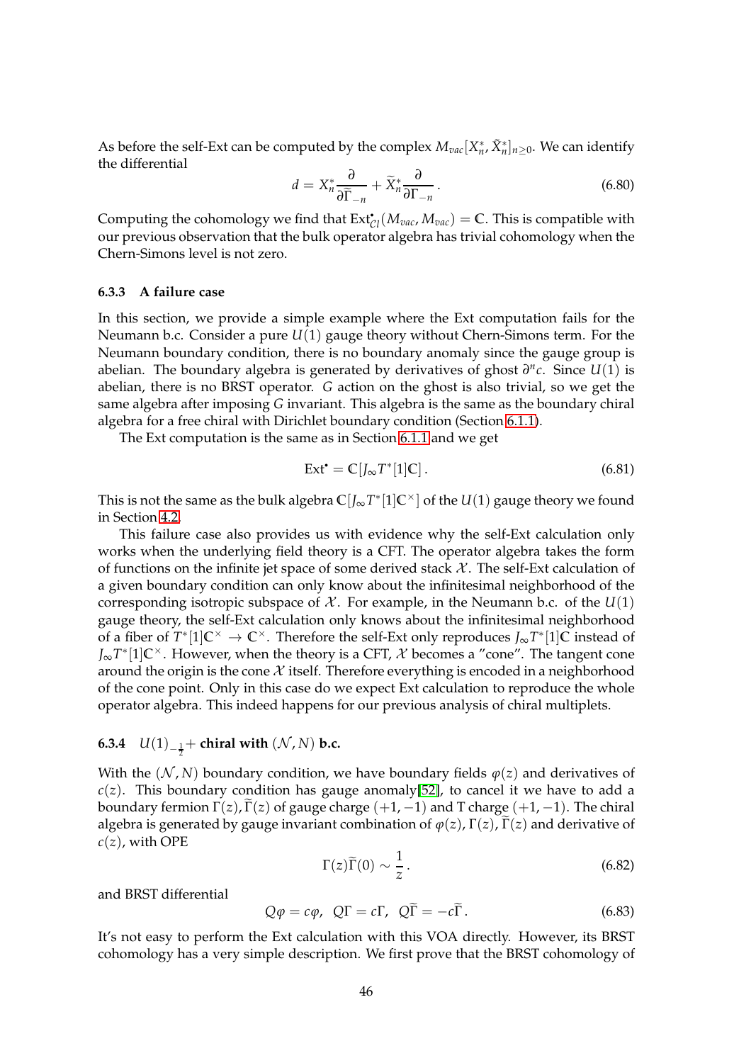As before the self-Ext can be computed by the complex $M_{vac}[X_n^*, \tilde{X}_n^*]_{n\geq 0}$. We can identify the differential

$$d = X_n^* \frac{\partial}{\partial \widetilde{\Gamma}_{-n}} + \widetilde{X}_n^* \frac{\partial}{\partial \Gamma_{-n}}\,. \tag{6.80}$$

Computing the cohomology we find that $\mathrm{Ext}^\bullet_{\mathcal{C}l}(M_{vac}, M_{vac}) = \mathbb{C}$. This is compatible with our previous observation that the bulk operator algebra has trivial cohomology when the Chern-Simons level is not zero.

#### 6.3.3 A failure case

In this section, we provide a simple example where the Ext computation fails for the Neumann b.c. Consider a pure $U(1)$ gauge theory without Chern-Simons term. For the Neumann boundary condition, there is no boundary anomaly since the gauge group is abelian. The boundary algebra is generated by derivatives of ghost $\partial^n c$. Since $U(1)$ is abelian, there is no BRST operator. $G$ action on the ghost is also trivial, so we get the same algebra after imposing $G$ invariant. This algebra is the same as the boundary chiral algebra for a free chiral with Dirichlet boundary condition (Section 6.1.1).

The Ext computation is the same as in Section 6.1.1 and we get

$$\mathrm{Ext}^\bullet = \mathbb{C}[J_\infty T^*[1]\mathbb{C}]\,. \tag{6.81}$$

This is not the same as the bulk algebra $\mathbb{C}[J_\infty T^*[1]\mathbb{C}^\times]$ of the $U(1)$ gauge theory we found in Section 4.2.

This failure case also provides us with evidence why the self-Ext calculation only works when the underlying field theory is a CFT. The operator algebra takes the form of functions on the infinite jet space of some derived stack $\mathcal{X}$. The self-Ext calculation of a given boundary condition can only know about the infinitesimal neighborhood of the corresponding isotropic subspace of $\mathcal{X}$. For example, in the Neumann b.c. of the $U(1)$ gauge theory, the self-Ext calculation only knows about the infinitesimal neighborhood of a fiber of $T^*[1]\mathbb{C}^\times \to \mathbb{C}^\times$. Therefore the self-Ext only reproduces $J_\infty T^*[1]\mathbb{C}$ instead of $J_\infty T^*[1]\mathbb{C}^\times$. However, when the theory is a CFT, $\mathcal{X}$ becomes a "cone". The tangent cone around the origin is the cone $\mathcal{X}$ itself. Therefore everything is encoded in a neighborhood of the cone point. Only in this case do we expect Ext calculation to reproduce the whole operator algebra. This indeed happens for our previous analysis of chiral multiplets.

#### 6.3.4 $U(1)_{-\frac{1}{2}}$+ chiral with $(\mathcal{N}, N)$ b.c.

With the $(\mathcal{N}, N)$ boundary condition, we have boundary fields $\varphi(z)$ and derivatives of $c(z)$. This boundary condition has gauge anomaly[52], to cancel it we have to add a boundary fermion $\Gamma(z), \widetilde{\Gamma}(z)$ of gauge charge $(+1, -1)$ and T charge $(+1, -1)$. The chiral algebra is generated by gauge invariant combination of $\varphi(z), \Gamma(z), \widetilde{\Gamma}(z)$ and derivative of $c(z)$, with OPE

$$\Gamma(z)\widetilde{\Gamma}(0) \sim \frac{1}{z}\,. \tag{6.82}$$

and BRST differential

$$Q\varphi = c\varphi, \;\; Q\Gamma = c\Gamma, \;\; Q\widetilde{\Gamma} = -c\widetilde{\Gamma}\,. \tag{6.83}$$

It's not easy to perform the Ext calculation with this VOA directly. However, its BRST cohomology has a very simple description. We first prove that the BRST cohomology of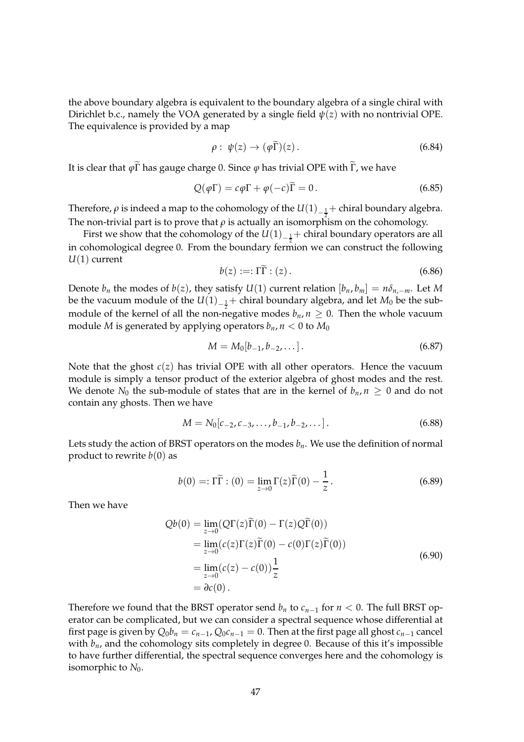the above boundary algebra is equivalent to the boundary algebra of a single chiral with Dirichlet b.c., namely the VOA generated by a single field $\psi(z)$ with no nontrivial OPE. The equivalence is provided by a map

$$\rho: \ \psi(z) \to (\varphi\widetilde{\Gamma})(z)\,. \tag{6.84}$$

It is clear that $\varphi\widetilde{\Gamma}$ has gauge charge 0. Since $\varphi$ has trivial OPE with $\widetilde{\Gamma}$, we have

$$Q(\varphi\Gamma) = c\varphi\Gamma + \varphi(-c)\widetilde{\Gamma} = 0\,. \tag{6.85}$$

Therefore, $\rho$ is indeed a map to the cohomology of the $U(1)_{-\frac{1}{2}}+$ chiral boundary algebra. The non-trivial part is to prove that $\rho$ is actually an isomorphism on the cohomology.

First we show that the cohomology of the $U(1)_{-\frac{1}{2}}+$ chiral boundary operators are all in cohomological degree 0. From the boundary fermion we can construct the following $U(1)$ current

$$b(z) :=: \Gamma\widetilde{\Gamma} : (z)\,. \tag{6.86}$$

Denote $b_n$ the modes of $b(z)$, they satisfy $U(1)$ current relation $[b_n, b_m] = n\delta_{n,-m}$. Let $M$ be the vacuum module of the $U(1)_{-\frac{1}{2}}+$ chiral boundary algebra, and let $M_0$ be the sub-module of the kernel of all the non-negative modes $b_n, n \geq 0$. Then the whole vacuum module $M$ is generated by applying operators $b_n, n < 0$ to $M_0$

$$M = M_0[b_{-1}, b_{-2}, \dots]\,. \tag{6.87}$$

Note that the ghost $c(z)$ has trivial OPE with all other operators. Hence the vacuum module is simply a tensor product of the exterior algebra of ghost modes and the rest. We denote $N_0$ the sub-module of states that are in the kernel of $b_n, n \geq 0$ and do not contain any ghosts. Then we have

$$M = N_0[c_{-2}, c_{-3}, \dots, b_{-1}, b_{-2}, \dots]\,. \tag{6.88}$$

Lets study the action of BRST operators on the modes $b_n$. We use the definition of normal product to rewrite $b(0)$ as

$$b(0) =: \Gamma\widetilde{\Gamma} : (0) = \lim_{z\to 0} \Gamma(z)\widetilde{\Gamma}(0) - \frac{1}{z}\,. \tag{6.89}$$

Then we have

$$\begin{aligned}
Qb(0) &= \lim_{z\to 0}(Q\Gamma(z)\widetilde{\Gamma}(0) - \Gamma(z)Q\widetilde{\Gamma}(0)) \\
&= \lim_{z\to 0}(c(z)\Gamma(z)\widetilde{\Gamma}(0) - c(0)\Gamma(z)\widetilde{\Gamma}(0)) \\
&= \lim_{z\to 0}(c(z) - c(0))\frac{1}{z} \\
&= \partial c(0)\,.
\end{aligned} \tag{6.90}$$

Therefore we found that the BRST operator send $b_n$ to $c_{n-1}$ for $n < 0$. The full BRST operator can be complicated, but we can consider a spectral sequence whose differential at first page is given by $Q_0 b_n = c_{n-1}$, $Q_0 c_{n-1} = 0$. Then at the first page all ghost $c_{n-1}$ cancel with $b_n$, and the cohomology sits completely in degree 0. Because of this it's impossible to have further differential, the spectral sequence converges here and the cohomology is isomorphic to $N_0$.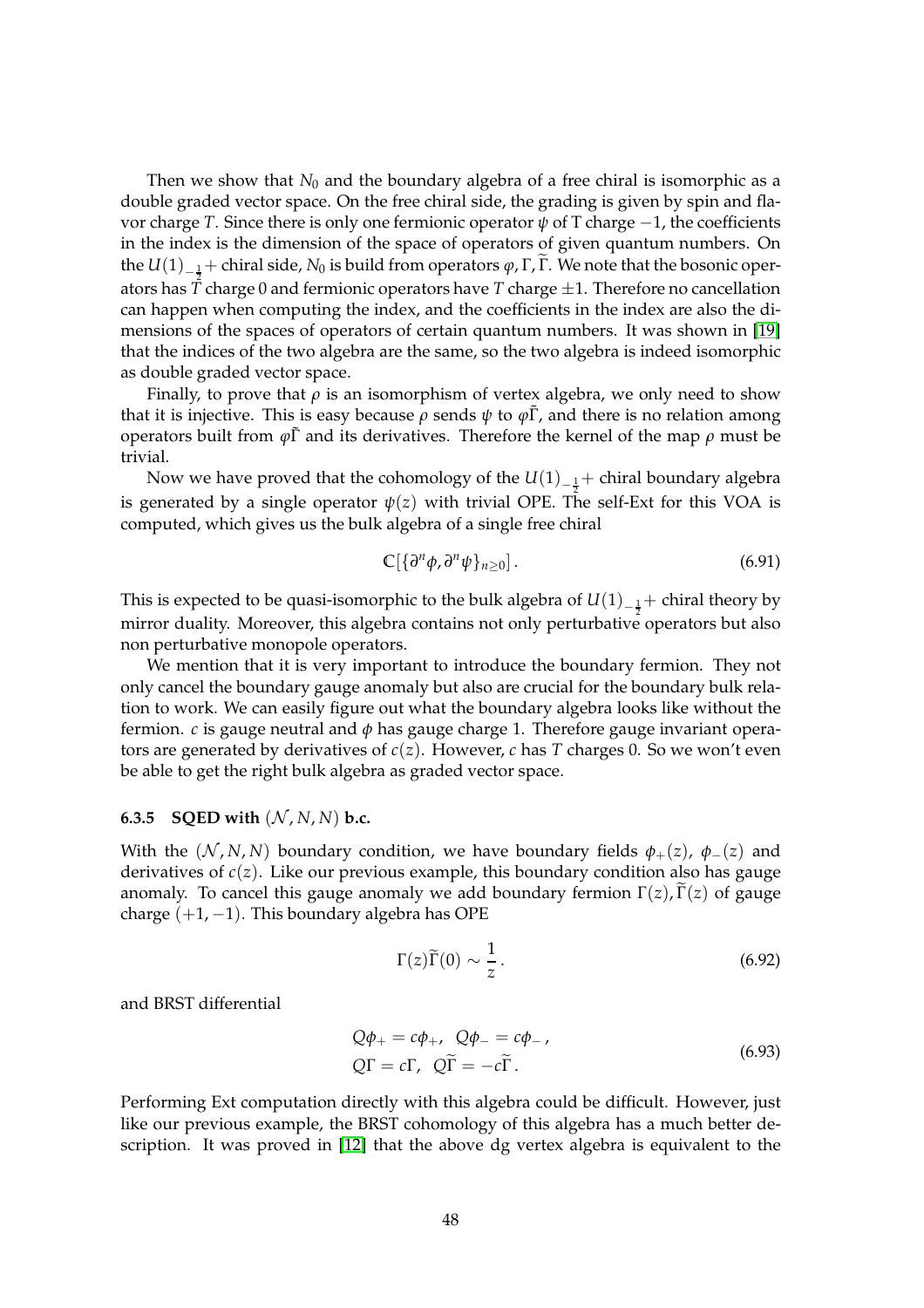Then we show that $N_0$ and the boundary algebra of a free chiral is isomorphic as a double graded vector space. On the free chiral side, the grading is given by spin and flavor charge $T$. Since there is only one fermionic operator $\psi$ of T charge $-1$, the coefficients in the index is the dimension of the space of operators of given quantum numbers. On the $U(1)_{-\frac{1}{2}}+$ chiral side, $N_0$ is build from operators $\varphi, \Gamma, \widetilde{\Gamma}$. We note that the bosonic operators has $T$ charge 0 and fermionic operators have $T$ charge $\pm 1$. Therefore no cancellation can happen when computing the index, and the coefficients in the index are also the dimensions of the spaces of operators of certain quantum numbers. It was shown in [19] that the indices of the two algebra are the same, so the two algebra is indeed isomorphic as double graded vector space.

Finally, to prove that $\rho$ is an isomorphism of vertex algebra, we only need to show that it is injective. This is easy because $\rho$ sends $\psi$ to $\varphi\tilde{\Gamma}$, and there is no relation among operators built from $\varphi\tilde{\Gamma}$ and its derivatives. Therefore the kernel of the map $\rho$ must be trivial.

Now we have proved that the cohomology of the $U(1)_{-\frac{1}{2}}+$ chiral boundary algebra is generated by a single operator $\psi(z)$ with trivial OPE. The self-Ext for this VOA is computed, which gives us the bulk algebra of a single free chiral

$$\mathbb{C}[\{\partial^n \phi, \partial^n \psi\}_{n\geq 0}]\,. \tag{6.91}$$

This is expected to be quasi-isomorphic to the bulk algebra of $U(1)_{-\frac{1}{2}}+$ chiral theory by mirror duality. Moreover, this algebra contains not only perturbative operators but also non perturbative monopole operators.

We mention that it is very important to introduce the boundary fermion. They not only cancel the boundary gauge anomaly but also are crucial for the boundary bulk relation to work. We can easily figure out what the boundary algebra looks like without the fermion. $c$ is gauge neutral and $\phi$ has gauge charge 1. Therefore gauge invariant operators are generated by derivatives of $c(z)$. However, $c$ has $T$ charges 0. So we won't even be able to get the right bulk algebra as graded vector space.

### 6.3.5 SQED with $(\mathcal{N}, N, N)$ b.c.

With the $(\mathcal{N}, N, N)$ boundary condition, we have boundary fields $\phi_+(z)$, $\phi_-(z)$ and derivatives of $c(z)$. Like our previous example, this boundary condition also has gauge anomaly. To cancel this gauge anomaly we add boundary fermion $\Gamma(z), \widetilde{\Gamma}(z)$ of gauge charge $(+1, -1)$. This boundary algebra has OPE

$$\Gamma(z)\widetilde{\Gamma}(0) \sim \frac{1}{z}\,. \tag{6.92}$$

and BRST differential

$$\begin{aligned} &Q\phi_+ = c\phi_+,\;\; Q\phi_- = c\phi_-\,, \\ &Q\Gamma = c\Gamma,\;\; Q\widetilde{\Gamma} = -c\widetilde{\Gamma}\,. \end{aligned} \tag{6.93}$$

Performing Ext computation directly with this algebra could be difficult. However, just like our previous example, the BRST cohomology of this algebra has a much better description. It was proved in [12] that the above dg vertex algebra is equivalent to the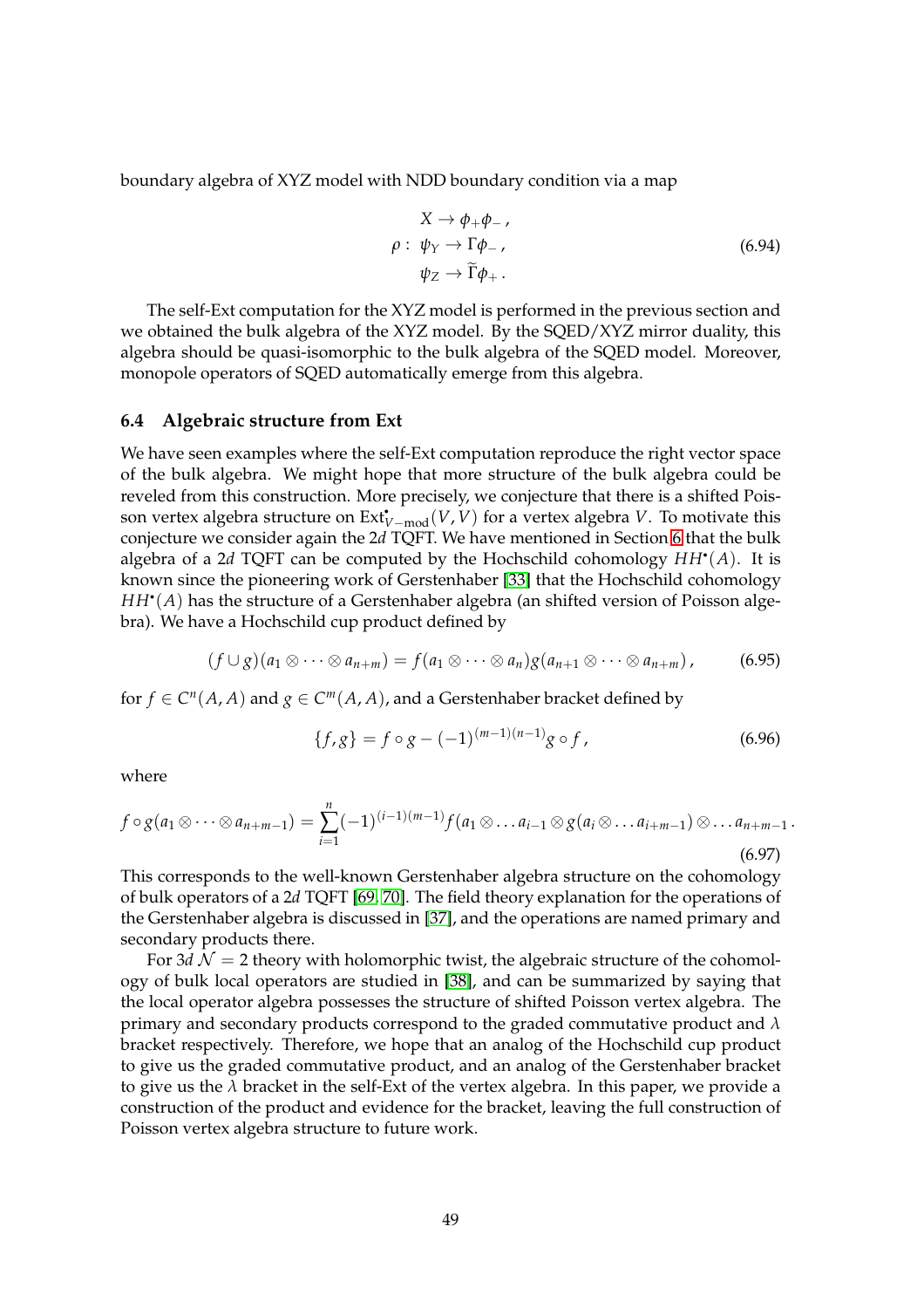boundary algebra of XYZ model with NDD boundary condition via a map

$$\rho: \begin{array}{l} X \to \phi_+\phi_- , \\ \psi_Y \to \Gamma\phi_- , \\ \psi_Z \to \widetilde{\Gamma}\phi_+ . \end{array} \tag{6.94}$$

The self-Ext computation for the XYZ model is performed in the previous section and we obtained the bulk algebra of the XYZ model. By the SQED/XYZ mirror duality, this algebra should be quasi-isomorphic to the bulk algebra of the SQED model. Moreover, monopole operators of SQED automatically emerge from this algebra.

### 6.4 Algebraic structure from Ext

We have seen examples where the self-Ext computation reproduce the right vector space of the bulk algebra. We might hope that more structure of the bulk algebra could be reveled from this construction. More precisely, we conjecture that there is a shifted Poisson vertex algebra structure on $\mathrm{Ext}^\bullet_{V-\mathrm{mod}}(V,V)$ for a vertex algebra $V$. To motivate this conjecture we consider again the 2$d$ TQFT. We have mentioned in Section 6 that the bulk algebra of a 2$d$ TQFT can be computed by the Hochschild cohomology $HH^\bullet(A)$. It is known since the pioneering work of Gerstenhaber [33] that the Hochschild cohomology $HH^\bullet(A)$ has the structure of a Gerstenhaber algebra (an shifted version of Poisson algebra). We have a Hochschild cup product defined by

$$(f \cup g)(a_1 \otimes \cdots \otimes a_{n+m}) = f(a_1 \otimes \cdots \otimes a_n) g(a_{n+1} \otimes \cdots \otimes a_{n+m}) , \tag{6.95}$$

for $f \in C^n(A,A)$ and $g \in C^m(A,A)$, and a Gerstenhaber bracket defined by

$$\{f,g\} = f \circ g - (-1)^{(m-1)(n-1)} g \circ f , \tag{6.96}$$

where

$$f \circ g(a_1 \otimes \cdots \otimes a_{n+m-1}) = \sum_{i=1}^{n} (-1)^{(i-1)(m-1)} f(a_1 \otimes \ldots a_{i-1} \otimes g(a_i \otimes \ldots a_{i+m-1}) \otimes \ldots a_{n+m-1} . \tag{6.97}$$

This corresponds to the well-known Gerstenhaber algebra structure on the cohomology of bulk operators of a 2$d$ TQFT [69, 70]. The field theory explanation for the operations of the Gerstenhaber algebra is discussed in [37], and the operations are named primary and secondary products there.

For 3$d$ $\mathcal{N} = 2$ theory with holomorphic twist, the algebraic structure of the cohomology of bulk local operators are studied in [38], and can be summarized by saying that the local operator algebra possesses the structure of shifted Poisson vertex algebra. The primary and secondary products correspond to the graded commutative product and $\lambda$ bracket respectively. Therefore, we hope that an analog of the Hochschild cup product to give us the graded commutative product, and an analog of the Gerstenhaber bracket to give us the $\lambda$ bracket in the self-Ext of the vertex algebra. In this paper, we provide a construction of the product and evidence for the bracket, leaving the full construction of Poisson vertex algebra structure to future work.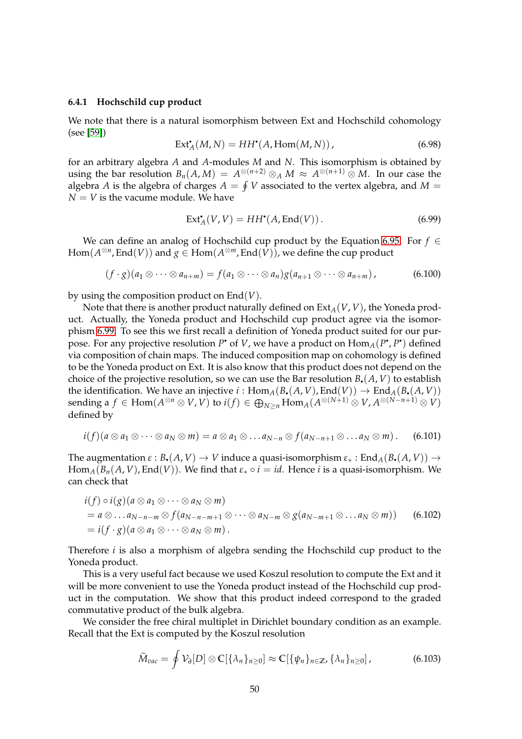### 6.4.1 Hochschild cup product

We note that there is a natural isomorphism between Ext and Hochschild cohomology (see [59])

$$\mathrm{Ext}^\bullet_A(M, N) = HH^\bullet(A, \mathrm{Hom}(M, N)), \tag{6.98}$$

for an arbitrary algebra $A$ and $A$-modules $M$ and $N$. This isomorphism is obtained by using the bar resolution $B_n(A, M) = A^{\otimes(n+2)} \otimes_A M \approx A^{\otimes(n+1)} \otimes M$. In our case the algebra $A$ is the algebra of charges $A = \oint V$ associated to the vertex algebra, and $M = N = V$ is the vacume module. We have

$$\mathrm{Ext}^\bullet_A(V, V) = HH^\bullet(A, \mathrm{End}(V)). \tag{6.99}$$

We can define an analog of Hochschild cup product by the Equation 6.95. For $f \in \mathrm{Hom}(A^{\otimes n}, \mathrm{End}(V))$ and $g \in \mathrm{Hom}(A^{\otimes m}, \mathrm{End}(V))$, we define the cup product

$$(f \cdot g)(a_1 \otimes \cdots \otimes a_{n+m}) = f(a_1 \otimes \cdots \otimes a_n) g(a_{n+1} \otimes \cdots \otimes a_{n+m}), \tag{6.100}$$

by using the composition product on $\mathrm{End}(V)$.

Note that there is another product naturally defined on $\mathrm{Ext}_A(V, V)$, the Yoneda product. Actually, the Yoneda product and Hochschild cup product agree via the isomorphism 6.99. To see this we first recall a definition of Yoneda product suited for our purpose. For any projective resolution $P^\bullet$ of $V$, we have a product on $\mathrm{Hom}_A(P^\bullet, P^\bullet)$ defined via composition of chain maps. The induced composition map on cohomology is defined to be the Yoneda product on Ext. It is also know that this product does not depend on the choice of the projective resolution, so we can use the Bar resolution $B_\bullet(A, V)$ to establish the identification. We have an injective $i : \mathrm{Hom}_A(B_\bullet(A, V), \mathrm{End}(V)) \to \mathrm{End}_A(B_\bullet(A, V))$ sending a $f \in \mathrm{Hom}(A^{\otimes n} \otimes V, V)$ to $i(f) \in \bigoplus_{N \geq n} \mathrm{Hom}_A(A^{\otimes(N+1)} \otimes V, A^{\otimes(N-n+1)} \otimes V)$ defined by

$$i(f)(a \otimes a_1 \otimes \cdots \otimes a_N \otimes m) = a \otimes a_1 \otimes \ldots a_{N-n} \otimes f(a_{N-n+1} \otimes \ldots a_N \otimes m). \tag{6.101}$$

The augmentation $\varepsilon : B_\bullet(A, V) \to V$ induce a quasi-isomorphism $\varepsilon_* : \mathrm{End}_A(B_\bullet(A, V)) \to \mathrm{Hom}_A(B_n(A, V), \mathrm{End}(V))$. We find that $\varepsilon_* \circ i = id$. Hence $i$ is a quasi-isomorphism. We can check that

$$\begin{aligned} & i(f) \circ i(g)(a \otimes a_1 \otimes \cdots \otimes a_N \otimes m) \\ & = a \otimes \ldots a_{N-n-m} \otimes f(a_{N-n-m+1} \otimes \cdots \otimes a_{N-m} \otimes g(a_{N-m+1} \otimes \ldots a_N \otimes m)) \\ & = i(f \cdot g)(a \otimes a_1 \otimes \cdots \otimes a_N \otimes m). \end{aligned} \tag{6.102}$$

Therefore $i$ is also a morphism of algebra sending the Hochschild cup product to the Yoneda product.

This is a very useful fact because we used Koszul resolution to compute the Ext and it will be more convenient to use the Yoneda product instead of the Hochschild cup product in the computation. We show that this product indeed correspond to the graded commutative product of the bulk algebra.

We consider the free chiral multiplet in Dirichlet boundary condition as an example. Recall that the Ext is computed by the Koszul resolution

$$\widetilde{M}_{vac} = \oint \mathcal{V}_\partial[D] \otimes \mathbb{C}[\{\lambda_n\}_{n\geq 0}] \approx \mathbb{C}[\{\psi_n\}_{n\in\mathbb{Z}}, \{\lambda_n\}_{n\geq 0}], \tag{6.103}$$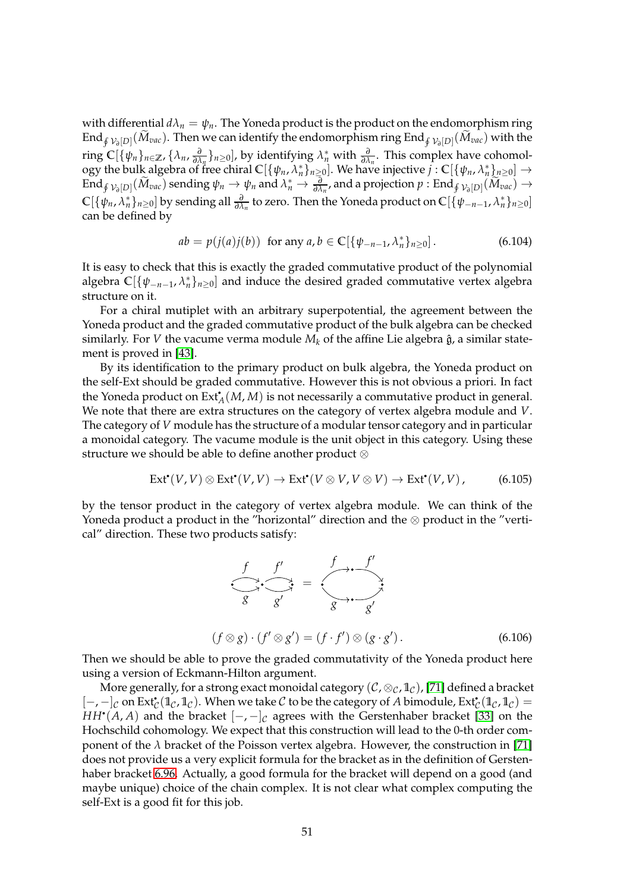with differential $d\lambda_n = \psi_n$. The Yoneda product is the product on the endomorphism ring $\mathrm{End}_{\oint \mathcal{V}_\partial[D]}(\widetilde{M}_{vac})$. Then we can identify the endomorphism ring $\mathrm{End}_{\oint \mathcal{V}_\partial[D]}(\widetilde{M}_{vac})$ with the ring $\mathbb{C}[\{\psi_n\}_{n\in\mathbb{Z}}, \{\lambda_n, \frac{\partial}{\partial\lambda_n}\}_{n\geq 0}]$, by identifying $\lambda_n^*$ with $\frac{\partial}{\partial\lambda_n}$. This complex have cohomology the bulk algebra of free chiral $\mathbb{C}[\{\psi_n, \lambda_n^*\}_{n\geq 0}]$. We have injective $j : \mathbb{C}[\{\psi_n, \lambda_n^*\}_{n\geq 0}] \to \mathrm{End}_{\oint \mathcal{V}_\partial[D]}(\widetilde{M}_{vac})$ sending $\psi_n \to \psi_n$ and $\lambda_n^* \to \frac{\partial}{\partial\lambda_n}$, and a projection $p : \mathrm{End}_{\oint \mathcal{V}_\partial[D]}(\widetilde{M}_{vac}) \to \mathbb{C}[\{\psi_n, \lambda_n^*\}_{n\geq 0}]$ by sending all $\frac{\partial}{\partial\lambda_n}$ to zero. Then the Yoneda product on $\mathbb{C}[\{\psi_{-n-1}, \lambda_n^*\}_{n\geq 0}]$ can be defined by

$$ab = p(j(a)j(b)) \text{ for any } a, b \in \mathbb{C}[\{\psi_{-n-1}, \lambda_n^*\}_{n\geq 0}]\,. \tag{6.104}$$

It is easy to check that this is exactly the graded commutative product of the polynomial algebra $\mathbb{C}[\{\psi_{-n-1}, \lambda_n^*\}_{n\geq 0}]$ and induce the desired graded commutative vertex algebra structure on it.

For a chiral mutiplet with an arbitrary superpotential, the agreement between the Yoneda product and the graded commutative product of the bulk algebra can be checked similarly. For $V$ the vacume verma module $M_k$ of the affine Lie algebra $\hat{\mathfrak{g}}$, a similar statement is proved in [43].

By its identification to the primary product on bulk algebra, the Yoneda product on the self-Ext should be graded commutative. However this is not obvious a priori. In fact the Yoneda product on $\mathrm{Ext}^\bullet_A(M, M)$ is not necessarily a commutative product in general. We note that there are extra structures on the category of vertex algebra module and $V$. The category of $V$ module has the structure of a modular tensor category and in particular a monoidal category. The vacume module is the unit object in this category. Using these structure we should be able to define another product $\otimes$

$$\mathrm{Ext}^\bullet(V, V) \otimes \mathrm{Ext}^\bullet(V, V) \to \mathrm{Ext}^\bullet(V \otimes V, V \otimes V) \to \mathrm{Ext}^\bullet(V, V)\,, \tag{6.105}$$

by the tensor product in the category of vertex algebra module. We can think of the Yoneda product a product in the "horizontal" direction and the $\otimes$ product in the "vertical" direction. These two products satisfy:

$$(f \otimes g) \cdot (f' \otimes g') = (f \cdot f') \otimes (g \cdot g')\,. \tag{6.106}$$

Then we should be able to prove the graded commutativity of the Yoneda product here using a version of Eckmann-Hilton argument.

More generally, for a strong exact monoidal category $(\mathcal{C}, \otimes_\mathcal{C}, \mathbb{1}_\mathcal{C})$, [71] defined a bracket $[-,-]_\mathcal{C}$ on $\mathrm{Ext}^\bullet_\mathcal{C}(\mathbb{1}_\mathcal{C}, \mathbb{1}_\mathcal{C})$. When we take $\mathcal{C}$ to be the category of $A$ bimodule, $\mathrm{Ext}^\bullet_\mathcal{C}(\mathbb{1}_\mathcal{C}, \mathbb{1}_\mathcal{C}) = HH^\bullet(A, A)$ and the bracket $[-,-]_\mathcal{C}$ agrees with the Gerstenhaber bracket [33] on the Hochschild cohomology. We expect that this construction will lead to the 0-th order component of the $\lambda$ bracket of the Poisson vertex algebra. However, the construction in [71] does not provide us a very explicit formula for the bracket as in the definition of Gerstenhaber bracket 6.96. Actually, a good formula for the bracket will depend on a good (and maybe unique) choice of the chain complex. It is not clear what complex computing the self-Ext is a good fit for this job.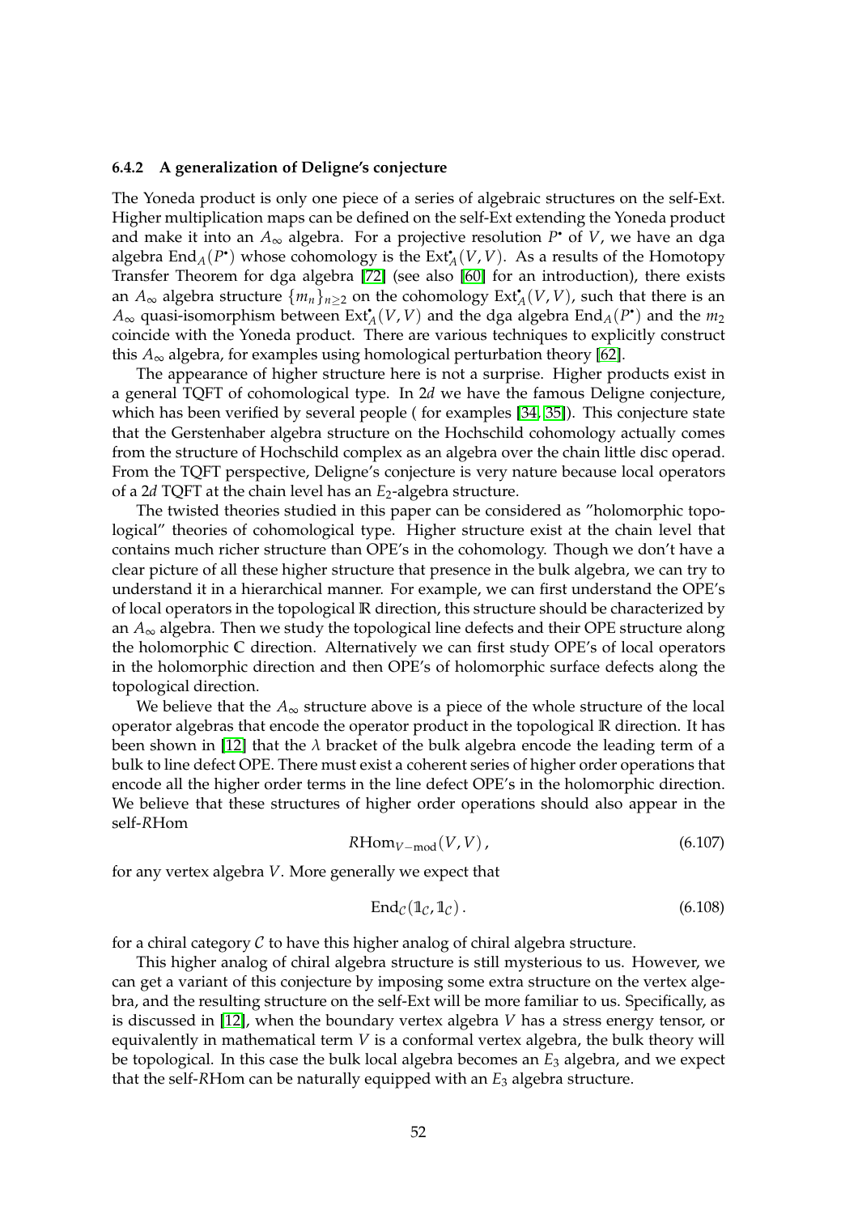### 6.4.2 A generalization of Deligne's conjecture

The Yoneda product is only one piece of a series of algebraic structures on the self-Ext. Higher multiplication maps can be defined on the self-Ext extending the Yoneda product and make it into an $A_\infty$ algebra. For a projective resolution $P^\bullet$ of $V$, we have an dga algebra $\mathrm{End}_A(P^\bullet)$ whose cohomology is the $\mathrm{Ext}^\bullet_A(V,V)$. As a results of the Homotopy Transfer Theorem for dga algebra [72] (see also [60] for an introduction), there exists an $A_\infty$ algebra structure $\{m_n\}_{n\geq 2}$ on the cohomology $\mathrm{Ext}^\bullet_A(V,V)$, such that there is an $A_\infty$ quasi-isomorphism between $\mathrm{Ext}^\bullet_A(V,V)$ and the dga algebra $\mathrm{End}_A(P^\bullet)$ and the $m_2$ coincide with the Yoneda product. There are various techniques to explicitly construct this $A_\infty$ algebra, for examples using homological perturbation theory [62].

The appearance of higher structure here is not a surprise. Higher products exist in a general TQFT of cohomological type. In $2d$ we have the famous Deligne conjecture, which has been verified by several people ( for examples [34, 35]). This conjecture state that the Gerstenhaber algebra structure on the Hochschild cohomology actually comes from the structure of Hochschild complex as an algebra over the chain little disc operad. From the TQFT perspective, Deligne's conjecture is very nature because local operators of a $2d$ TQFT at the chain level has an $E_2$-algebra structure.

The twisted theories studied in this paper can be considered as "holomorphic topological" theories of cohomological type. Higher structure exist at the chain level that contains much richer structure than OPE's in the cohomology. Though we don't have a clear picture of all these higher structure that presence in the bulk algebra, we can try to understand it in a hierarchical manner. For example, we can first understand the OPE's of local operators in the topological $\mathbb{R}$ direction, this structure should be characterized by an $A_\infty$ algebra. Then we study the topological line defects and their OPE structure along the holomorphic $\mathbb{C}$ direction. Alternatively we can first study OPE's of local operators in the holomorphic direction and then OPE's of holomorphic surface defects along the topological direction.

We believe that the $A_\infty$ structure above is a piece of the whole structure of the local operator algebras that encode the operator product in the topological $\mathbb{R}$ direction. It has been shown in [12] that the $\lambda$ bracket of the bulk algebra encode the leading term of a bulk to line defect OPE. There must exist a coherent series of higher order operations that encode all the higher order terms in the line defect OPE's in the holomorphic direction. We believe that these structures of higher order operations should also appear in the self-$R$Hom

$$R\mathrm{Hom}_{V-\mathrm{mod}}(V,V)\,, \tag{6.107}$$

for any vertex algebra $V$. More generally we expect that

$$\mathrm{End}_{\mathcal{C}}(\mathbb{1}_{\mathcal{C}},\mathbb{1}_{\mathcal{C}})\,. \tag{6.108}$$

for a chiral category $\mathcal{C}$ to have this higher analog of chiral algebra structure.

This higher analog of chiral algebra structure is still mysterious to us. However, we can get a variant of this conjecture by imposing some extra structure on the vertex algebra, and the resulting structure on the self-Ext will be more familiar to us. Specifically, as is discussed in [12], when the boundary vertex algebra $V$ has a stress energy tensor, or equivalently in mathematical term $V$ is a conformal vertex algebra, the bulk theory will be topological. In this case the bulk local algebra becomes an $E_3$ algebra, and we expect that the self-$R$Hom can be naturally equipped with an $E_3$ algebra structure.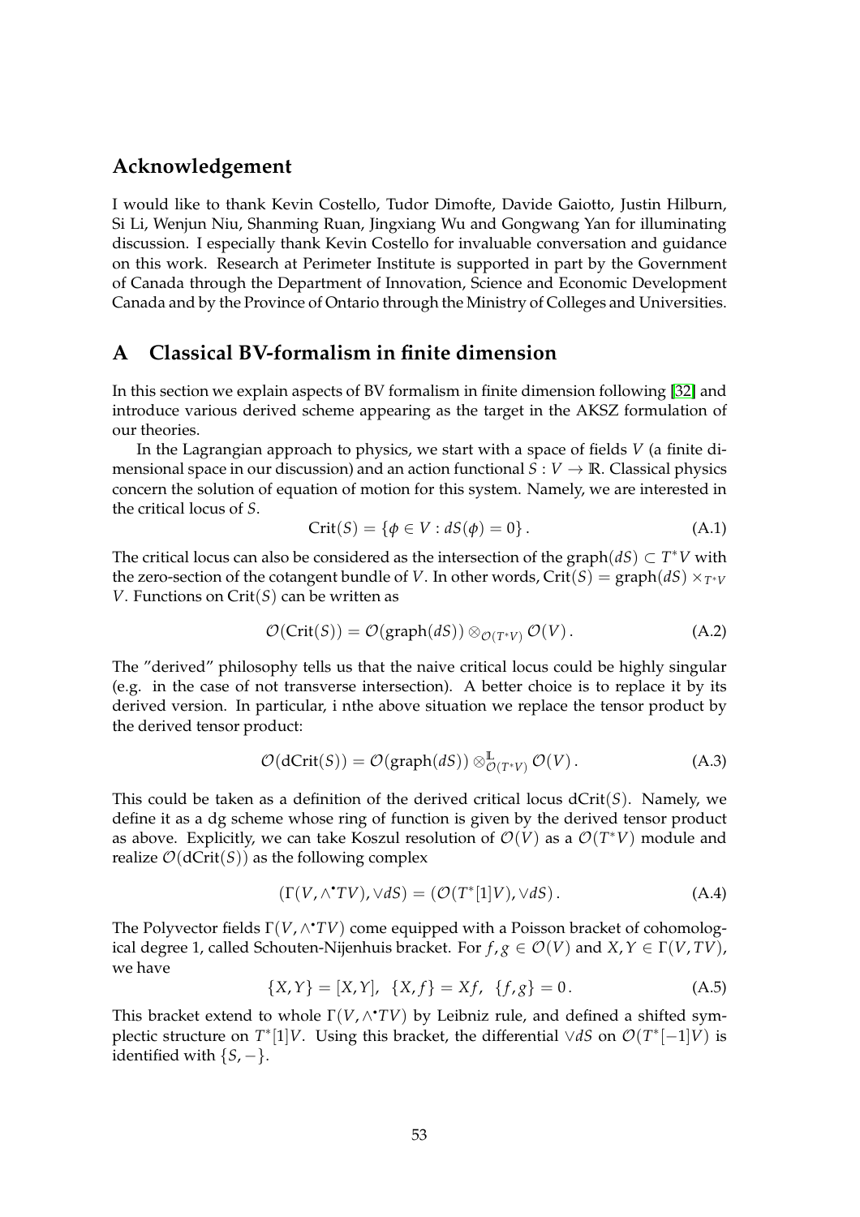## Acknowledgement

I would like to thank Kevin Costello, Tudor Dimofte, Davide Gaiotto, Justin Hilburn, Si Li, Wenjun Niu, Shanming Ruan, Jingxiang Wu and Gongwang Yan for illuminating discussion. I especially thank Kevin Costello for invaluable conversation and guidance on this work. Research at Perimeter Institute is supported in part by the Government of Canada through the Department of Innovation, Science and Economic Development Canada and by the Province of Ontario through the Ministry of Colleges and Universities.

## A Classical BV-formalism in finite dimension

In this section we explain aspects of BV formalism in finite dimension following [32] and introduce various derived scheme appearing as the target in the AKSZ formulation of our theories.

In the Lagrangian approach to physics, we start with a space of fields $V$ (a finite dimensional space in our discussion) and an action functional $S : V \to \mathbb{R}$. Classical physics concern the solution of equation of motion for this system. Namely, we are interested in the critical locus of $S$.

$$\mathrm{Crit}(S) = \{\phi \in V : dS(\phi) = 0\}. \tag{A.1}$$

The critical locus can also be considered as the intersection of the graph$(dS) \subset T^*V$ with the zero-section of the cotangent bundle of $V$. In other words, $\mathrm{Crit}(S) = \mathrm{graph}(dS) \times_{T^*V} V$. Functions on $\mathrm{Crit}(S)$ can be written as

$$\mathcal{O}(\mathrm{Crit}(S)) = \mathcal{O}(\mathrm{graph}(dS)) \otimes_{\mathcal{O}(T^*V)} \mathcal{O}(V). \tag{A.2}$$

The "derived" philosophy tells us that the naive critical locus could be highly singular (e.g. in the case of not transverse intersection). A better choice is to replace it by its derived version. In particular, i nthe above situation we replace the tensor product by the derived tensor product:

$$\mathcal{O}(\mathrm{dCrit}(S)) = \mathcal{O}(\mathrm{graph}(dS)) \otimes^{\mathbb{L}}_{\mathcal{O}(T^*V)} \mathcal{O}(V). \tag{A.3}$$

This could be taken as a definition of the derived critical locus $\mathrm{dCrit}(S)$. Namely, we define it as a dg scheme whose ring of function is given by the derived tensor product as above. Explicitly, we can take Koszul resolution of $\mathcal{O}(V)$ as a $\mathcal{O}(T^*V)$ module and realize $\mathcal{O}(\mathrm{dCrit}(S))$ as the following complex

$$(\Gamma(V, \wedge^\bullet TV), \vee dS) = (\mathcal{O}(T^*[1]V), \vee dS). \tag{A.4}$$

The Polyvector fields $\Gamma(V, \wedge^\bullet TV)$ come equipped with a Poisson bracket of cohomological degree 1, called Schouten-Nijenhuis bracket. For $f, g \in \mathcal{O}(V)$ and $X, Y \in \Gamma(V, TV)$, we have

$$\{X, Y\} = [X, Y], \;\; \{X, f\} = Xf, \;\; \{f, g\} = 0. \tag{A.5}$$

This bracket extend to whole $\Gamma(V, \wedge^\bullet TV)$ by Leibniz rule, and defined a shifted symplectic structure on $T^*[1]V$. Using this bracket, the differential $\vee dS$ on $\mathcal{O}(T^*[-1]V)$ is identified with $\{S, -\}$.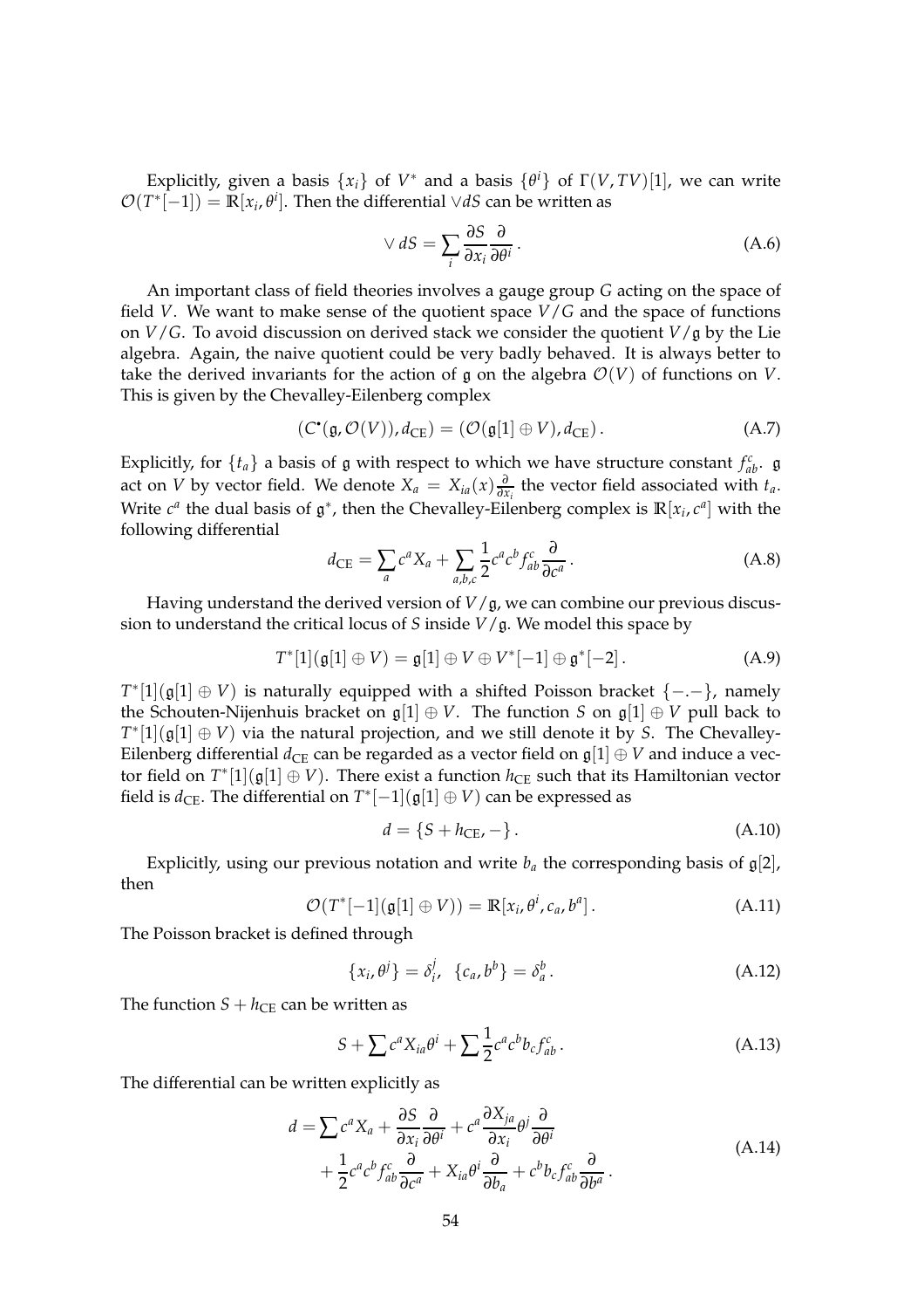Explicitly, given a basis $\{x_i\}$ of $V^*$ and a basis $\{\theta^i\}$ of $\Gamma(V, TV)[1]$, we can write $\mathcal{O}(T^*[-1]) = \mathbb{R}[x_i, \theta^i]$. Then the differential $\vee dS$ can be written as

$$\vee\, dS = \sum_i \frac{\partial S}{\partial x_i}\frac{\partial}{\partial \theta^i}\,. \tag{A.6}$$

An important class of field theories involves a gauge group $G$ acting on the space of field $V$. We want to make sense of the quotient space $V/G$ and the space of functions on $V/G$. To avoid discussion on derived stack we consider the quotient $V/\mathfrak{g}$ by the Lie algebra. Again, the naive quotient could be very badly behaved. It is always better to take the derived invariants for the action of $\mathfrak{g}$ on the algebra $\mathcal{O}(V)$ of functions on $V$. This is given by the Chevalley-Eilenberg complex

$$(C^\bullet(\mathfrak{g}, \mathcal{O}(V)), d_{\mathrm{CE}}) = (\mathcal{O}(\mathfrak{g}[1] \oplus V), d_{\mathrm{CE}})\,. \tag{A.7}$$

Explicitly, for $\{t_a\}$ a basis of $\mathfrak{g}$ with respect to which we have structure constant $f^c_{ab}$. $\mathfrak{g}$ act on $V$ by vector field. We denote $X_a = X_{ia}(x)\frac{\partial}{\partial x_i}$ the vector field associated with $t_a$. Write $c^a$ the dual basis of $\mathfrak{g}^*$, then the Chevalley-Eilenberg complex is $\mathbb{R}[x_i, c^a]$ with the following differential

$$d_{\mathrm{CE}} = \sum_a c^a X_a + \sum_{a,b,c} \frac{1}{2} c^a c^b f^c_{ab} \frac{\partial}{\partial c^a}\,. \tag{A.8}$$

Having understand the derived version of $V/\mathfrak{g}$, we can combine our previous discussion to understand the critical locus of $S$ inside $V/\mathfrak{g}$. We model this space by

$$T^*[1](\mathfrak{g}[1] \oplus V) = \mathfrak{g}[1] \oplus V \oplus V^*[-1] \oplus \mathfrak{g}^*[-2]\,. \tag{A.9}$$

$T^*[1](\mathfrak{g}[1] \oplus V)$ is naturally equipped with a shifted Poisson bracket $\{-.-\}$, namely the Schouten-Nijenhuis bracket on $\mathfrak{g}[1] \oplus V$. The function $S$ on $\mathfrak{g}[1] \oplus V$ pull back to $T^*[1](\mathfrak{g}[1] \oplus V)$ via the natural projection, and we still denote it by $S$. The Chevalley-Eilenberg differential $d_{\mathrm{CE}}$ can be regarded as a vector field on $\mathfrak{g}[1] \oplus V$ and induce a vector field on $T^*[1](\mathfrak{g}[1] \oplus V)$. There exist a function $h_{\mathrm{CE}}$ such that its Hamiltonian vector field is $d_{\mathrm{CE}}$. The differential on $T^*[-1](\mathfrak{g}[1] \oplus V)$ can be expressed as

$$d = \{S + h_{\mathrm{CE}}, -\}\,. \tag{A.10}$$

Explicitly, using our previous notation and write $b_a$ the corresponding basis of $\mathfrak{g}[2]$, then

$$\mathcal{O}(T^*[-1](\mathfrak{g}[1] \oplus V)) = \mathbb{R}[x_i, \theta^i, c_a, b^a]\,. \tag{A.11}$$

The Poisson bracket is defined through

$$\{x_i, \theta^j\} = \delta^j_i, \quad \{c_a, b^b\} = \delta^b_a\,. \tag{A.12}$$

The function $S + h_{\mathrm{CE}}$ can be written as

$$S + \sum c^a X_{ia}\theta^i + \sum \frac{1}{2} c^a c^b b_c f^c_{ab}\,. \tag{A.13}$$

The differential can be written explicitly as

$$\begin{aligned} d = \sum c^a X_a + \frac{\partial S}{\partial x_i}\frac{\partial}{\partial \theta^i} + c^a \frac{\partial X_{ja}}{\partial x_i}\theta^j \frac{\partial}{\partial \theta^i} \\ + \frac{1}{2} c^a c^b f^c_{ab}\frac{\partial}{\partial c^a} + X_{ia}\theta^i \frac{\partial}{\partial b_a} + c^b b_c f^c_{ab}\frac{\partial}{\partial b^a}\,. \end{aligned} \tag{A.14}$$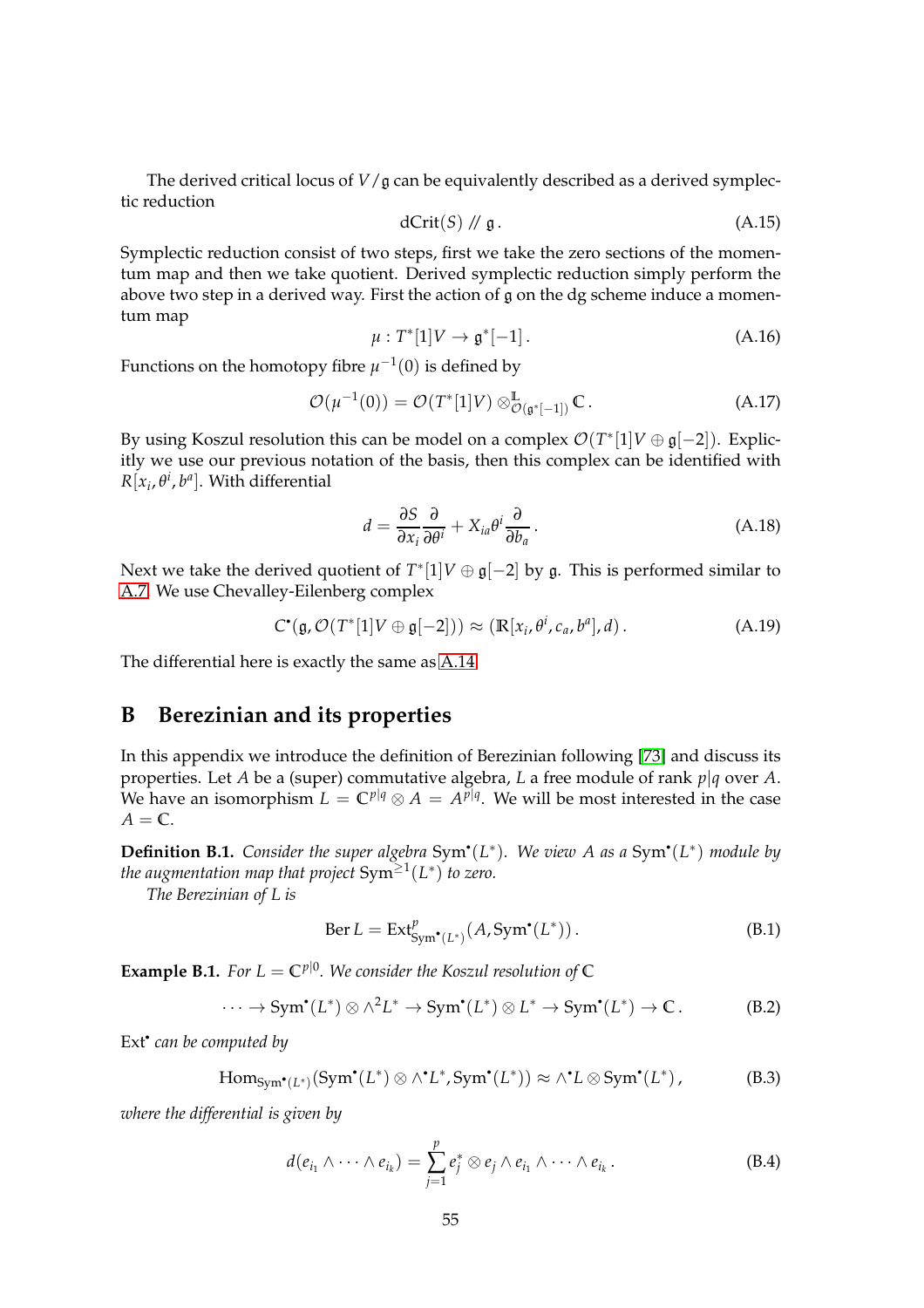The derived critical locus of $V/\mathfrak{g}$ can be equivalently described as a derived symplectic reduction

$$\mathrm{dCrit}(S) \mathbin{/\!/} \mathfrak{g}\,. \tag{A.15}$$

Symplectic reduction consist of two steps, first we take the zero sections of the momentum map and then we take quotient. Derived symplectic reduction simply perform the above two step in a derived way. First the action of $\mathfrak{g}$ on the dg scheme induce a momentum map

$$\mu : T^*[1]V \to \mathfrak{g}^*[-1]\,. \tag{A.16}$$

Functions on the homotopy fibre $\mu^{-1}(0)$ is defined by

$$\mathcal{O}(\mu^{-1}(0)) = \mathcal{O}(T^*[1]V) \otimes^{\mathbb{L}}_{\mathcal{O}(\mathfrak{g}^*[-1])} \mathbb{C}\,. \tag{A.17}$$

By using Koszul resolution this can be model on a complex $\mathcal{O}(T^*[1]V \oplus \mathfrak{g}[-2])$. Explicitly we use our previous notation of the basis, then this complex can be identified with $R[x_i, \theta^i, b^a]$. With differential

$$d = \frac{\partial S}{\partial x_i}\frac{\partial}{\partial \theta^i} + X_{ia}\theta^i \frac{\partial}{\partial b_a}\,. \tag{A.18}$$

Next we take the derived quotient of $T^*[1]V \oplus \mathfrak{g}[-2]$ by $\mathfrak{g}$. This is performed similar to A.7. We use Chevalley-Eilenberg complex

$$C^\bullet(\mathfrak{g}, \mathcal{O}(T^*[1]V \oplus \mathfrak{g}[-2])) \approx (\mathbb{R}[x_i, \theta^i, c_a, b^a], d)\,. \tag{A.19}$$

The differential here is exactly the same as A.14.

# B Berezinian and its properties

In this appendix we introduce the definition of Berezinian following [73] and discuss its properties. Let $A$ be a (super) commutative algebra, $L$ a free module of rank $p|q$ over $A$. We have an isomorphism $L = \mathbb{C}^{p|q} \otimes A = A^{p|q}$. We will be most interested in the case $A = \mathbb{C}$.

**Definition B.1.** *Consider the super algebra* $\mathrm{Sym}^\bullet(L^*)$. *We view* $A$ *as a* $\mathrm{Sym}^\bullet(L^*)$ *module by the augmentation map that project* $\mathrm{Sym}^{\geq 1}(L^*)$ *to zero.*

*The Berezinian of* $L$ *is*

$$\mathrm{Ber}\, L = \mathrm{Ext}^p_{\mathrm{Sym}^\bullet(L^*)}(A, \mathrm{Sym}^\bullet(L^*))\,. \tag{B.1}$$

**Example B.1.** *For* $L = \mathbb{C}^{p|0}$. *We consider the Koszul resolution of* $\mathbb{C}$

$$\cdots \to \mathrm{Sym}^\bullet(L^*) \otimes \wedge^2 L^* \to \mathrm{Sym}^\bullet(L^*) \otimes L^* \to \mathrm{Sym}^\bullet(L^*) \to \mathbb{C}\,. \tag{B.2}$$

$\mathrm{Ext}^\bullet$ *can be computed by*

$$\mathrm{Hom}_{\mathrm{Sym}^\bullet(L^*)}(\mathrm{Sym}^\bullet(L^*) \otimes \wedge^\bullet L^*, \mathrm{Sym}^\bullet(L^*)) \approx \wedge^\bullet L \otimes \mathrm{Sym}^\bullet(L^*)\,, \tag{B.3}$$

*where the differential is given by*

$$d(e_{i_1} \wedge \cdots \wedge e_{i_k}) = \sum_{j=1}^{p} e_j^* \otimes e_j \wedge e_{i_1} \wedge \cdots \wedge e_{i_k}\,. \tag{B.4}$$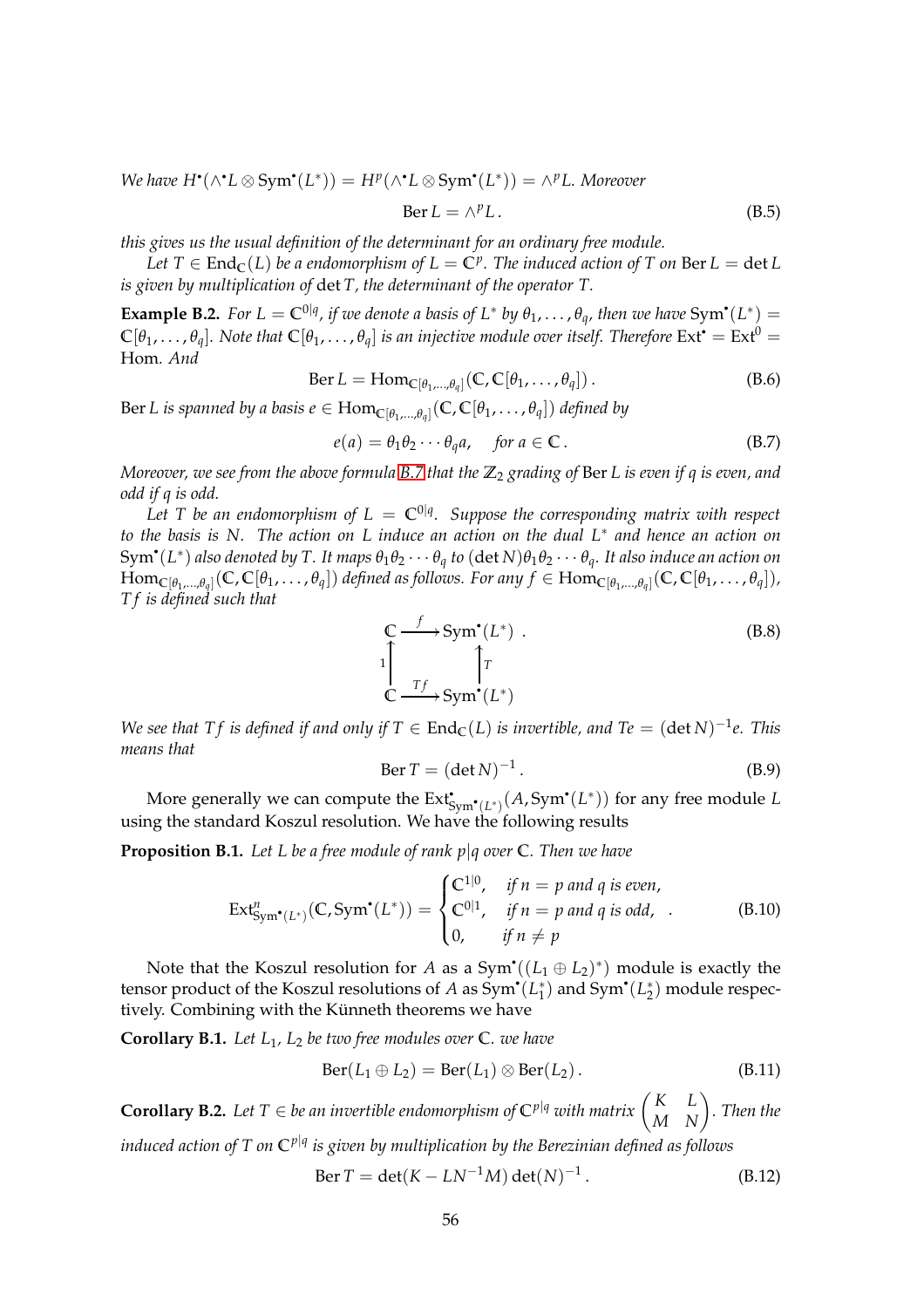*We have $H^\bullet(\wedge^\bullet L \otimes \mathrm{Sym}^\bullet(L^*)) = H^p(\wedge^\bullet L \otimes \mathrm{Sym}^\bullet(L^*)) = \wedge^p L$. Moreover*

$$\mathrm{Ber}\, L = \wedge^p L\,. \tag{B.5}$$

*this gives us the usual definition of the determinant for an ordinary free module.*

*Let $T \in \mathrm{End}_{\mathbb{C}}(L)$ be a endomorphism of $L = \mathbb{C}^p$. The induced action of $T$ on $\mathrm{Ber}\, L = \det L$ is given by multiplication of $\det T$, the determinant of the operator $T$.*

**Example B.2.** *For $L = \mathbb{C}^{0|q}$, if we denote a basis of $L^*$ by $\theta_1, \ldots, \theta_q$, then we have $\mathrm{Sym}^\bullet(L^*) = \mathbb{C}[\theta_1, \ldots, \theta_q]$. Note that $\mathbb{C}[\theta_1, \ldots, \theta_q]$ is an injective module over itself. Therefore $\mathrm{Ext}^\bullet = \mathrm{Ext}^0 =$* Hom. *And*

$$\mathrm{Ber}\, L = \mathrm{Hom}_{\mathbb{C}[\theta_1,\ldots,\theta_q]}(\mathbb{C}, \mathbb{C}[\theta_1, \ldots, \theta_q])\,. \tag{B.6}$$

$\mathrm{Ber}\, L$ *is spanned by a basis $e \in \mathrm{Hom}_{\mathbb{C}[\theta_1,\ldots,\theta_q]}(\mathbb{C}, \mathbb{C}[\theta_1, \ldots, \theta_q])$ defined by*

$$e(a) = \theta_1\theta_2 \cdots \theta_q a, \quad \text{for } a \in \mathbb{C}\,. \tag{B.7}$$

*Moreover, we see from the above formula B.7 that the $\mathbb{Z}_2$ grading of* Ber $L$ *is even if $q$ is even, and odd if $q$ is odd.*

*Let $T$ be an endomorphism of $L = \mathbb{C}^{0|q}$. Suppose the corresponding matrix with respect to the basis is $N$. The action on $L$ induce an action on the dual $L^*$ and hence an action on $\mathrm{Sym}^\bullet(L^*)$ also denoted by $T$. It maps $\theta_1\theta_2\cdots\theta_q$ to $(\det N)\theta_1\theta_2\cdots\theta_q$. It also induce an action on $\mathrm{Hom}_{\mathbb{C}[\theta_1,\ldots,\theta_q]}(\mathbb{C}, \mathbb{C}[\theta_1, \ldots, \theta_q])$ defined as follows. For any $f \in \mathrm{Hom}_{\mathbb{C}[\theta_1,\ldots,\theta_q]}(\mathbb{C}, \mathbb{C}[\theta_1, \ldots, \theta_q])$, $Tf$ is defined such that*

$$\begin{array}{ccc} \mathbb{C} & \xrightarrow{\ f\ } & \mathrm{Sym}^\bullet(L^*) \\ {\scriptstyle 1}\uparrow & & \uparrow{\scriptstyle T} \\ \mathbb{C} & \xrightarrow{\ Tf\ } & \mathrm{Sym}^\bullet(L^*) \end{array} \;. \tag{B.8}$$

*We see that $Tf$ is defined if and only if $T \in \mathrm{End}_{\mathbb{C}}(L)$ is invertible, and $Te = (\det N)^{-1}e$. This means that*

$$\mathrm{Ber}\, T = (\det N)^{-1}\,. \tag{B.9}$$

More generally we can compute the $\mathrm{Ext}^\bullet_{\mathrm{Sym}^\bullet(L^*)}(A, \mathrm{Sym}^\bullet(L^*))$ for any free module $L$ using the standard Koszul resolution. We have the following results

**Proposition B.1.** *Let $L$ be a free module of rank $p|q$ over $\mathbb{C}$. Then we have*

$$\mathrm{Ext}^n_{\mathrm{Sym}^\bullet(L^*)}(\mathbb{C}, \mathrm{Sym}^\bullet(L^*)) = \begin{cases} \mathbb{C}^{1|0}, & \text{if } n = p \text{ and } q \text{ is even,} \\ \mathbb{C}^{0|1}, & \text{if } n = p \text{ and } q \text{ is odd,} \\ 0, & \text{if } n \neq p \end{cases}\;. \tag{B.10}$$

Note that the Koszul resolution for $A$ as a $\mathrm{Sym}^\bullet((L_1 \oplus L_2)^*)$ module is exactly the tensor product of the Koszul resolutions of $A$ as $\mathrm{Sym}^\bullet(L_1^*)$ and $\mathrm{Sym}^\bullet(L_2^*)$ module respectively. Combining with the Künneth theorems we have

**Corollary B.1.** *Let $L_1$, $L_2$ be two free modules over $\mathbb{C}$. we have*

$$\mathrm{Ber}(L_1 \oplus L_2) = \mathrm{Ber}(L_1) \otimes \mathrm{Ber}(L_2)\,. \tag{B.11}$$

**Corollary B.2.** *Let $T \in$ be an invertible endomorphism of $\mathbb{C}^{p|q}$ with matrix $\begin{pmatrix} K & L \\ M & N \end{pmatrix}$. Then the induced action of $T$ on $\mathbb{C}^{p|q}$ is given by multiplication by the Berezinian defined as follows*

$$\mathrm{Ber}\, T = \det(K - LN^{-1}M)\det(N)^{-1}\,. \tag{B.12}$$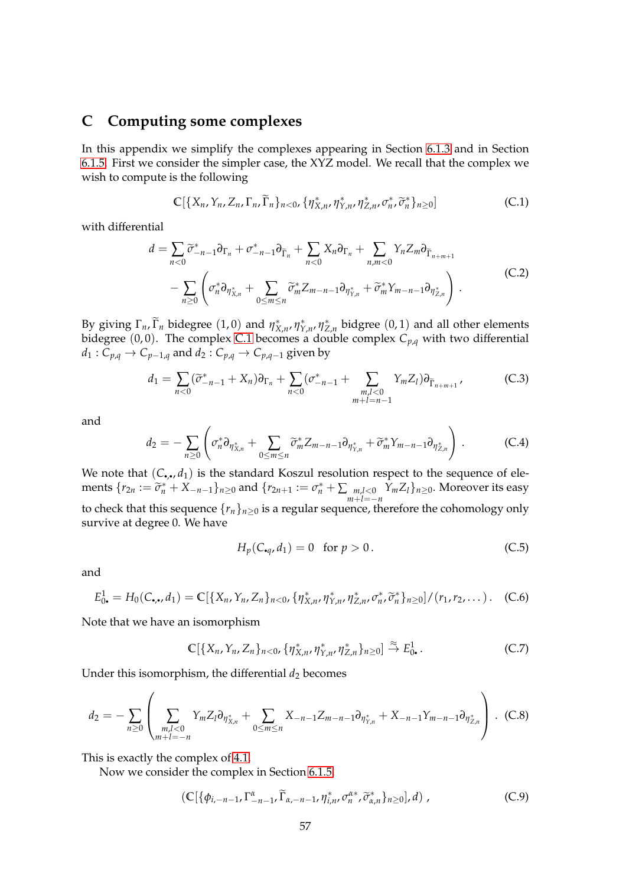# C Computing some complexes

In this appendix we simplify the complexes appearing in Section 6.1.3 and in Section 6.1.5. First we consider the simpler case, the XYZ model. We recall that the complex we wish to compute is the following

$$\mathbb{C}[\{X_n, Y_n, Z_n, \Gamma_n, \widetilde{\Gamma}_n\}_{n<0}, \{\eta^*_{X,n}, \eta^*_{Y,n}, \eta^*_{Z,n}, \sigma^*_n, \widetilde{\sigma}^*_n\}_{n\geq 0}] \tag{C.1}$$

with differential

$$\begin{aligned} d = &\sum_{n<0} \widetilde{\sigma}^*_{-n-1}\partial_{\Gamma_n} + \sigma^*_{-n-1}\partial_{\widetilde{\Gamma}_n} + \sum_{n<0} X_n \partial_{\Gamma_n} + \sum_{n,m<0} Y_n Z_m \partial_{\widetilde{\Gamma}_{n+m+1}} \\ &- \sum_{n\geq 0}\left(\sigma^*_n \partial_{\eta^*_{X,n}} + \sum_{0\leq m\leq n} \widetilde{\sigma}^*_m Z_{m-n-1}\partial_{\eta^*_{Y,n}} + \widetilde{\sigma}^*_m Y_{m-n-1}\partial_{\eta^*_{Z,n}}\right). \end{aligned} \tag{C.2}$$

By giving $\Gamma_n, \widetilde{\Gamma}_n$ bidegree $(1,0)$ and $\eta^*_{X,n}, \eta^*_{Y,n}, \eta^*_{Z,n}$ bidegree $(0,1)$ and all other elements bidegree $(0,0)$. The complex C.1 becomes a double complex $C_{p,q}$ with two differential $d_1 : C_{p,q} \to C_{p-1,q}$ and $d_2 : C_{p,q} \to C_{p,q-1}$ given by

$$d_1 = \sum_{n<0}(\widetilde{\sigma}^*_{-n-1} + X_n)\partial_{\Gamma_n} + \sum_{n<0}\Big(\sigma^*_{-n-1} + \sum_{\substack{m,l<0 \\ m+l=n-1}} Y_m Z_l\Big)\partial_{\widetilde{\Gamma}_{n+m+1}}, \tag{C.3}$$

and

$$d_2 = -\sum_{n\geq 0}\left(\sigma^*_n \partial_{\eta^*_{X,n}} + \sum_{0\leq m\leq n} \widetilde{\sigma}^*_m Z_{m-n-1}\partial_{\eta^*_{Y,n}} + \widetilde{\sigma}^*_m Y_{m-n-1}\partial_{\eta^*_{Z,n}}\right). \tag{C.4}$$

We note that $(C_{\bullet,\bullet}, d_1)$ is the standard Koszul resolution respect to the sequence of elements $\{r_{2n} := \widetilde{\sigma}^*_n + X_{-n-1}\}_{n\geq 0}$ and $\{r_{2n+1} := \sigma^*_n + \sum_{\substack{m,l<0 \\ m+l=-n}} Y_m Z_l\}_{n\geq 0}$. Moreover its easy to check that this sequence $\{r_n\}_{n\geq 0}$ is a regular sequence, therefore the cohomology only survive at degree 0. We have

$$H_p(C_{\bullet q}, d_1) = 0 \quad \text{for } p > 0\,. \tag{C.5}$$

and

$$E^1_{0\bullet} = H_0(C_{\bullet,\bullet}, d_1) = \mathbb{C}[\{X_n, Y_n, Z_n\}_{n<0}, \{\eta^*_{X,n}, \eta^*_{Y,n}, \eta^*_{Z,n}, \sigma^*_n, \widetilde{\sigma}^*_n\}_{n\geq 0}]/(r_1, r_2, \dots)\,. \tag{C.6}$$

Note that we have an isomorphism

$$\mathbb{C}[\{X_n, Y_n, Z_n\}_{n<0}, \{\eta^*_{X,n}, \eta^*_{Y,n}, \eta^*_{Z,n}\}_{n\geq 0}] \overset{\approx}{\to} E^1_{0\bullet}\,. \tag{C.7}$$

Under this isomorphism, the differential $d_2$ becomes

$$d_2 = -\sum_{n\geq 0}\left(\sum_{\substack{m,l<0 \\ m+l=-n}} Y_m Z_l \partial_{\eta^*_{X,n}} + \sum_{0\leq m\leq n} X_{-n-1} Z_{m-n-1}\partial_{\eta^*_{Y,n}} + X_{-n-1} Y_{m-n-1}\partial_{\eta^*_{Z,n}}\right). \tag{C.8}$$

This is exactly the complex of 4.1.

Now we consider the complex in Section 6.1.5

$$(\mathbb{C}[\{\phi_{i,-n-1}, \Gamma^\alpha_{-n-1}, \widetilde{\Gamma}_{\alpha,-n-1}, \eta^*_{i,n}, \sigma^{\alpha *}_n, \widetilde{\sigma}^*_{\alpha,n}\}_{n\geq 0}], d)\,, \tag{C.9}$$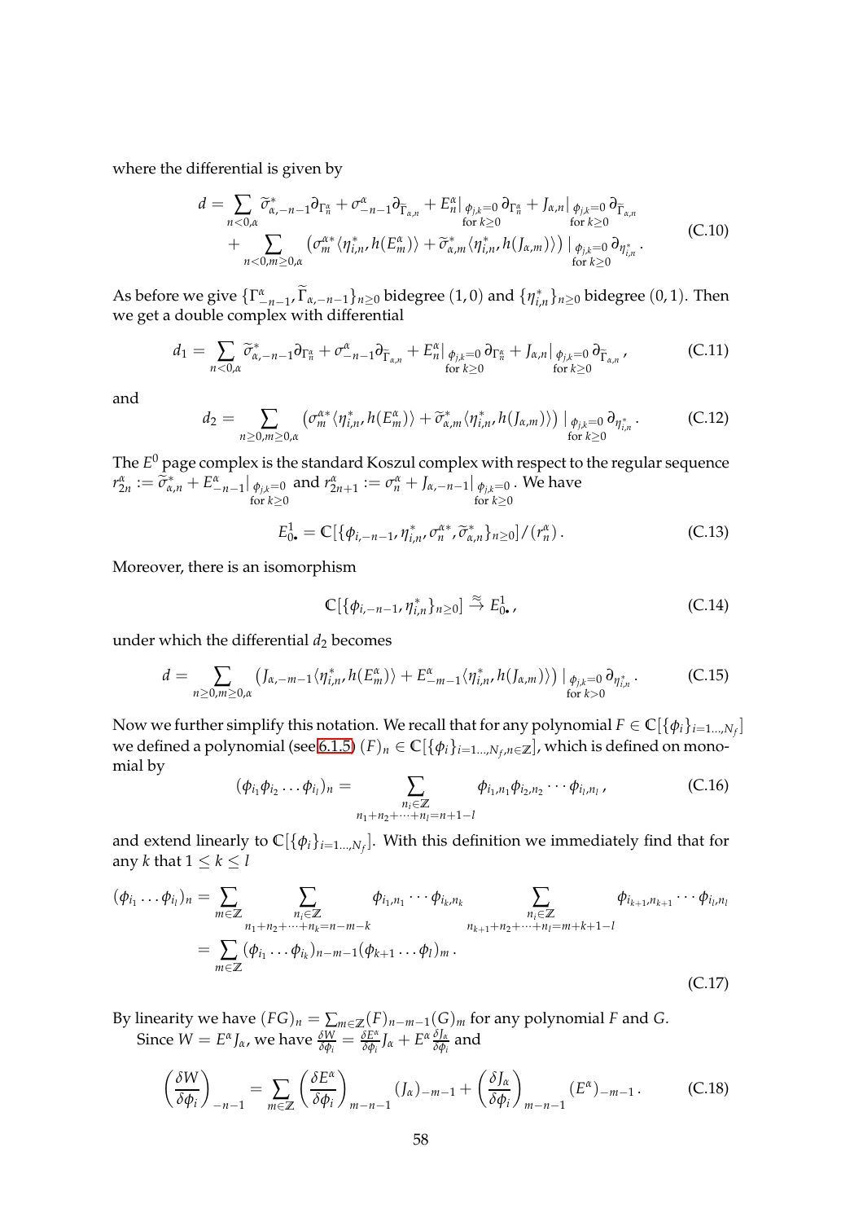where the differential is given by

$$
\begin{aligned}
d = &\sum_{n<0,\alpha} \widetilde{\sigma}^*_{\alpha,-n-1}\partial_{\Gamma^\alpha_n} + \sigma^\alpha_{-n-1}\partial_{\widetilde{\Gamma}_{\alpha,n}} + E^\alpha_n|_{\substack{\phi_{j,k}=0 \\ \text{for } k\geq 0}} \partial_{\Gamma^\alpha_n} + J_{\alpha,n}|_{\substack{\phi_{j,k}=0 \\ \text{for } k\geq 0}} \partial_{\widetilde{\Gamma}_{\alpha,n}} \\
&+ \sum_{n<0,m\geq 0,\alpha} \left(\sigma^{\alpha *}_m \langle \eta^*_{i,n}, h(E^\alpha_m)\rangle + \widetilde{\sigma}^*_{\alpha,m}\langle \eta^*_{i,n}, h(J_{\alpha,m})\rangle\right)|_{\substack{\phi_{j,k}=0 \\ \text{for } k\geq 0}} \partial_{\eta^*_{i,n}} .
\end{aligned}
\tag{C.10}
$$

As before we give $\{\Gamma^\alpha_{-n-1}, \widetilde{\Gamma}_{\alpha,-n-1}\}_{n\geq 0}$ bidegree $(1,0)$ and $\{\eta^*_{i,n}\}_{n\geq 0}$ bidegree $(0,1)$. Then we get a double complex with differential

$$
d_1 = \sum_{n<0,\alpha} \widetilde{\sigma}^*_{\alpha,-n-1}\partial_{\Gamma^\alpha_n} + \sigma^\alpha_{-n-1}\partial_{\widetilde{\Gamma}_{\alpha,n}} + E^\alpha_n|_{\substack{\phi_{j,k}=0 \\ \text{for } k\geq 0}} \partial_{\Gamma^\alpha_n} + J_{\alpha,n}|_{\substack{\phi_{j,k}=0 \\ \text{for } k\geq 0}} \partial_{\widetilde{\Gamma}_{\alpha,n}} ,
\tag{C.11}
$$

and

$$
d_2 = \sum_{n\geq 0,m\geq 0,\alpha} \left(\sigma^{\alpha *}_m \langle \eta^*_{i,n}, h(E^\alpha_m)\rangle + \widetilde{\sigma}^*_{\alpha,m}\langle \eta^*_{i,n}, h(J_{\alpha,m})\rangle\right)|_{\substack{\phi_{j,k}=0 \\ \text{for } k\geq 0}} \partial_{\eta^*_{i,n}} .
\tag{C.12}
$$

The $E^0$ page complex is the standard Koszul complex with respect to the regular sequence $r^\alpha_{2n} := \widetilde{\sigma}^*_{\alpha,n} + E^\alpha_{-n-1}|_{\substack{\phi_{j,k}=0 \\ \text{for } k\geq 0}}$ and $r^\alpha_{2n+1} := \sigma^\alpha_n + J_{\alpha,-n-1}|_{\substack{\phi_{j,k}=0 \\ \text{for } k\geq 0}}$. We have

$$
E^1_{0\bullet} = \mathbb{C}[\{\phi_{i,-n-1}, \eta^*_{i,n}, \sigma^{\alpha *}_n, \widetilde{\sigma}^*_{\alpha,n}\}_{n\geq 0}]/(r^\alpha_n) .
\tag{C.13}
$$

Moreover, there is an isomorphism

$$
\mathbb{C}[\{\phi_{i,-n-1}, \eta^*_{i,n}\}_{n\geq 0}] \overset{\approx}{\to} E^1_{0\bullet} ,
\tag{C.14}
$$

under which the differential $d_2$ becomes

$$
d = \sum_{n\geq 0,m\geq 0,\alpha} \left(J_{\alpha,-m-1}\langle \eta^*_{i,n}, h(E^\alpha_m)\rangle + E^\alpha_{-m-1}\langle \eta^*_{i,n}, h(J_{\alpha,m})\rangle\right)|_{\substack{\phi_{j,k}=0 \\ \text{for } k>0}} \partial_{\eta^*_{i,n}} .
\tag{C.15}
$$

Now we further simplify this notation. We recall that for any polynomial $F \in \mathbb{C}[\{\phi_i\}_{i=1\ldots,N_f}]$ we defined a polynomial (see 6.1.5) $(F)_n \in \mathbb{C}[\{\phi_i\}_{i=1\ldots,N_f,n\in\mathbb{Z}}]$, which is defined on monomial by

$$
(\phi_{i_1}\phi_{i_2}\ldots\phi_{i_l})_n = \sum_{\substack{n_i\in\mathbb{Z} \\ n_1+n_2+\cdots+n_l=n+1-l}} \phi_{i_1,n_1}\phi_{i_2,n_2}\cdots\phi_{i_l,n_l} ,
\tag{C.16}
$$

and extend linearly to $\mathbb{C}[\{\phi_i\}_{i=1\ldots,N_f}]$. With this definition we immediately find that for any $k$ that $1\leq k\leq l$

$$
\begin{aligned}
(\phi_{i_1}\ldots\phi_{i_l})_n &= \sum_{m\in\mathbb{Z}} \sum_{\substack{n_i\in\mathbb{Z} \\ n_1+n_2+\cdots+n_k=n-m-k}} \phi_{i_1,n_1}\cdots\phi_{i_k,n_k} \sum_{\substack{n_i\in\mathbb{Z} \\ n_{k+1}+n_2+\cdots+n_l=m+k+1-l}} \phi_{i_{k+1},n_{k+1}}\cdots\phi_{i_l,n_l} \\
&= \sum_{m\in\mathbb{Z}} (\phi_{i_1}\ldots\phi_{i_k})_{n-m-1}(\phi_{k+1}\ldots\phi_l)_m .
\end{aligned}
\tag{C.17}
$$

By linearity we have $(FG)_n = \sum_{m\in\mathbb{Z}}(F)_{n-m-1}(G)_m$ for any polynomial $F$ and $G$.

Since $W = E^\alpha J_\alpha$, we have $\frac{\delta W}{\delta\phi_i} = \frac{\delta E^\alpha}{\delta\phi_i}J_\alpha + E^\alpha\frac{\delta J_\alpha}{\delta\phi_i}$ and

$$
\left(\frac{\delta W}{\delta\phi_i}\right)_{-n-1} = \sum_{m\in\mathbb{Z}} \left(\frac{\delta E^\alpha}{\delta\phi_i}\right)_{m-n-1}(J_\alpha)_{-m-1} + \left(\frac{\delta J_\alpha}{\delta\phi_i}\right)_{m-n-1}(E^\alpha)_{-m-1} .
\tag{C.18}
$$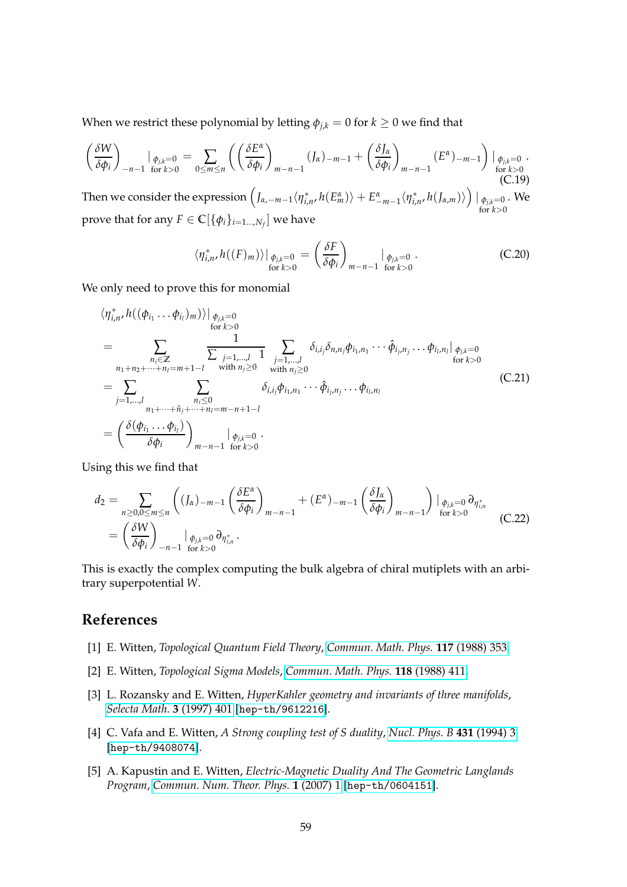When we restrict these polynomial by letting $\phi_{j,k} = 0$ for $k \geq 0$ we find that

$$
\left(\frac{\delta W}{\delta \phi_i}\right)_{-n-1} |_{\substack{\phi_{j,k}=0 \\ \text{for } k>0}} = \sum_{0 \leq m \leq n} \left( \left(\frac{\delta E^\alpha}{\delta \phi_i}\right)_{m-n-1} (J_\alpha)_{-m-1} + \left(\frac{\delta J_\alpha}{\delta \phi_i}\right)_{m-n-1} (E^\alpha)_{-m-1} \right) |_{\substack{\phi_{j,k}=0 \\ \text{for } k>0}} . \tag{C.19}
$$

Then we consider the expression $\left( J_{\alpha,-m-1} \langle \eta^*_{i,n}, h(E^\alpha_m) \rangle + E^\alpha_{-m-1} \langle \eta^*_{i,n}, h(J_{\alpha,m}) \rangle \right) |_{\substack{\phi_{j,k}=0 \\ \text{for } k>0}}$. We prove that for any $F \in \mathbb{C}[\{\phi_i\}_{i=1\ldots,N_f}]$ we have

$$
\langle \eta^*_{i,n}, h((F)_m) \rangle |_{\substack{\phi_{j,k}=0 \\ \text{for } k>0}} = \left(\frac{\delta F}{\delta \phi_i}\right)_{m-n-1} |_{\substack{\phi_{j,k}=0 \\ \text{for } k>0}} . \tag{C.20}
$$

We only need to prove this for monomial

$$
\begin{aligned}
&\langle \eta^*_{i,n}, h((\phi_{i_1} \ldots \phi_{i_l})_m) \rangle |_{\substack{\phi_{j,k}=0 \\ \text{for } k>0}} \\
&= \sum_{\substack{n_i \in \mathbb{Z} \\ n_1+n_2+\cdots+n_l=m+1-l}} \frac{1}{\sum_{\substack{j=1,\ldots,l \\ \text{with } n_j \geq 0}} 1} \sum_{\substack{j=1,\ldots,l \\ \text{with } n_j \geq 0}} \delta_{i,i_j} \delta_{n,n_j} \phi_{i_1,n_1} \cdots \hat{\phi}_{i_j,n_j} \ldots \phi_{i_l,n_l} |_{\substack{\phi_{j,k}=0 \\ \text{for } k>0}} \\
&= \sum_{j=1,\ldots,l} \sum_{\substack{n_i \leq 0 \\ n_1+\cdots+\hat{n}_j+\cdots+n_l=m-n+1-l}} \delta_{i,i_j} \phi_{i_1,n_1} \cdots \hat{\phi}_{i_j,n_j} \ldots \phi_{i_l,n_l} \\
&= \left( \frac{\delta(\phi_{i_1} \ldots \phi_{i_l})}{\delta \phi_i} \right)_{m-n-1} |_{\substack{\phi_{j,k}=0 \\ \text{for } k>0}} .
\end{aligned} \tag{C.21}
$$

Using this we find that

$$
\begin{aligned}
d_2 &= \sum_{n \geq 0, 0 \leq m \leq n} \left( (J_\alpha)_{-m-1} \left(\frac{\delta E^\alpha}{\delta \phi_i}\right)_{m-n-1} + (E^\alpha)_{-m-1} \left(\frac{\delta J_\alpha}{\delta \phi_i}\right)_{m-n-1} \right) |_{\substack{\phi_{j,k}=0 \\ \text{for } k>0}} \partial_{\eta^*_{i,n}} \\
&= \left(\frac{\delta W}{\delta \phi_i}\right)_{-n-1} |_{\substack{\phi_{j,k}=0 \\ \text{for } k>0}} \partial_{\eta^*_{i,n}} .
\end{aligned} \tag{C.22}
$$

This is exactly the complex computing the bulk algebra of chiral mutiplets with an arbitrary superpotential $W$.

## References

[1] E. Witten, *Topological Quantum Field Theory*, Commun. Math. Phys. **117** (1988) 353.

[2] E. Witten, *Topological Sigma Models*, Commun. Math. Phys. **118** (1988) 411.

[3] L. Rozansky and E. Witten, *HyperKahler geometry and invariants of three manifolds*, Selecta Math. **3** (1997) 401 [hep-th/9612216].

[4] C. Vafa and E. Witten, *A Strong coupling test of S duality*, Nucl. Phys. B **431** (1994) 3 [hep-th/9408074].

[5] A. Kapustin and E. Witten, *Electric-Magnetic Duality And The Geometric Langlands Program*, Commun. Num. Theor. Phys. **1** (2007) 1 [hep-th/0604151].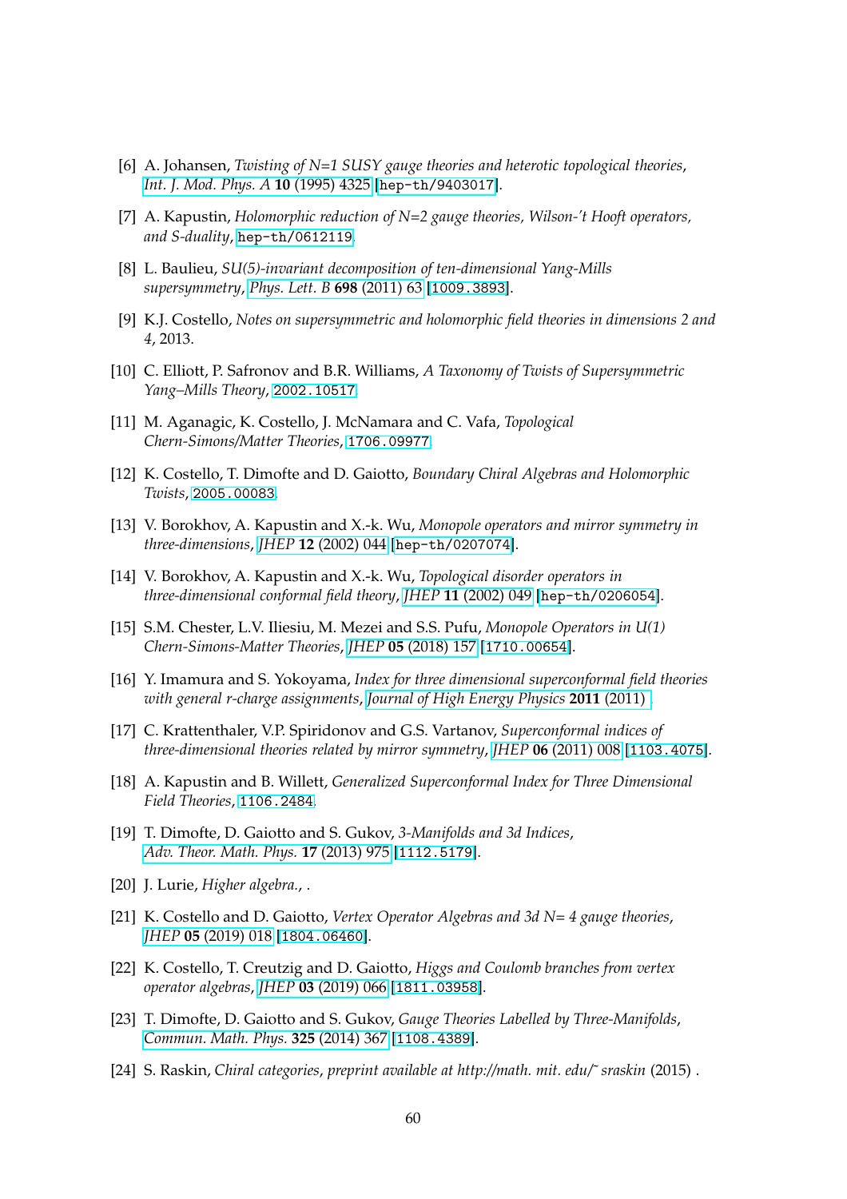[6] A. Johansen, *Twisting of N=1 SUSY gauge theories and heterotic topological theories*, *Int. J. Mod. Phys. A* **10** (1995) 4325 [hep-th/9403017].

[7] A. Kapustin, *Holomorphic reduction of N=2 gauge theories, Wilson-'t Hooft operators, and S-duality*, hep-th/0612119.

[8] L. Baulieu, *SU(5)-invariant decomposition of ten-dimensional Yang-Mills supersymmetry*, *Phys. Lett. B* **698** (2011) 63 [1009.3893].

[9] K.J. Costello, *Notes on supersymmetric and holomorphic field theories in dimensions 2 and 4*, 2013.

[10] C. Elliott, P. Safronov and B.R. Williams, *A Taxonomy of Twists of Supersymmetric Yang–Mills Theory*, 2002.10517.

[11] M. Aganagic, K. Costello, J. McNamara and C. Vafa, *Topological Chern-Simons/Matter Theories*, 1706.09977.

[12] K. Costello, T. Dimofte and D. Gaiotto, *Boundary Chiral Algebras and Holomorphic Twists*, 2005.00083.

[13] V. Borokhov, A. Kapustin and X.-k. Wu, *Monopole operators and mirror symmetry in three-dimensions*, *JHEP* **12** (2002) 044 [hep-th/0207074].

[14] V. Borokhov, A. Kapustin and X.-k. Wu, *Topological disorder operators in three-dimensional conformal field theory*, *JHEP* **11** (2002) 049 [hep-th/0206054].

[15] S.M. Chester, L.V. Iliesiu, M. Mezei and S.S. Pufu, *Monopole Operators in U(1) Chern-Simons-Matter Theories*, *JHEP* **05** (2018) 157 [1710.00654].

[16] Y. Imamura and S. Yokoyama, *Index for three dimensional superconformal field theories with general r-charge assignments*, *Journal of High Energy Physics* **2011** (2011) .

[17] C. Krattenthaler, V.P. Spiridonov and G.S. Vartanov, *Superconformal indices of three-dimensional theories related by mirror symmetry*, *JHEP* **06** (2011) 008 [1103.4075].

[18] A. Kapustin and B. Willett, *Generalized Superconformal Index for Three Dimensional Field Theories*, 1106.2484.

[19] T. Dimofte, D. Gaiotto and S. Gukov, *3-Manifolds and 3d Indices*, *Adv. Theor. Math. Phys.* **17** (2013) 975 [1112.5179].

[20] J. Lurie, *Higher algebra.*, .

[21] K. Costello and D. Gaiotto, *Vertex Operator Algebras and 3d N= 4 gauge theories*, *JHEP* **05** (2019) 018 [1804.06460].

[22] K. Costello, T. Creutzig and D. Gaiotto, *Higgs and Coulomb branches from vertex operator algebras*, *JHEP* **03** (2019) 066 [1811.03958].

[23] T. Dimofte, D. Gaiotto and S. Gukov, *Gauge Theories Labelled by Three-Manifolds*, *Commun. Math. Phys.* **325** (2014) 367 [1108.4389].

[24] S. Raskin, *Chiral categories*, *preprint available at http://math. mit. edu/˜ sraskin* (2015) .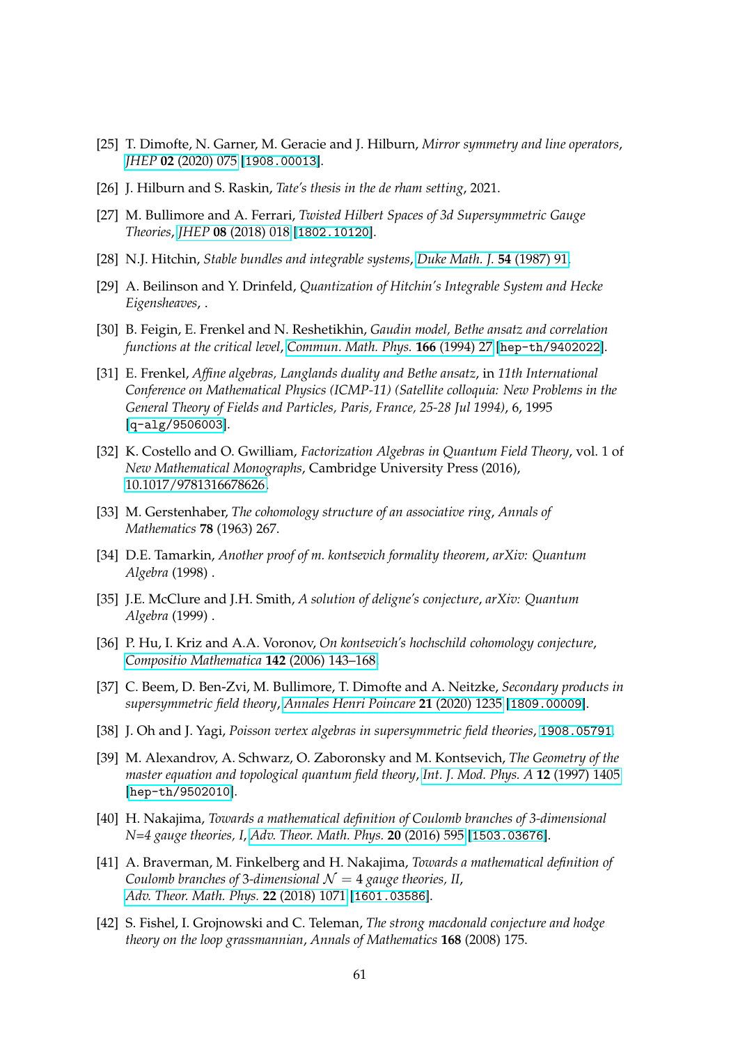[25] T. Dimofte, N. Garner, M. Geracie and J. Hilburn, *Mirror symmetry and line operators*, *JHEP* **02** (2020) 075 [1908.00013].

[26] J. Hilburn and S. Raskin, *Tate's thesis in the de rham setting*, 2021.

[27] M. Bullimore and A. Ferrari, *Twisted Hilbert Spaces of 3d Supersymmetric Gauge Theories*, *JHEP* **08** (2018) 018 [1802.10120].

[28] N.J. Hitchin, *Stable bundles and integrable systems*, *Duke Math. J.* **54** (1987) 91.

[29] A. Beilinson and Y. Drinfeld, *Quantization of Hitchin's Integrable System and Hecke Eigensheaves*, .

[30] B. Feigin, E. Frenkel and N. Reshetikhin, *Gaudin model, Bethe ansatz and correlation functions at the critical level*, *Commun. Math. Phys.* **166** (1994) 27 [hep-th/9402022].

[31] E. Frenkel, *Affine algebras, Langlands duality and Bethe ansatz*, in *11th International Conference on Mathematical Physics (ICMP-11) (Satellite colloquia: New Problems in the General Theory of Fields and Particles, Paris, France, 25-28 Jul 1994)*, 6, 1995 [q-alg/9506003].

[32] K. Costello and O. Gwilliam, *Factorization Algebras in Quantum Field Theory*, vol. 1 of *New Mathematical Monographs*, Cambridge University Press (2016), 10.1017/9781316678626.

[33] M. Gerstenhaber, *The cohomology structure of an associative ring*, *Annals of Mathematics* **78** (1963) 267.

[34] D.E. Tamarkin, *Another proof of m. kontsevich formality theorem*, *arXiv: Quantum Algebra* (1998) .

[35] J.E. McClure and J.H. Smith, *A solution of deligne's conjecture*, *arXiv: Quantum Algebra* (1999) .

[36] P. Hu, I. Kriz and A.A. Voronov, *On kontsevich's hochschild cohomology conjecture*, *Compositio Mathematica* **142** (2006) 143–168.

[37] C. Beem, D. Ben-Zvi, M. Bullimore, T. Dimofte and A. Neitzke, *Secondary products in supersymmetric field theory*, *Annales Henri Poincare* **21** (2020) 1235 [1809.00009].

[38] J. Oh and J. Yagi, *Poisson vertex algebras in supersymmetric field theories*, 1908.05791.

[39] M. Alexandrov, A. Schwarz, O. Zaboronsky and M. Kontsevich, *The Geometry of the master equation and topological quantum field theory*, *Int. J. Mod. Phys. A* **12** (1997) 1405 [hep-th/9502010].

[40] H. Nakajima, *Towards a mathematical definition of Coulomb branches of 3-dimensional N=4 gauge theories, I*, *Adv. Theor. Math. Phys.* **20** (2016) 595 [1503.03676].

[41] A. Braverman, M. Finkelberg and H. Nakajima, *Towards a mathematical definition of Coulomb branches of 3-dimensional $\mathcal{N}=4$ gauge theories, II*, *Adv. Theor. Math. Phys.* **22** (2018) 1071 [1601.03586].

[42] S. Fishel, I. Grojnowski and C. Teleman, *The strong macdonald conjecture and hodge theory on the loop grassmannian*, *Annals of Mathematics* **168** (2008) 175.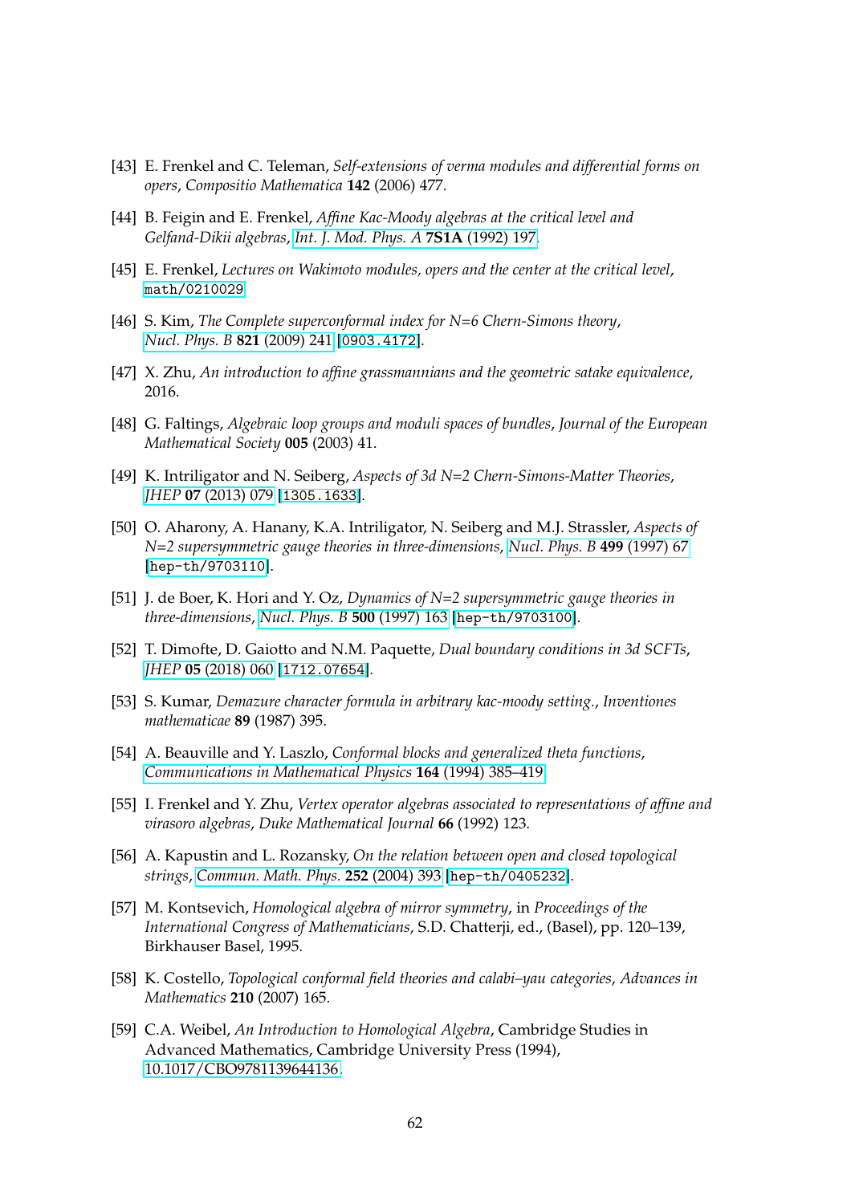[43] E. Frenkel and C. Teleman, *Self-extensions of verma modules and differential forms on opers*, *Compositio Mathematica* **142** (2006) 477.

[44] B. Feigin and E. Frenkel, *Affine Kac-Moody algebras at the critical level and Gelfand-Dikii algebras*, *Int. J. Mod. Phys. A* **7S1A** (1992) 197.

[45] E. Frenkel, *Lectures on Wakimoto modules, opers and the center at the critical level*, `math/0210029`.

[46] S. Kim, *The Complete superconformal index for N=6 Chern-Simons theory*, *Nucl. Phys. B* **821** (2009) 241 [`0903.4172`].

[47] X. Zhu, *An introduction to affine grassmannians and the geometric satake equivalence*, 2016.

[48] G. Faltings, *Algebraic loop groups and moduli spaces of bundles*, *Journal of the European Mathematical Society* **005** (2003) 41.

[49] K. Intriligator and N. Seiberg, *Aspects of 3d N=2 Chern-Simons-Matter Theories*, *JHEP* **07** (2013) 079 [`1305.1633`].

[50] O. Aharony, A. Hanany, K.A. Intriligator, N. Seiberg and M.J. Strassler, *Aspects of N=2 supersymmetric gauge theories in three-dimensions*, *Nucl. Phys. B* **499** (1997) 67 [`hep-th/9703110`].

[51] J. de Boer, K. Hori and Y. Oz, *Dynamics of N=2 supersymmetric gauge theories in three-dimensions*, *Nucl. Phys. B* **500** (1997) 163 [`hep-th/9703100`].

[52] T. Dimofte, D. Gaiotto and N.M. Paquette, *Dual boundary conditions in 3d SCFTs*, *JHEP* **05** (2018) 060 [`1712.07654`].

[53] S. Kumar, *Demazure character formula in arbitrary kac-moody setting.*, *Inventiones mathematicae* **89** (1987) 395.

[54] A. Beauville and Y. Laszlo, *Conformal blocks and generalized theta functions*, *Communications in Mathematical Physics* **164** (1994) 385–419.

[55] I. Frenkel and Y. Zhu, *Vertex operator algebras associated to representations of affine and virasoro algebras*, *Duke Mathematical Journal* **66** (1992) 123.

[56] A. Kapustin and L. Rozansky, *On the relation between open and closed topological strings*, *Commun. Math. Phys.* **252** (2004) 393 [`hep-th/0405232`].

[57] M. Kontsevich, *Homological algebra of mirror symmetry*, in *Proceedings of the International Congress of Mathematicians*, S.D. Chatterji, ed., (Basel), pp. 120–139, Birkhauser Basel, 1995.

[58] K. Costello, *Topological conformal field theories and calabi–yau categories*, *Advances in Mathematics* **210** (2007) 165.

[59] C.A. Weibel, *An Introduction to Homological Algebra*, Cambridge Studies in Advanced Mathematics, Cambridge University Press (1994), 10.1017/CBO9781139644136.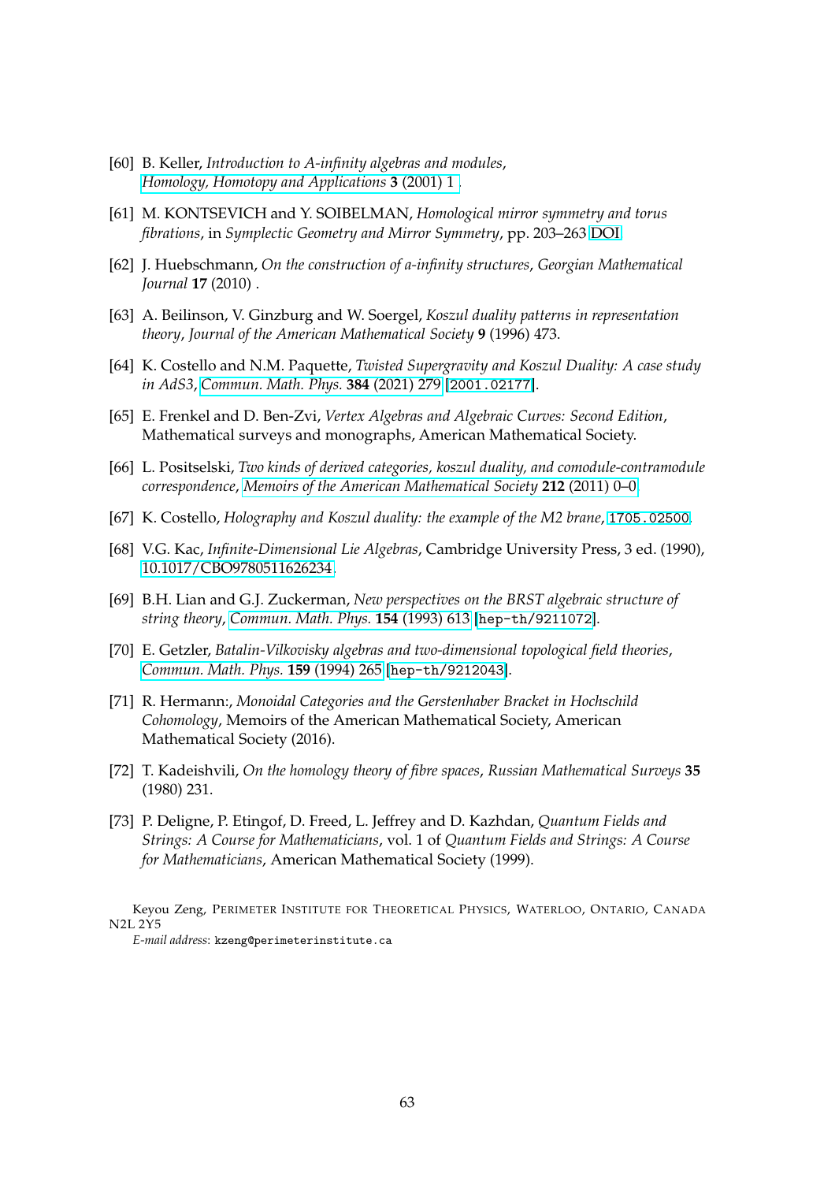[60] B. Keller, *Introduction to A-infinity algebras and modules*, *Homology, Homotopy and Applications* **3** (2001) 1 .

[61] M. KONTSEVICH and Y. SOIBELMAN, *Homological mirror symmetry and torus fibrations*, in *Symplectic Geometry and Mirror Symmetry*, pp. 203–263 DOI.

[62] J. Huebschmann, *On the construction of a-infinity structures*, *Georgian Mathematical Journal* **17** (2010) .

[63] A. Beilinson, V. Ginzburg and W. Soergel, *Koszul duality patterns in representation theory*, *Journal of the American Mathematical Society* **9** (1996) 473.

[64] K. Costello and N.M. Paquette, *Twisted Supergravity and Koszul Duality: A case study in AdS3*, *Commun. Math. Phys.* **384** (2021) 279 [2001.02177].

[65] E. Frenkel and D. Ben-Zvi, *Vertex Algebras and Algebraic Curves: Second Edition*, Mathematical surveys and monographs, American Mathematical Society.

[66] L. Positselski, *Two kinds of derived categories, koszul duality, and comodule-contramodule correspondence*, *Memoirs of the American Mathematical Society* **212** (2011) 0–0.

[67] K. Costello, *Holography and Koszul duality: the example of the M2 brane*, 1705.02500.

[68] V.G. Kac, *Infinite-Dimensional Lie Algebras*, Cambridge University Press, 3 ed. (1990), 10.1017/CBO9780511626234.

[69] B.H. Lian and G.J. Zuckerman, *New perspectives on the BRST algebraic structure of string theory*, *Commun. Math. Phys.* **154** (1993) 613 [hep-th/9211072].

[70] E. Getzler, *Batalin-Vilkovisky algebras and two-dimensional topological field theories*, *Commun. Math. Phys.* **159** (1994) 265 [hep-th/9212043].

[71] R. Hermann:, *Monoidal Categories and the Gerstenhaber Bracket in Hochschild Cohomology*, Memoirs of the American Mathematical Society, American Mathematical Society (2016).

[72] T. Kadeishvili, *On the homology theory of fibre spaces*, *Russian Mathematical Surveys* **35** (1980) 231.

[73] P. Deligne, P. Etingof, D. Freed, L. Jeffrey and D. Kazhdan, *Quantum Fields and Strings: A Course for Mathematicians*, vol. 1 of *Quantum Fields and Strings: A Course for Mathematicians*, American Mathematical Society (1999).

Keyou Zeng, Perimeter Institute for Theoretical Physics, Waterloo, Ontario, Canada N2L 2Y5

*E-mail address*: kzeng@perimeterinstitute.ca